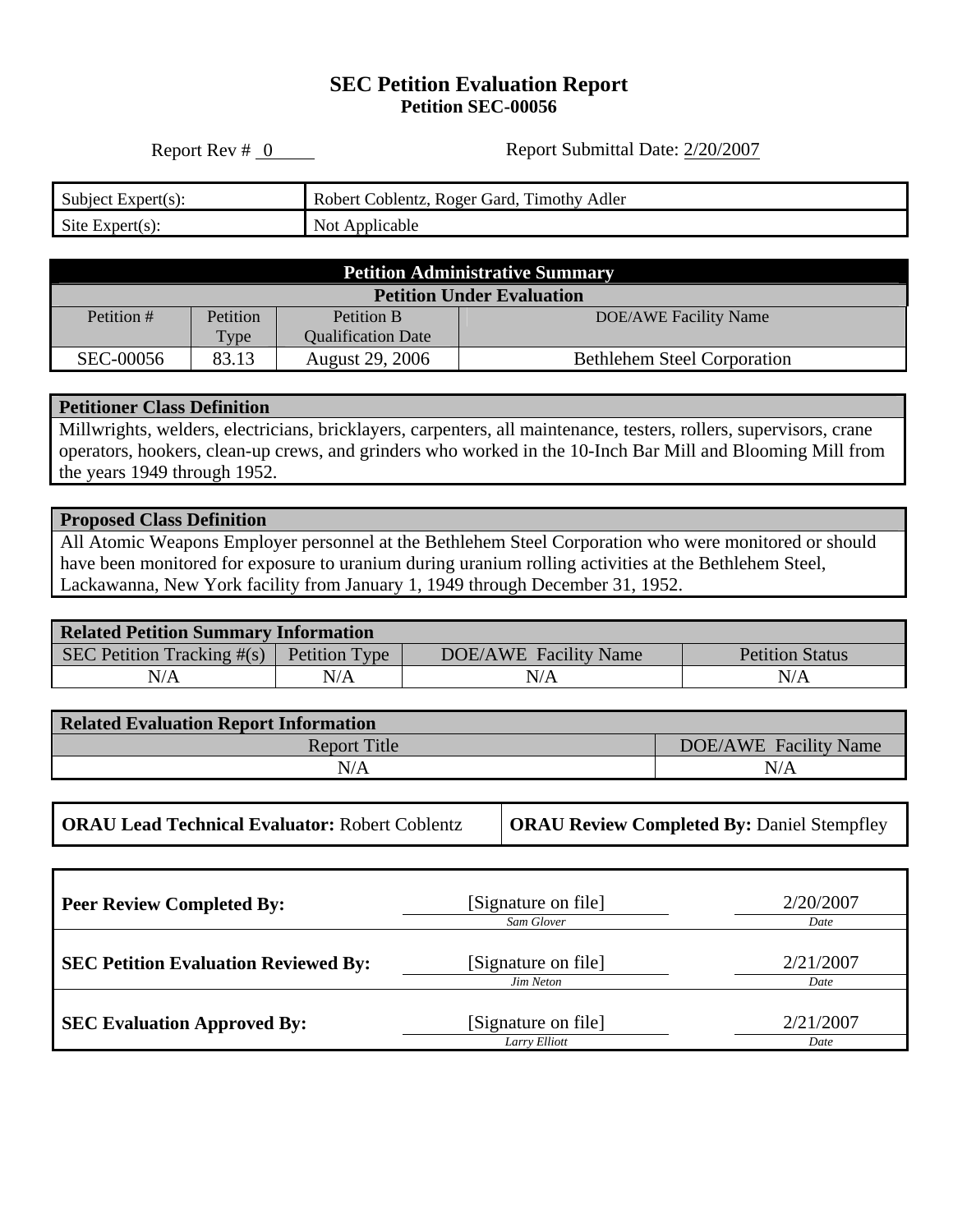# SEC Petition Evaluation Report
## Petition SEC-00056

Report Rev # 0 Report Submittal Date: 2/20/2007

| Subject Expert(s): | Robert Coblentz, Roger Gard, Timothy Adler |
|---|---|
| Site Expert(s): | Not Applicable |

| Petition Administrative Summary | | | |
|---|---|---|---|
| **Petition Under Evaluation** | | | |
| Petition # | Petition Type | Petition B Qualification Date | DOE/AWE Facility Name |
| SEC-00056 | 83.13 | August 29, 2006 | Bethlehem Steel Corporation |

**Petitioner Class Definition**

Millwrights, welders, electricians, bricklayers, carpenters, all maintenance, testers, rollers, supervisors, crane operators, hookers, clean-up crews, and grinders who worked in the 10-Inch Bar Mill and Blooming Mill from the years 1949 through 1952.

**Proposed Class Definition**

All Atomic Weapons Employer personnel at the Bethlehem Steel Corporation who were monitored or should have been monitored for exposure to uranium during uranium rolling activities at the Bethlehem Steel, Lackawanna, New York facility from January 1, 1949 through December 31, 1952.

| Related Petition Summary Information | | | |
|---|---|---|---|
| SEC Petition Tracking #(s) | Petition Type | DOE/AWE Facility Name | Petition Status |
| N/A | N/A | N/A | N/A |

| Related Evaluation Report Information | |
|---|---|
| Report Title | DOE/AWE Facility Name |
| N/A | N/A |

| **ORAU Lead Technical Evaluator:** Robert Coblentz | **ORAU Review Completed By:** Daniel Stempfley |
|---|---|

| | | |
|---|---|---|
| **Peer Review Completed By:** | [Signature on file] *Sam Glover* | 2/20/2007 *Date* |
| **SEC Petition Evaluation Reviewed By:** | [Signature on file] *Jim Neton* | 2/21/2007 *Date* |
| **SEC Evaluation Approved By:** | [Signature on file] *Larry Elliott* | 2/21/2007 *Date* |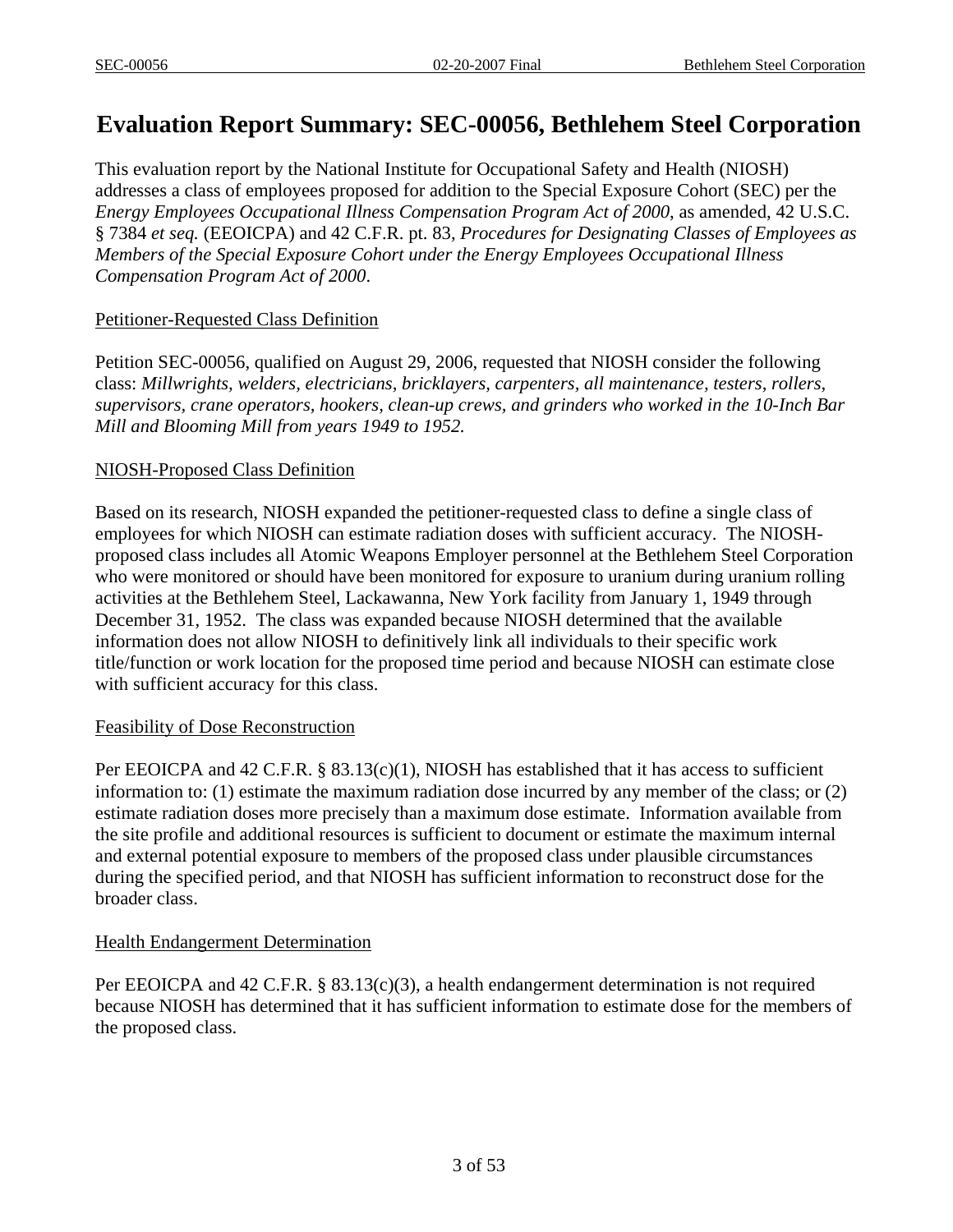# Evaluation Report Summary: SEC-00056, Bethlehem Steel Corporation

This evaluation report by the National Institute for Occupational Safety and Health (NIOSH) addresses a class of employees proposed for addition to the Special Exposure Cohort (SEC) per the *Energy Employees Occupational Illness Compensation Program Act of 2000*, as amended, 42 U.S.C. § 7384 *et seq.* (EEOICPA) and 42 C.F.R. pt. 83, *Procedures for Designating Classes of Employees as Members of the Special Exposure Cohort under the Energy Employees Occupational Illness Compensation Program Act of 2000*.

## Petitioner-Requested Class Definition

Petition SEC-00056, qualified on August 29, 2006, requested that NIOSH consider the following class: *Millwrights, welders, electricians, bricklayers, carpenters, all maintenance, testers, rollers, supervisors, crane operators, hookers, clean-up crews, and grinders who worked in the 10-Inch Bar Mill and Blooming Mill from years 1949 to 1952.*

## NIOSH-Proposed Class Definition

Based on its research, NIOSH expanded the petitioner-requested class to define a single class of employees for which NIOSH can estimate radiation doses with sufficient accuracy. The NIOSH-proposed class includes all Atomic Weapons Employer personnel at the Bethlehem Steel Corporation who were monitored or should have been monitored for exposure to uranium during uranium rolling activities at the Bethlehem Steel, Lackawanna, New York facility from January 1, 1949 through December 31, 1952. The class was expanded because NIOSH determined that the available information does not allow NIOSH to definitively link all individuals to their specific work title/function or work location for the proposed time period and because NIOSH can estimate close with sufficient accuracy for this class.

## Feasibility of Dose Reconstruction

Per EEOICPA and 42 C.F.R. § 83.13(c)(1), NIOSH has established that it has access to sufficient information to: (1) estimate the maximum radiation dose incurred by any member of the class; or (2) estimate radiation doses more precisely than a maximum dose estimate. Information available from the site profile and additional resources is sufficient to document or estimate the maximum internal and external potential exposure to members of the proposed class under plausible circumstances during the specified period, and that NIOSH has sufficient information to reconstruct dose for the broader class.

## Health Endangerment Determination

Per EEOICPA and 42 C.F.R. § 83.13(c)(3), a health endangerment determination is not required because NIOSH has determined that it has sufficient information to estimate dose for the members of the proposed class.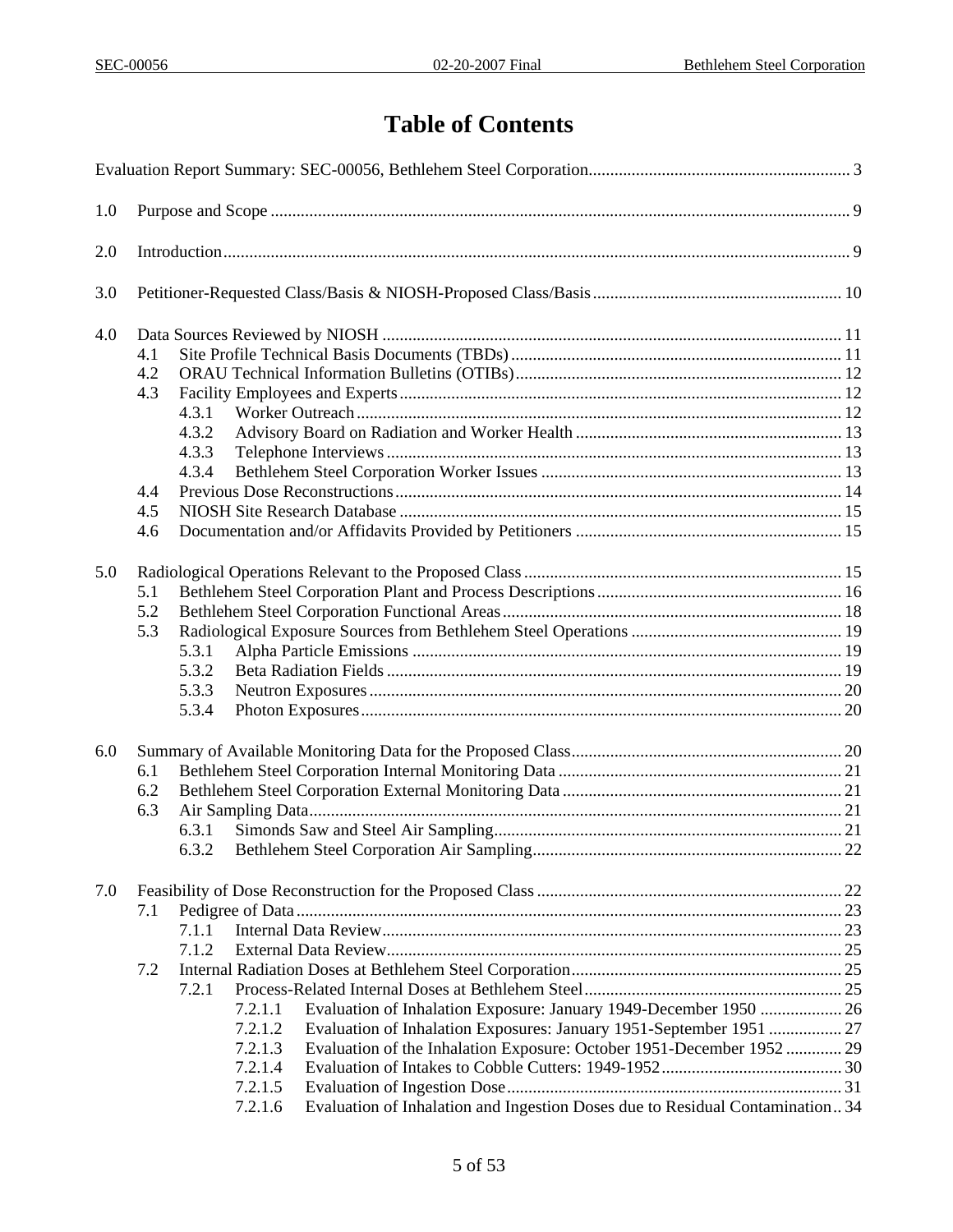# Table of Contents

Evaluation Report Summary: SEC-00056, Bethlehem Steel Corporation............................................................ 3

1.0 Purpose and Scope ..................................................................................................................... 9

2.0 Introduction................................................................................................................................. 9

3.0 Petitioner-Requested Class/Basis & NIOSH-Proposed Class/Basis.......................................................... 10

4.0 Data Sources Reviewed by NIOSH .......................................................................................... 11
- 4.1 Site Profile Technical Basis Documents (TBDs)............................................................................ 11
- 4.2 ORAU Technical Information Bulletins (OTIBs)............................................................................ 12
- 4.3 Facility Employees and Experts...................................................................................................... 12
  - 4.3.1 Worker Outreach................................................................................................................ 12
  - 4.3.2 Advisory Board on Radiation and Worker Health .............................................................. 13
  - 4.3.3 Telephone Interviews.......................................................................................................... 13
  - 4.3.4 Bethlehem Steel Corporation Worker Issues ...................................................................... 13
- 4.4 Previous Dose Reconstructions....................................................................................................... 14
- 4.5 NIOSH Site Research Database ...................................................................................................... 15
- 4.6 Documentation and/or Affidavits Provided by Petitioners .............................................................. 15

5.0 Radiological Operations Relevant to the Proposed Class .......................................................................... 15
- 5.1 Bethlehem Steel Corporation Plant and Process Descriptions......................................................... 16
- 5.2 Bethlehem Steel Corporation Functional Areas.............................................................................. 18
- 5.3 Radiological Exposure Sources from Bethlehem Steel Operations ................................................. 19
  - 5.3.1 Alpha Particle Emissions .................................................................................................... 19
  - 5.3.2 Beta Radiation Fields .......................................................................................................... 19
  - 5.3.3 Neutron Exposures.............................................................................................................. 20
  - 5.3.4 Photon Exposures................................................................................................................ 20

6.0 Summary of Available Monitoring Data for the Proposed Class............................................................... 20
- 6.1 Bethlehem Steel Corporation Internal Monitoring Data ................................................................. 21
- 6.2 Bethlehem Steel Corporation External Monitoring Data ................................................................ 21
- 6.3 Air Sampling Data............................................................................................................................ 21
  - 6.3.1 Simonds Saw and Steel Air Sampling................................................................................. 21
  - 6.3.2 Bethlehem Steel Corporation Air Sampling........................................................................ 22

7.0 Feasibility of Dose Reconstruction for the Proposed Class ....................................................................... 22
- 7.1 Pedigree of Data.............................................................................................................................. 23
  - 7.1.1 Internal Data Review........................................................................................................... 23
  - 7.1.2 External Data Review.......................................................................................................... 25
- 7.2 Internal Radiation Doses at Bethlehem Steel Corporation............................................................... 25
  - 7.2.1 Process-Related Internal Doses at Bethlehem Steel............................................................ 25
    - 7.2.1.1 Evaluation of Inhalation Exposure: January 1949-December 1950 ................... 26
    - 7.2.1.2 Evaluation of Inhalation Exposures: January 1951-September 1951 ................. 27
    - 7.2.1.3 Evaluation of the Inhalation Exposure: October 1951-December 1952 ............. 29
    - 7.2.1.4 Evaluation of Intakes to Cobble Cutters: 1949-1952.......................................... 30
    - 7.2.1.5 Evaluation of Ingestion Dose.............................................................................. 31
    - 7.2.1.6 Evaluation of Inhalation and Ingestion Doses due to Residual Contamination.. 34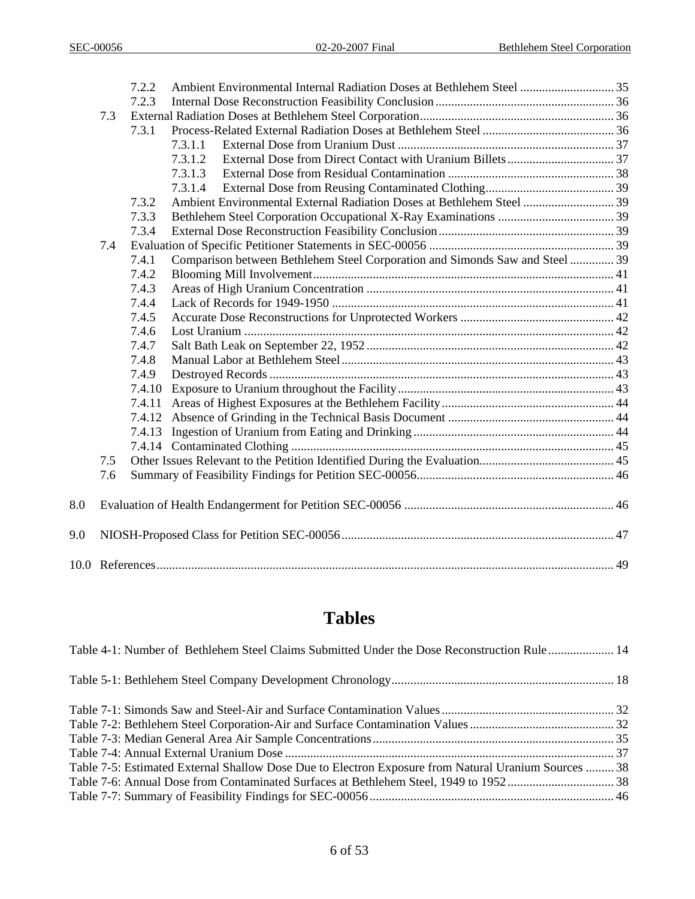7.2.2 Ambient Environmental Internal Radiation Doses at Bethlehem Steel .............................. 35
7.2.3 Internal Dose Reconstruction Feasibility Conclusion ......................................................... 36

7.3 External Radiation Doses at Bethlehem Steel Corporation.............................................................. 36

7.3.1 Process-Related External Radiation Doses at Bethlehem Steel .......................................... 36

7.3.1.1 External Dose from Uranium Dust ..................................................................... 37
7.3.1.2 External Dose from Direct Contact with Uranium Billets .................................. 37
7.3.1.3 External Dose from Residual Contamination ..................................................... 38
7.3.1.4 External Dose from Reusing Contaminated Clothing......................................... 39

7.3.2 Ambient Environmental External Radiation Doses at Bethlehem Steel ............................. 39
7.3.3 Bethlehem Steel Corporation Occupational X-Ray Examinations ..................................... 39
7.3.4 External Dose Reconstruction Feasibility Conclusion ........................................................ 39

7.4 Evaluation of Specific Petitioner Statements in SEC-00056 ........................................................... 39

7.4.1 Comparison between Bethlehem Steel Corporation and Simonds Saw and Steel .............. 39
7.4.2 Blooming Mill Involvement................................................................................................ 41
7.4.3 Areas of High Uranium Concentration ............................................................................... 41
7.4.4 Lack of Records for 1949-1950 .......................................................................................... 41
7.4.5 Accurate Dose Reconstructions for Unprotected Workers ................................................. 42
7.4.6 Lost Uranium ...................................................................................................................... 42
7.4.7 Salt Bath Leak on September 22, 1952 .............................................................................. 42
7.4.8 Manual Labor at Bethlehem Steel ...................................................................................... 43
7.4.9 Destroyed Records .............................................................................................................. 43
7.4.10 Exposure to Uranium throughout the Facility ..................................................................... 43
7.4.11 Areas of Highest Exposures at the Bethlehem Facility ....................................................... 44
7.4.12 Absence of Grinding in the Technical Basis Document ..................................................... 44
7.4.13 Ingestion of Uranium from Eating and Drinking ................................................................ 44
7.4.14 Contaminated Clothing ....................................................................................................... 45

7.5 Other Issues Relevant to the Petition Identified During the Evaluation........................................... 45
7.6 Summary of Feasibility Findings for Petition SEC-00056............................................................... 46

8.0 Evaluation of Health Endangerment for Petition SEC-00056 .................................................................. 46

9.0 NIOSH-Proposed Class for Petition SEC-00056....................................................................................... 47

10.0 References.................................................................................................................................................. 49

# Tables

Table 4-1: Number of Bethlehem Steel Claims Submitted Under the Dose Reconstruction Rule..................... 14

Table 5-1: Bethlehem Steel Company Development Chronology....................................................................... 18

Table 7-1: Simonds Saw and Steel-Air and Surface Contamination Values....................................................... 32
Table 7-2: Bethlehem Steel Corporation-Air and Surface Contamination Values.............................................. 32
Table 7-3: Median General Area Air Sample Concentrations............................................................................. 35
Table 7-4: Annual External Uranium Dose ......................................................................................................... 37
Table 7-5: Estimated External Shallow Dose Due to Electron Exposure from Natural Uranium Sources .......... 38
Table 7-6: Annual Dose from Contaminated Surfaces at Bethlehem Steel, 1949 to 1952.................................. 38
Table 7-7: Summary of Feasibility Findings for SEC-00056.............................................................................. 46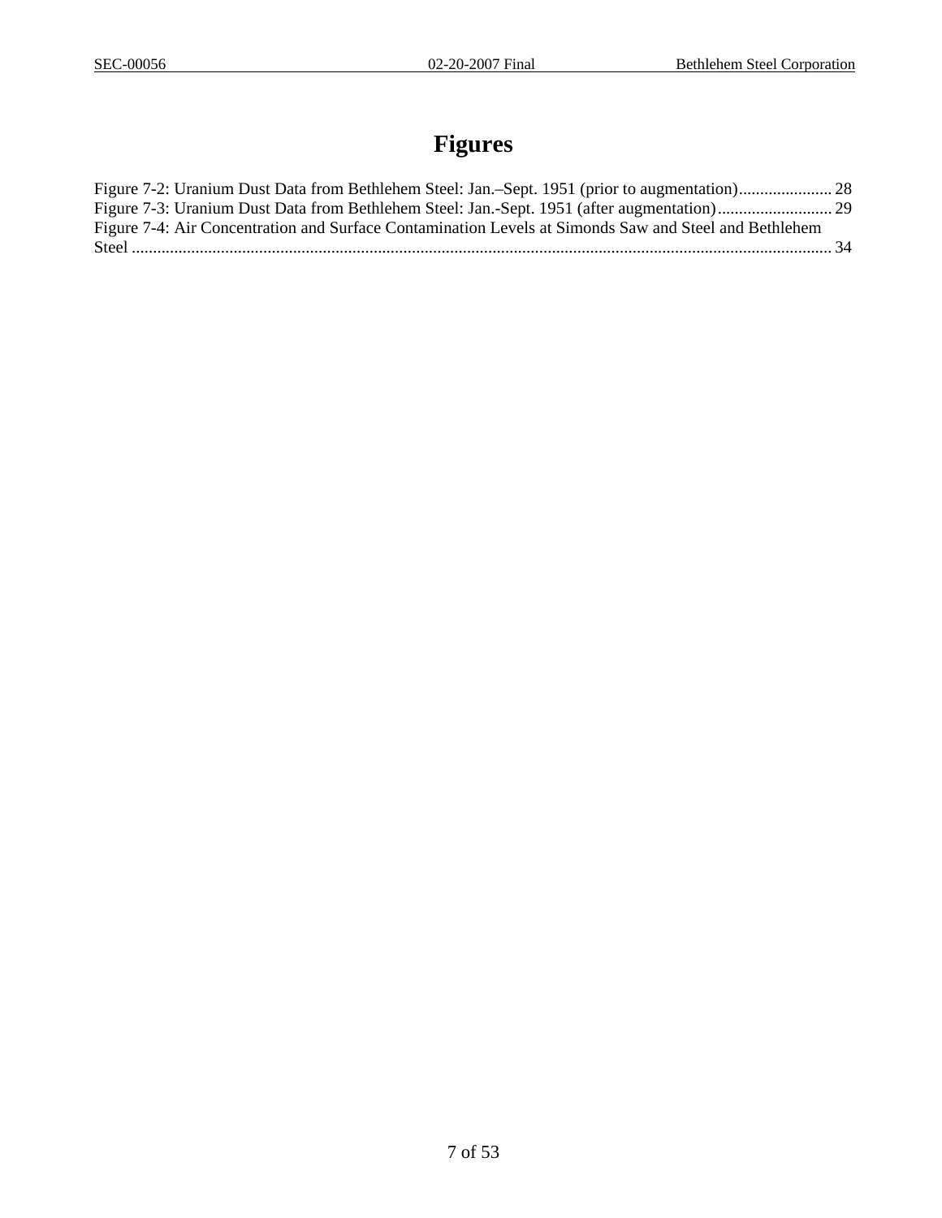# Figures

Figure 7-2: Uranium Dust Data from Bethlehem Steel: Jan.–Sept. 1951 (prior to augmentation)...................... 28
Figure 7-3: Uranium Dust Data from Bethlehem Steel: Jan.-Sept. 1951 (after augmentation)........................... 29
Figure 7-4: Air Concentration and Surface Contamination Levels at Simonds Saw and Steel and Bethlehem Steel ................................................................................................................................................... 34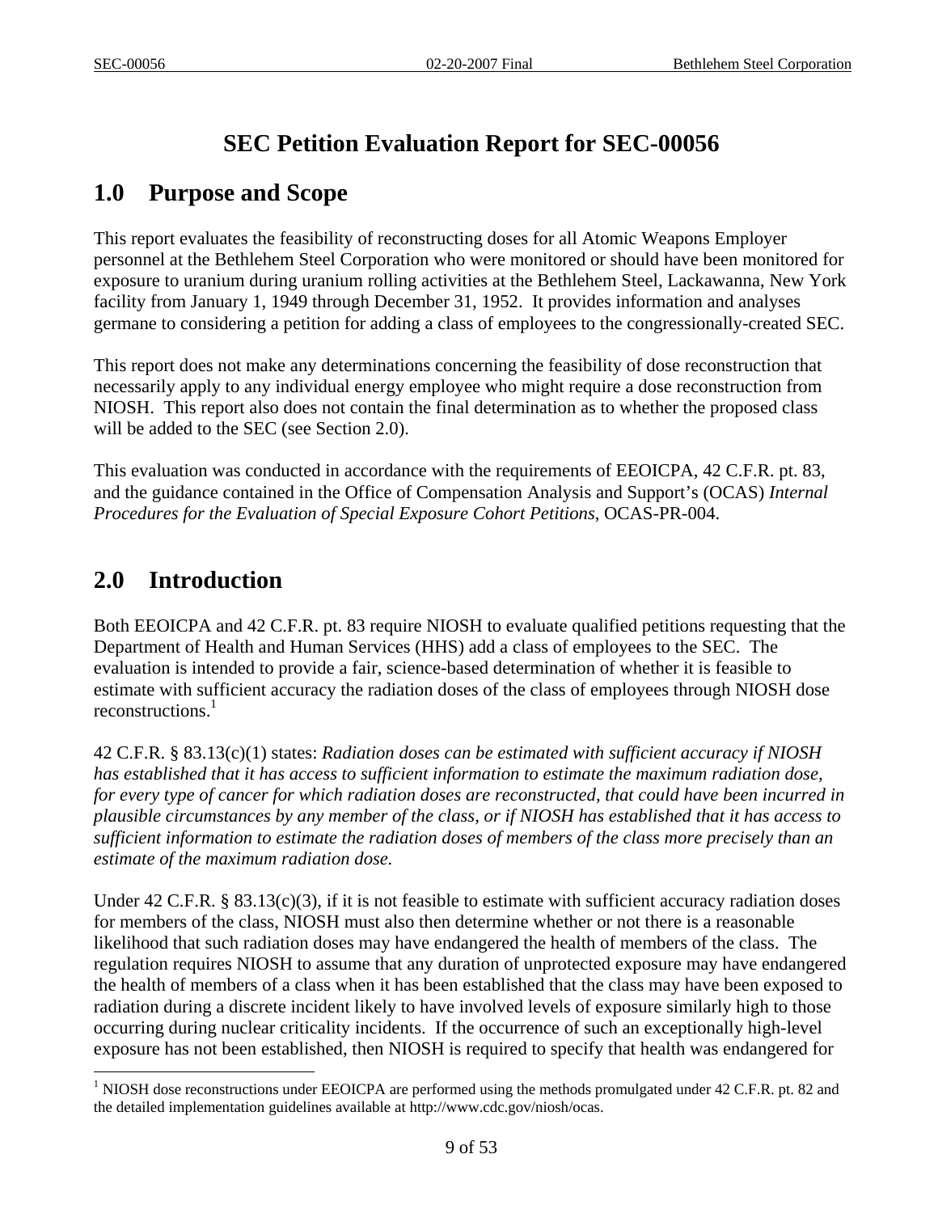# SEC Petition Evaluation Report for SEC-00056

## 1.0 Purpose and Scope

This report evaluates the feasibility of reconstructing doses for all Atomic Weapons Employer personnel at the Bethlehem Steel Corporation who were monitored or should have been monitored for exposure to uranium during uranium rolling activities at the Bethlehem Steel, Lackawanna, New York facility from January 1, 1949 through December 31, 1952. It provides information and analyses germane to considering a petition for adding a class of employees to the congressionally-created SEC.

This report does not make any determinations concerning the feasibility of dose reconstruction that necessarily apply to any individual energy employee who might require a dose reconstruction from NIOSH. This report also does not contain the final determination as to whether the proposed class will be added to the SEC (see Section 2.0).

This evaluation was conducted in accordance with the requirements of EEOICPA, 42 C.F.R. pt. 83, and the guidance contained in the Office of Compensation Analysis and Support's (OCAS) *Internal Procedures for the Evaluation of Special Exposure Cohort Petitions*, OCAS-PR-004.

## 2.0 Introduction

Both EEOICPA and 42 C.F.R. pt. 83 require NIOSH to evaluate qualified petitions requesting that the Department of Health and Human Services (HHS) add a class of employees to the SEC. The evaluation is intended to provide a fair, science-based determination of whether it is feasible to estimate with sufficient accuracy the radiation doses of the class of employees through NIOSH dose reconstructions.[1]

42 C.F.R. § 83.13(c)(1) states: *Radiation doses can be estimated with sufficient accuracy if NIOSH has established that it has access to sufficient information to estimate the maximum radiation dose, for every type of cancer for which radiation doses are reconstructed, that could have been incurred in plausible circumstances by any member of the class, or if NIOSH has established that it has access to sufficient information to estimate the radiation doses of members of the class more precisely than an estimate of the maximum radiation dose.*

Under 42 C.F.R. § 83.13(c)(3), if it is not feasible to estimate with sufficient accuracy radiation doses for members of the class, NIOSH must also then determine whether or not there is a reasonable likelihood that such radiation doses may have endangered the health of members of the class. The regulation requires NIOSH to assume that any duration of unprotected exposure may have endangered the health of members of a class when it has been established that the class may have been exposed to radiation during a discrete incident likely to have involved levels of exposure similarly high to those occurring during nuclear criticality incidents. If the occurrence of such an exceptionally high-level exposure has not been established, then NIOSH is required to specify that health was endangered for

[1] NIOSH dose reconstructions under EEOICPA are performed using the methods promulgated under 42 C.F.R. pt. 82 and the detailed implementation guidelines available at http://www.cdc.gov/niosh/ocas.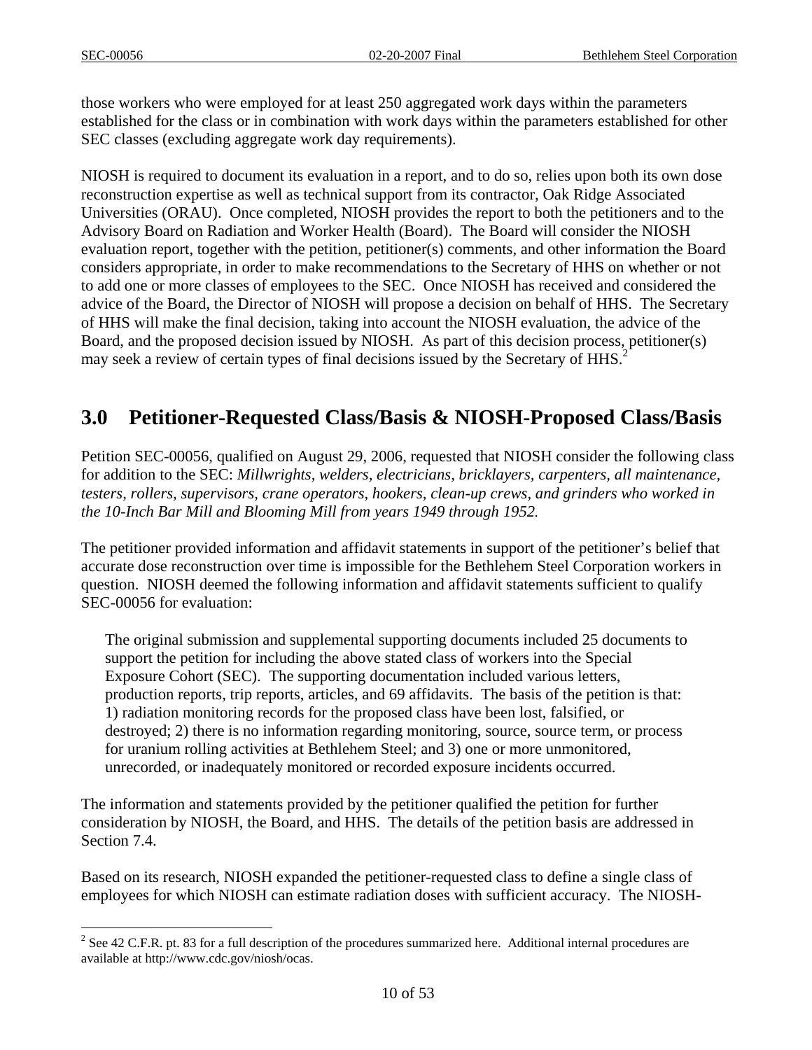those workers who were employed for at least 250 aggregated work days within the parameters established for the class or in combination with work days within the parameters established for other SEC classes (excluding aggregate work day requirements).

NIOSH is required to document its evaluation in a report, and to do so, relies upon both its own dose reconstruction expertise as well as technical support from its contractor, Oak Ridge Associated Universities (ORAU). Once completed, NIOSH provides the report to both the petitioners and to the Advisory Board on Radiation and Worker Health (Board). The Board will consider the NIOSH evaluation report, together with the petition, petitioner(s) comments, and other information the Board considers appropriate, in order to make recommendations to the Secretary of HHS on whether or not to add one or more classes of employees to the SEC. Once NIOSH has received and considered the advice of the Board, the Director of NIOSH will propose a decision on behalf of HHS. The Secretary of HHS will make the final decision, taking into account the NIOSH evaluation, the advice of the Board, and the proposed decision issued by NIOSH. As part of this decision process, petitioner(s) may seek a review of certain types of final decisions issued by the Secretary of HHS.[2]

## 3.0 Petitioner-Requested Class/Basis & NIOSH-Proposed Class/Basis

Petition SEC-00056, qualified on August 29, 2006, requested that NIOSH consider the following class for addition to the SEC: *Millwrights, welders, electricians, bricklayers, carpenters, all maintenance, testers, rollers, supervisors, crane operators, hookers, clean-up crews, and grinders who worked in the 10-Inch Bar Mill and Blooming Mill from years 1949 through 1952.*

The petitioner provided information and affidavit statements in support of the petitioner's belief that accurate dose reconstruction over time is impossible for the Bethlehem Steel Corporation workers in question. NIOSH deemed the following information and affidavit statements sufficient to qualify SEC-00056 for evaluation:

> The original submission and supplemental supporting documents included 25 documents to support the petition for including the above stated class of workers into the Special Exposure Cohort (SEC). The supporting documentation included various letters, production reports, trip reports, articles, and 69 affidavits. The basis of the petition is that: 1) radiation monitoring records for the proposed class have been lost, falsified, or destroyed; 2) there is no information regarding monitoring, source, source term, or process for uranium rolling activities at Bethlehem Steel; and 3) one or more unmonitored, unrecorded, or inadequately monitored or recorded exposure incidents occurred.

The information and statements provided by the petitioner qualified the petition for further consideration by NIOSH, the Board, and HHS. The details of the petition basis are addressed in Section 7.4.

Based on its research, NIOSH expanded the petitioner-requested class to define a single class of employees for which NIOSH can estimate radiation doses with sufficient accuracy. The NIOSH-

[2] See 42 C.F.R. pt. 83 for a full description of the procedures summarized here. Additional internal procedures are available at http://www.cdc.gov/niosh/ocas.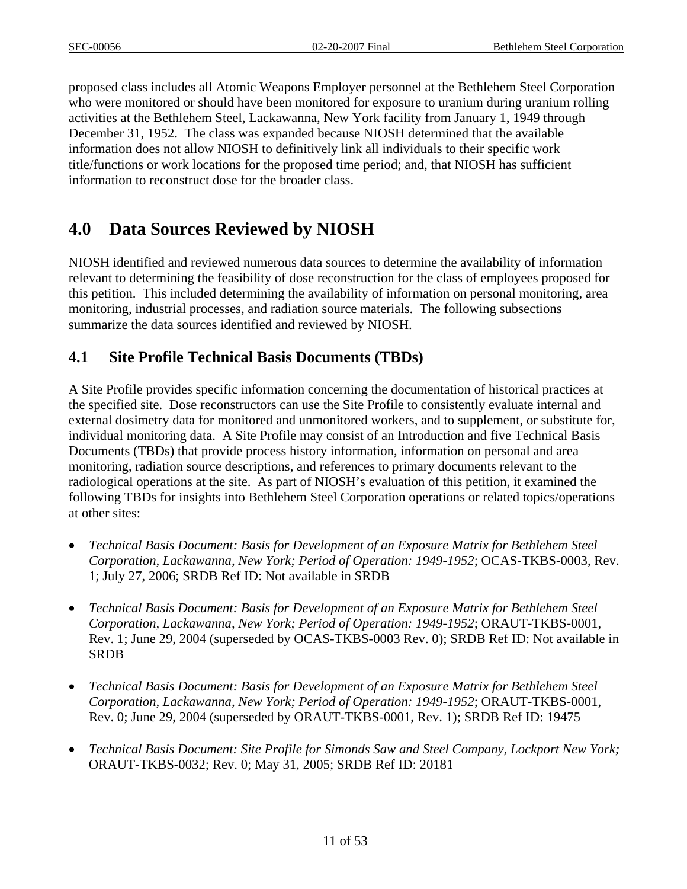proposed class includes all Atomic Weapons Employer personnel at the Bethlehem Steel Corporation who were monitored or should have been monitored for exposure to uranium during uranium rolling activities at the Bethlehem Steel, Lackawanna, New York facility from January 1, 1949 through December 31, 1952. The class was expanded because NIOSH determined that the available information does not allow NIOSH to definitively link all individuals to their specific work title/functions or work locations for the proposed time period; and, that NIOSH has sufficient information to reconstruct dose for the broader class.

# 4.0 Data Sources Reviewed by NIOSH

NIOSH identified and reviewed numerous data sources to determine the availability of information relevant to determining the feasibility of dose reconstruction for the class of employees proposed for this petition. This included determining the availability of information on personal monitoring, area monitoring, industrial processes, and radiation source materials. The following subsections summarize the data sources identified and reviewed by NIOSH.

## 4.1 Site Profile Technical Basis Documents (TBDs)

A Site Profile provides specific information concerning the documentation of historical practices at the specified site. Dose reconstructors can use the Site Profile to consistently evaluate internal and external dosimetry data for monitored and unmonitored workers, and to supplement, or substitute for, individual monitoring data. A Site Profile may consist of an Introduction and five Technical Basis Documents (TBDs) that provide process history information, information on personal and area monitoring, radiation source descriptions, and references to primary documents relevant to the radiological operations at the site. As part of NIOSH's evaluation of this petition, it examined the following TBDs for insights into Bethlehem Steel Corporation operations or related topics/operations at other sites:

- *Technical Basis Document: Basis for Development of an Exposure Matrix for Bethlehem Steel Corporation, Lackawanna, New York; Period of Operation: 1949-1952*; OCAS-TKBS-0003, Rev. 1; July 27, 2006; SRDB Ref ID: Not available in SRDB
- *Technical Basis Document: Basis for Development of an Exposure Matrix for Bethlehem Steel Corporation, Lackawanna, New York; Period of Operation: 1949-1952*; ORAUT-TKBS-0001, Rev. 1; June 29, 2004 (superseded by OCAS-TKBS-0003 Rev. 0); SRDB Ref ID: Not available in SRDB
- *Technical Basis Document: Basis for Development of an Exposure Matrix for Bethlehem Steel Corporation, Lackawanna, New York; Period of Operation: 1949-1952*; ORAUT-TKBS-0001, Rev. 0; June 29, 2004 (superseded by ORAUT-TKBS-0001, Rev. 1); SRDB Ref ID: 19475
- *Technical Basis Document: Site Profile for Simonds Saw and Steel Company, Lockport New York;* ORAUT-TKBS-0032; Rev. 0; May 31, 2005; SRDB Ref ID: 20181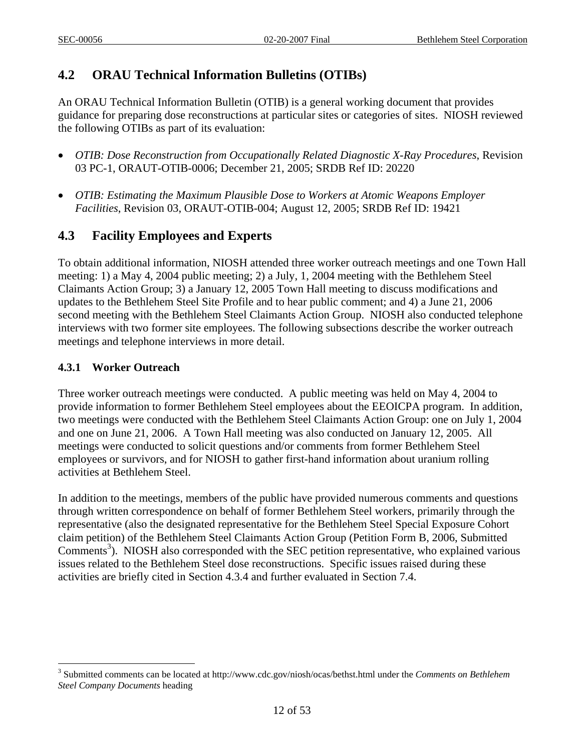## 4.2 ORAU Technical Information Bulletins (OTIBs)

An ORAU Technical Information Bulletin (OTIB) is a general working document that provides guidance for preparing dose reconstructions at particular sites or categories of sites. NIOSH reviewed the following OTIBs as part of its evaluation:

- *OTIB: Dose Reconstruction from Occupationally Related Diagnostic X-Ray Procedures*, Revision 03 PC-1, ORAUT-OTIB-0006; December 21, 2005; SRDB Ref ID: 20220

- *OTIB: Estimating the Maximum Plausible Dose to Workers at Atomic Weapons Employer Facilities*, Revision 03, ORAUT-OTIB-004; August 12, 2005; SRDB Ref ID: 19421

## 4.3 Facility Employees and Experts

To obtain additional information, NIOSH attended three worker outreach meetings and one Town Hall meeting: 1) a May 4, 2004 public meeting; 2) a July, 1, 2004 meeting with the Bethlehem Steel Claimants Action Group; 3) a January 12, 2005 Town Hall meeting to discuss modifications and updates to the Bethlehem Steel Site Profile and to hear public comment; and 4) a June 21, 2006 second meeting with the Bethlehem Steel Claimants Action Group. NIOSH also conducted telephone interviews with two former site employees. The following subsections describe the worker outreach meetings and telephone interviews in more detail.

### 4.3.1 Worker Outreach

Three worker outreach meetings were conducted. A public meeting was held on May 4, 2004 to provide information to former Bethlehem Steel employees about the EEOICPA program. In addition, two meetings were conducted with the Bethlehem Steel Claimants Action Group: one on July 1, 2004 and one on June 21, 2006. A Town Hall meeting was also conducted on January 12, 2005. All meetings were conducted to solicit questions and/or comments from former Bethlehem Steel employees or survivors, and for NIOSH to gather first-hand information about uranium rolling activities at Bethlehem Steel.

In addition to the meetings, members of the public have provided numerous comments and questions through written correspondence on behalf of former Bethlehem Steel workers, primarily through the representative (also the designated representative for the Bethlehem Steel Special Exposure Cohort claim petition) of the Bethlehem Steel Claimants Action Group (Petition Form B, 2006, Submitted Comments[3]). NIOSH also corresponded with the SEC petition representative, who explained various issues related to the Bethlehem Steel dose reconstructions. Specific issues raised during these activities are briefly cited in Section 4.3.4 and further evaluated in Section 7.4.

---

[3] Submitted comments can be located at http://www.cdc.gov/niosh/ocas/bethst.html under the *Comments on Bethlehem Steel Company Documents* heading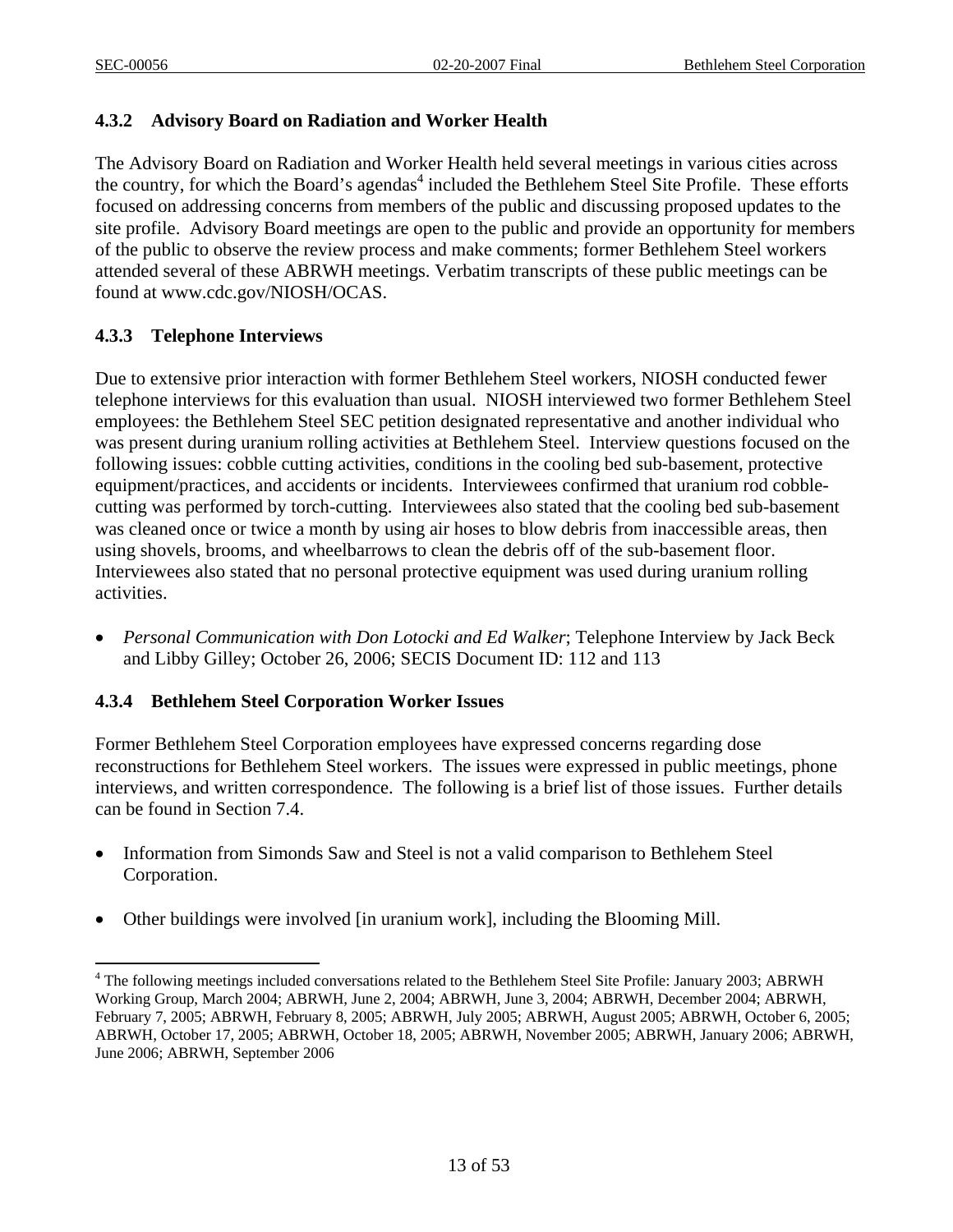### 4.3.2 Advisory Board on Radiation and Worker Health

The Advisory Board on Radiation and Worker Health held several meetings in various cities across the country, for which the Board's agendas[4] included the Bethlehem Steel Site Profile. These efforts focused on addressing concerns from members of the public and discussing proposed updates to the site profile. Advisory Board meetings are open to the public and provide an opportunity for members of the public to observe the review process and make comments; former Bethlehem Steel workers attended several of these ABRWH meetings. Verbatim transcripts of these public meetings can be found at www.cdc.gov/NIOSH/OCAS.

### 4.3.3 Telephone Interviews

Due to extensive prior interaction with former Bethlehem Steel workers, NIOSH conducted fewer telephone interviews for this evaluation than usual. NIOSH interviewed two former Bethlehem Steel employees: the Bethlehem Steel SEC petition designated representative and another individual who was present during uranium rolling activities at Bethlehem Steel. Interview questions focused on the following issues: cobble cutting activities, conditions in the cooling bed sub-basement, protective equipment/practices, and accidents or incidents. Interviewees confirmed that uranium rod cobble-cutting was performed by torch-cutting. Interviewees also stated that the cooling bed sub-basement was cleaned once or twice a month by using air hoses to blow debris from inaccessible areas, then using shovels, brooms, and wheelbarrows to clean the debris off of the sub-basement floor. Interviewees also stated that no personal protective equipment was used during uranium rolling activities.

- *Personal Communication with Don Lotocki and Ed Walker*; Telephone Interview by Jack Beck and Libby Gilley; October 26, 2006; SECIS Document ID: 112 and 113

### 4.3.4 Bethlehem Steel Corporation Worker Issues

Former Bethlehem Steel Corporation employees have expressed concerns regarding dose reconstructions for Bethlehem Steel workers. The issues were expressed in public meetings, phone interviews, and written correspondence. The following is a brief list of those issues. Further details can be found in Section 7.4.

- Information from Simonds Saw and Steel is not a valid comparison to Bethlehem Steel Corporation.

- Other buildings were involved [in uranium work], including the Blooming Mill.

---

[4] The following meetings included conversations related to the Bethlehem Steel Site Profile: January 2003; ABRWH Working Group, March 2004; ABRWH, June 2, 2004; ABRWH, June 3, 2004; ABRWH, December 2004; ABRWH, February 7, 2005; ABRWH, February 8, 2005; ABRWH, July 2005; ABRWH, August 2005; ABRWH, October 6, 2005; ABRWH, October 17, 2005; ABRWH, October 18, 2005; ABRWH, November 2005; ABRWH, January 2006; ABRWH, June 2006; ABRWH, September 2006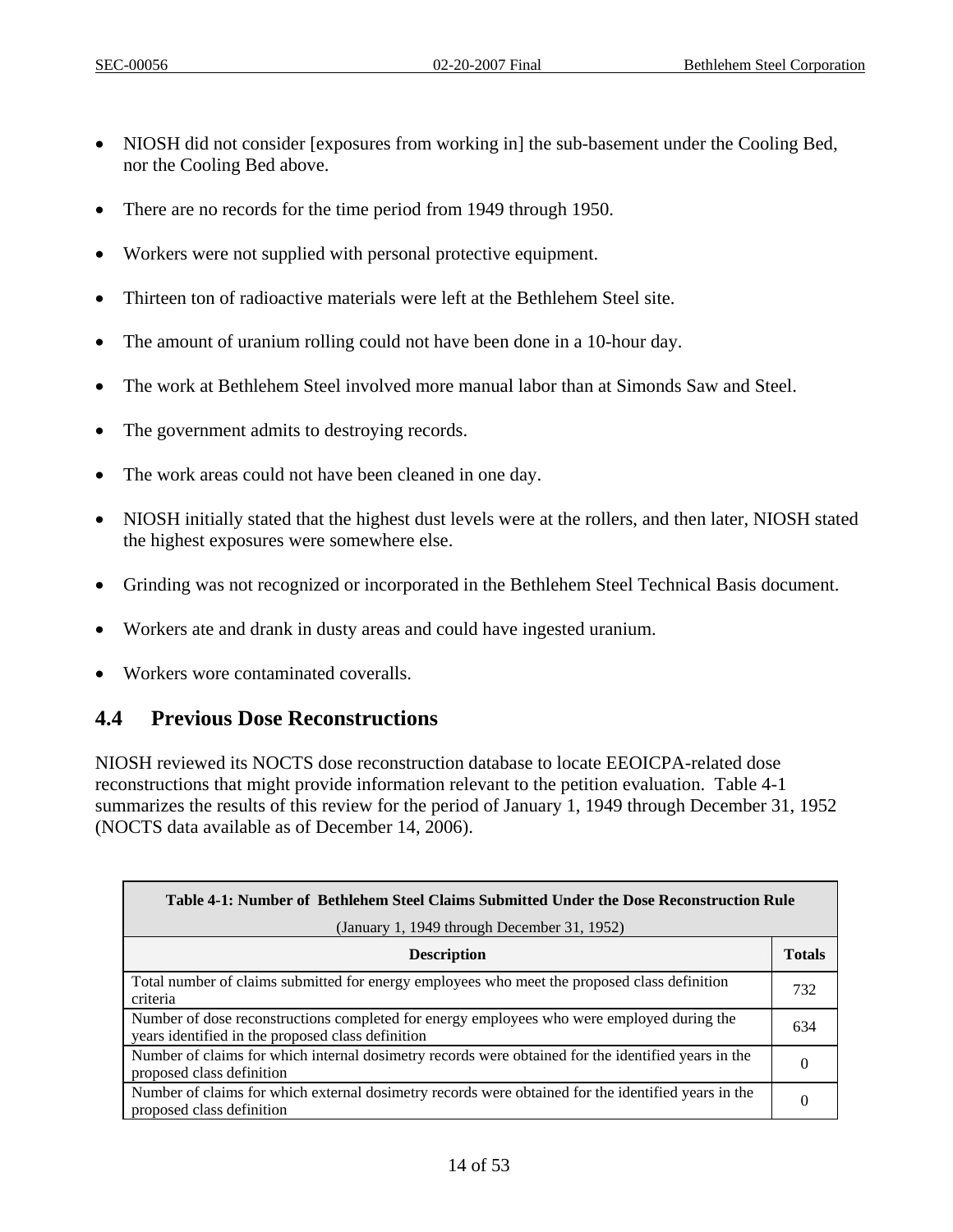- NIOSH did not consider [exposures from working in] the sub-basement under the Cooling Bed, nor the Cooling Bed above.
- There are no records for the time period from 1949 through 1950.
- Workers were not supplied with personal protective equipment.
- Thirteen ton of radioactive materials were left at the Bethlehem Steel site.
- The amount of uranium rolling could not have been done in a 10-hour day.
- The work at Bethlehem Steel involved more manual labor than at Simonds Saw and Steel.
- The government admits to destroying records.
- The work areas could not have been cleaned in one day.
- NIOSH initially stated that the highest dust levels were at the rollers, and then later, NIOSH stated the highest exposures were somewhere else.
- Grinding was not recognized or incorporated in the Bethlehem Steel Technical Basis document.
- Workers ate and drank in dusty areas and could have ingested uranium.
- Workers wore contaminated coveralls.

## 4.4 Previous Dose Reconstructions

NIOSH reviewed its NOCTS dose reconstruction database to locate EEOICPA-related dose reconstructions that might provide information relevant to the petition evaluation. Table 4-1 summarizes the results of this review for the period of January 1, 1949 through December 31, 1952 (NOCTS data available as of December 14, 2006).

**Table 4-1: Number of Bethlehem Steel Claims Submitted Under the Dose Reconstruction Rule**
(January 1, 1949 through December 31, 1952)

| Description | Totals |
|---|---|
| Total number of claims submitted for energy employees who meet the proposed class definition criteria | 732 |
| Number of dose reconstructions completed for energy employees who were employed during the years identified in the proposed class definition | 634 |
| Number of claims for which internal dosimetry records were obtained for the identified years in the proposed class definition | 0 |
| Number of claims for which external dosimetry records were obtained for the identified years in the proposed class definition | 0 |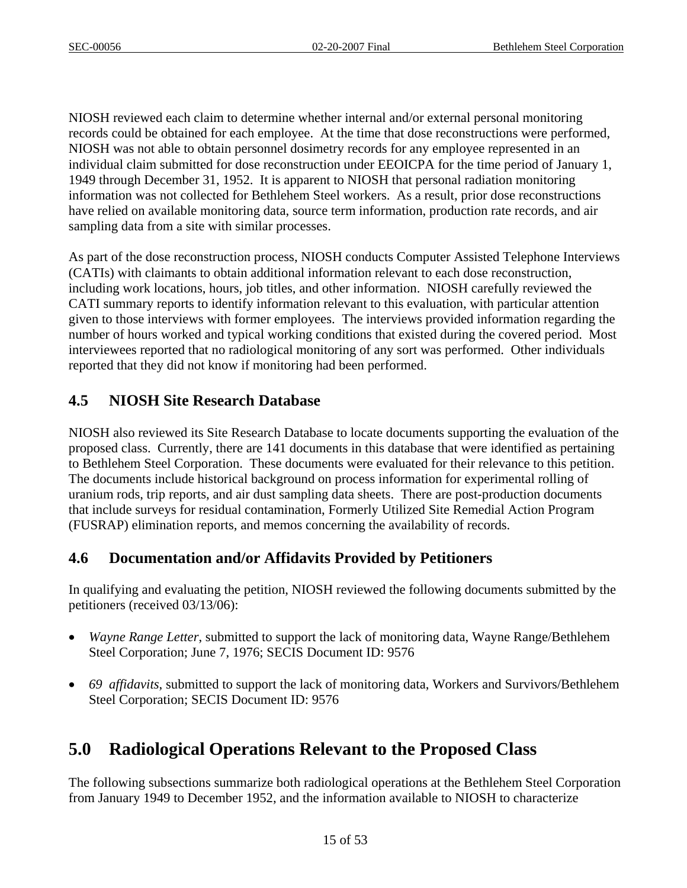NIOSH reviewed each claim to determine whether internal and/or external personal monitoring records could be obtained for each employee. At the time that dose reconstructions were performed, NIOSH was not able to obtain personnel dosimetry records for any employee represented in an individual claim submitted for dose reconstruction under EEOICPA for the time period of January 1, 1949 through December 31, 1952. It is apparent to NIOSH that personal radiation monitoring information was not collected for Bethlehem Steel workers. As a result, prior dose reconstructions have relied on available monitoring data, source term information, production rate records, and air sampling data from a site with similar processes.

As part of the dose reconstruction process, NIOSH conducts Computer Assisted Telephone Interviews (CATIs) with claimants to obtain additional information relevant to each dose reconstruction, including work locations, hours, job titles, and other information. NIOSH carefully reviewed the CATI summary reports to identify information relevant to this evaluation, with particular attention given to those interviews with former employees. The interviews provided information regarding the number of hours worked and typical working conditions that existed during the covered period. Most interviewees reported that no radiological monitoring of any sort was performed. Other individuals reported that they did not know if monitoring had been performed.

## 4.5 NIOSH Site Research Database

NIOSH also reviewed its Site Research Database to locate documents supporting the evaluation of the proposed class. Currently, there are 141 documents in this database that were identified as pertaining to Bethlehem Steel Corporation. These documents were evaluated for their relevance to this petition. The documents include historical background on process information for experimental rolling of uranium rods, trip reports, and air dust sampling data sheets. There are post-production documents that include surveys for residual contamination, Formerly Utilized Site Remedial Action Program (FUSRAP) elimination reports, and memos concerning the availability of records.

## 4.6 Documentation and/or Affidavits Provided by Petitioners

In qualifying and evaluating the petition, NIOSH reviewed the following documents submitted by the petitioners (received 03/13/06):

- *Wayne Range Letter*, submitted to support the lack of monitoring data, Wayne Range/Bethlehem Steel Corporation; June 7, 1976; SECIS Document ID: 9576

- *69 affidavits*, submitted to support the lack of monitoring data, Workers and Survivors/Bethlehem Steel Corporation; SECIS Document ID: 9576

# 5.0 Radiological Operations Relevant to the Proposed Class

The following subsections summarize both radiological operations at the Bethlehem Steel Corporation from January 1949 to December 1952, and the information available to NIOSH to characterize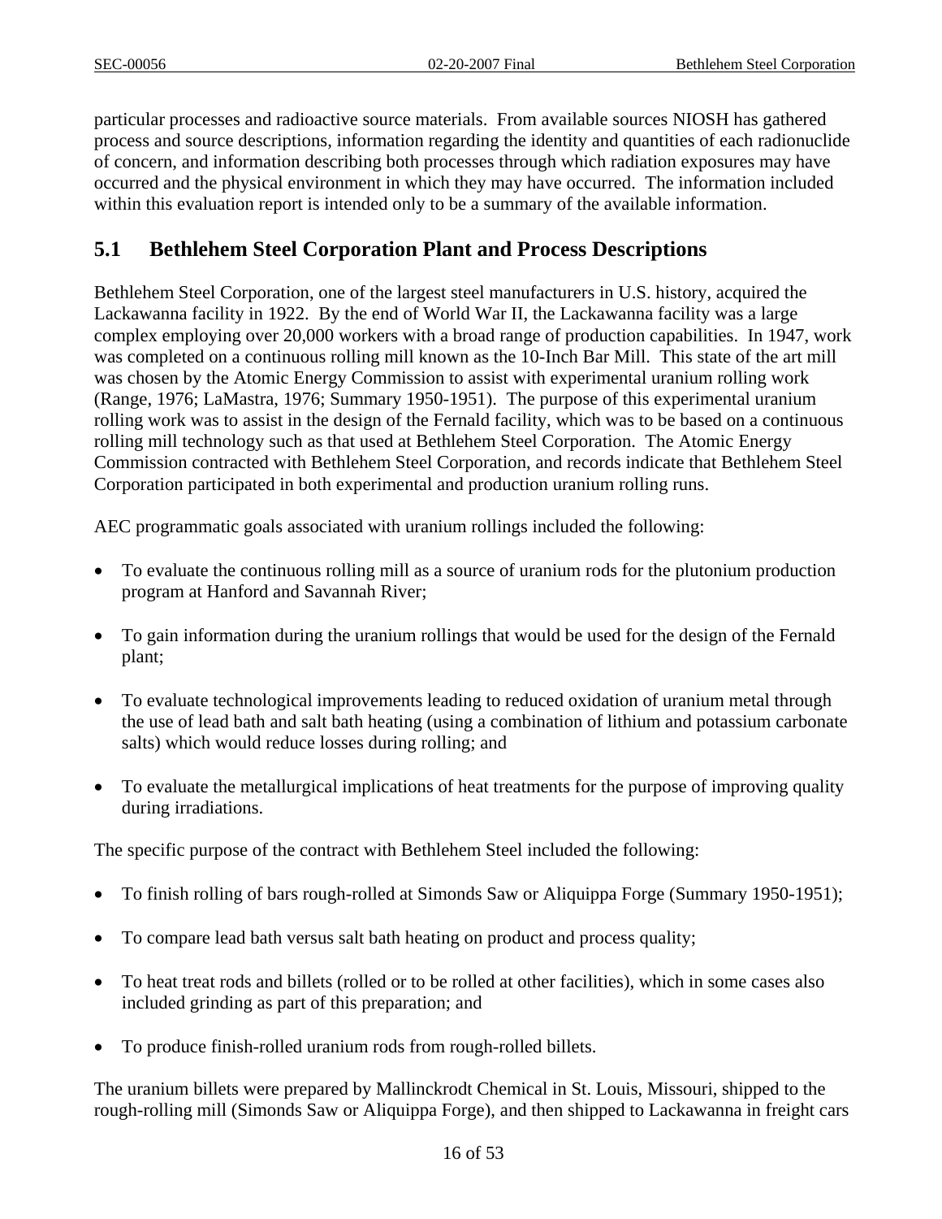particular processes and radioactive source materials. From available sources NIOSH has gathered process and source descriptions, information regarding the identity and quantities of each radionuclide of concern, and information describing both processes through which radiation exposures may have occurred and the physical environment in which they may have occurred. The information included within this evaluation report is intended only to be a summary of the available information.

## 5.1 Bethlehem Steel Corporation Plant and Process Descriptions

Bethlehem Steel Corporation, one of the largest steel manufacturers in U.S. history, acquired the Lackawanna facility in 1922. By the end of World War II, the Lackawanna facility was a large complex employing over 20,000 workers with a broad range of production capabilities. In 1947, work was completed on a continuous rolling mill known as the 10-Inch Bar Mill. This state of the art mill was chosen by the Atomic Energy Commission to assist with experimental uranium rolling work (Range, 1976; LaMastra, 1976; Summary 1950-1951). The purpose of this experimental uranium rolling work was to assist in the design of the Fernald facility, which was to be based on a continuous rolling mill technology such as that used at Bethlehem Steel Corporation. The Atomic Energy Commission contracted with Bethlehem Steel Corporation, and records indicate that Bethlehem Steel Corporation participated in both experimental and production uranium rolling runs.

AEC programmatic goals associated with uranium rollings included the following:

- To evaluate the continuous rolling mill as a source of uranium rods for the plutonium production program at Hanford and Savannah River;
- To gain information during the uranium rollings that would be used for the design of the Fernald plant;
- To evaluate technological improvements leading to reduced oxidation of uranium metal through the use of lead bath and salt bath heating (using a combination of lithium and potassium carbonate salts) which would reduce losses during rolling; and
- To evaluate the metallurgical implications of heat treatments for the purpose of improving quality during irradiations.

The specific purpose of the contract with Bethlehem Steel included the following:

- To finish rolling of bars rough-rolled at Simonds Saw or Aliquippa Forge (Summary 1950-1951);
- To compare lead bath versus salt bath heating on product and process quality;
- To heat treat rods and billets (rolled or to be rolled at other facilities), which in some cases also included grinding as part of this preparation; and
- To produce finish-rolled uranium rods from rough-rolled billets.

The uranium billets were prepared by Mallinckrodt Chemical in St. Louis, Missouri, shipped to the rough-rolling mill (Simonds Saw or Aliquippa Forge), and then shipped to Lackawanna in freight cars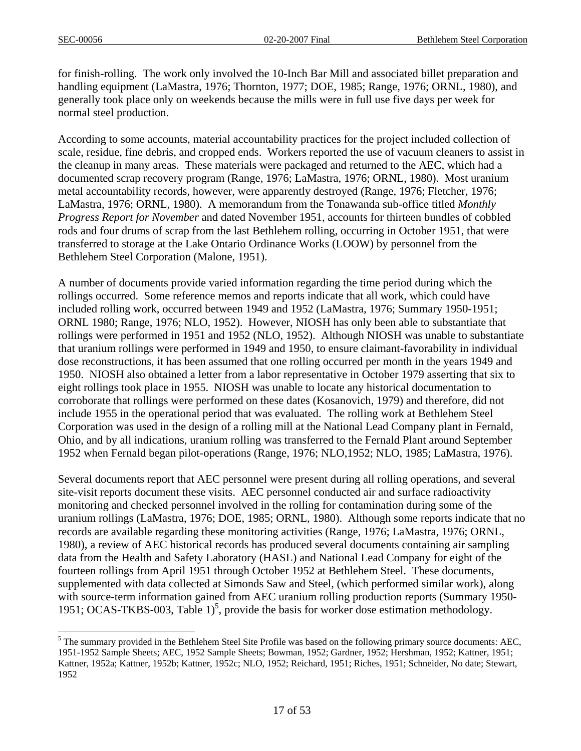for finish-rolling. The work only involved the 10-Inch Bar Mill and associated billet preparation and handling equipment (LaMastra, 1976; Thornton, 1977; DOE, 1985; Range, 1976; ORNL, 1980), and generally took place only on weekends because the mills were in full use five days per week for normal steel production.

According to some accounts, material accountability practices for the project included collection of scale, residue, fine debris, and cropped ends. Workers reported the use of vacuum cleaners to assist in the cleanup in many areas. These materials were packaged and returned to the AEC, which had a documented scrap recovery program (Range, 1976; LaMastra, 1976; ORNL, 1980). Most uranium metal accountability records, however, were apparently destroyed (Range, 1976; Fletcher, 1976; LaMastra, 1976; ORNL, 1980). A memorandum from the Tonawanda sub-office titled *Monthly Progress Report for November* and dated November 1951, accounts for thirteen bundles of cobbled rods and four drums of scrap from the last Bethlehem rolling, occurring in October 1951, that were transferred to storage at the Lake Ontario Ordinance Works (LOOW) by personnel from the Bethlehem Steel Corporation (Malone, 1951).

A number of documents provide varied information regarding the time period during which the rollings occurred. Some reference memos and reports indicate that all work, which could have included rolling work, occurred between 1949 and 1952 (LaMastra, 1976; Summary 1950-1951; ORNL 1980; Range, 1976; NLO, 1952). However, NIOSH has only been able to substantiate that rollings were performed in 1951 and 1952 (NLO, 1952). Although NIOSH was unable to substantiate that uranium rollings were performed in 1949 and 1950, to ensure claimant-favorability in individual dose reconstructions, it has been assumed that one rolling occurred per month in the years 1949 and 1950. NIOSH also obtained a letter from a labor representative in October 1979 asserting that six to eight rollings took place in 1955. NIOSH was unable to locate any historical documentation to corroborate that rollings were performed on these dates (Kosanovich, 1979) and therefore, did not include 1955 in the operational period that was evaluated. The rolling work at Bethlehem Steel Corporation was used in the design of a rolling mill at the National Lead Company plant in Fernald, Ohio, and by all indications, uranium rolling was transferred to the Fernald Plant around September 1952 when Fernald began pilot-operations (Range, 1976; NLO,1952; NLO, 1985; LaMastra, 1976).

Several documents report that AEC personnel were present during all rolling operations, and several site-visit reports document these visits. AEC personnel conducted air and surface radioactivity monitoring and checked personnel involved in the rolling for contamination during some of the uranium rollings (LaMastra, 1976; DOE, 1985; ORNL, 1980). Although some reports indicate that no records are available regarding these monitoring activities (Range, 1976; LaMastra, 1976; ORNL, 1980), a review of AEC historical records has produced several documents containing air sampling data from the Health and Safety Laboratory (HASL) and National Lead Company for eight of the fourteen rollings from April 1951 through October 1952 at Bethlehem Steel. These documents, supplemented with data collected at Simonds Saw and Steel, (which performed similar work), along with source-term information gained from AEC uranium rolling production reports (Summary 1950-1951; OCAS-TKBS-003, Table 1)[5], provide the basis for worker dose estimation methodology.

[5] The summary provided in the Bethlehem Steel Site Profile was based on the following primary source documents: AEC, 1951-1952 Sample Sheets; AEC, 1952 Sample Sheets; Bowman, 1952; Gardner, 1952; Hershman, 1952; Kattner, 1951; Kattner, 1952a; Kattner, 1952b; Kattner, 1952c; NLO, 1952; Reichard, 1951; Riches, 1951; Schneider, No date; Stewart, 1952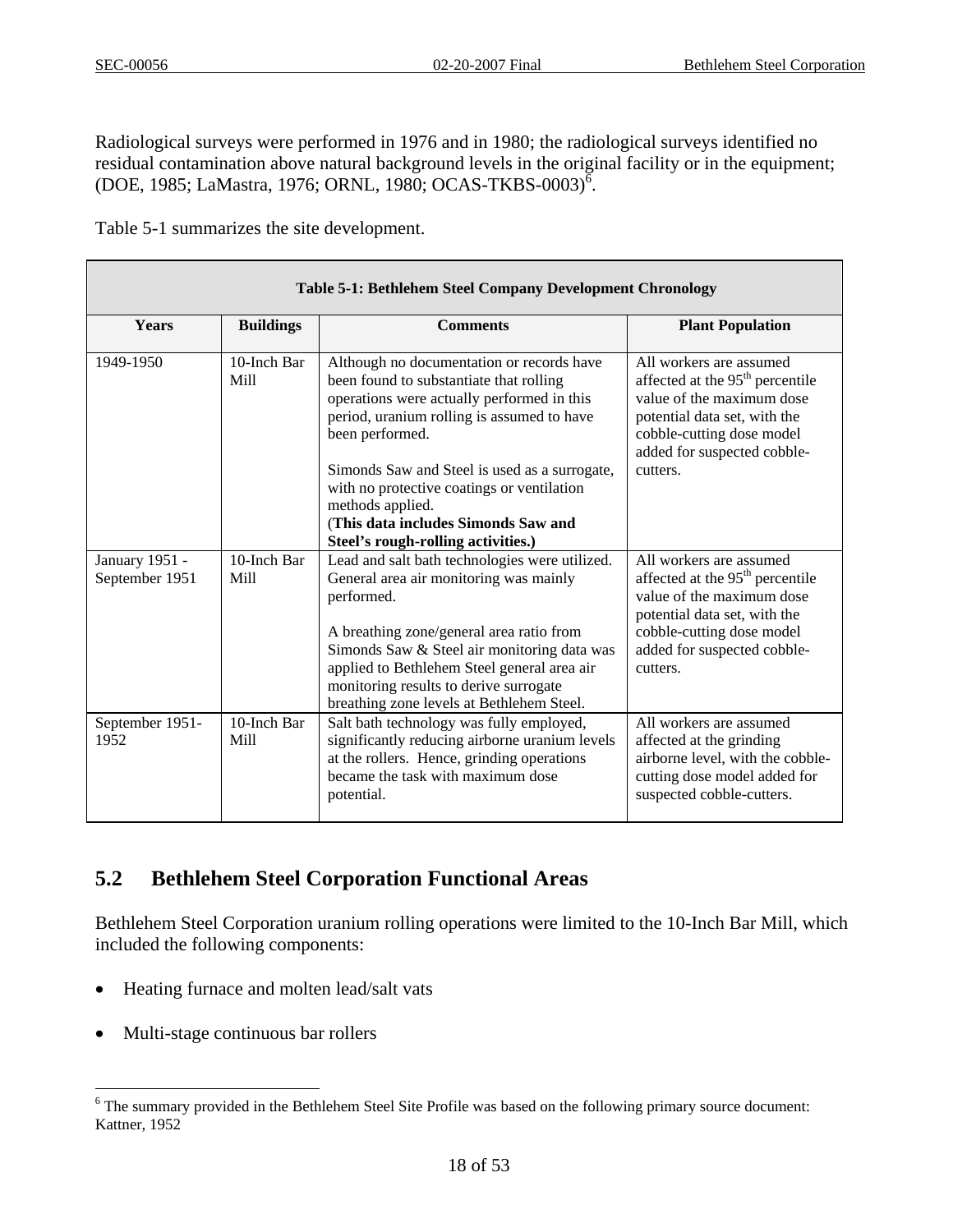Radiological surveys were performed in 1976 and in 1980; the radiological surveys identified no residual contamination above natural background levels in the original facility or in the equipment; (DOE, 1985; LaMastra, 1976; ORNL, 1980; OCAS-TKBS-0003)[6].

Table 5-1 summarizes the site development.

| **Table 5-1: Bethlehem Steel Company Development Chronology** | | | |
|---|---|---|---|
| **Years** | **Buildings** | **Comments** | **Plant Population** |
| 1949-1950 | 10-Inch Bar Mill | Although no documentation or records have been found to substantiate that rolling operations were actually performed in this period, uranium rolling is assumed to have been performed.<br><br>Simonds Saw and Steel is used as a surrogate, with no protective coatings or ventilation methods applied.<br>(**This data includes Simonds Saw and Steel's rough-rolling activities.)** | All workers are assumed affected at the 95th percentile value of the maximum dose potential data set, with the cobble-cutting dose model added for suspected cobble-cutters. |
| January 1951 - September 1951 | 10-Inch Bar Mill | Lead and salt bath technologies were utilized. General area air monitoring was mainly performed.<br><br>A breathing zone/general area ratio from Simonds Saw & Steel air monitoring data was applied to Bethlehem Steel general area air monitoring results to derive surrogate breathing zone levels at Bethlehem Steel. | All workers are assumed affected at the 95th percentile value of the maximum dose potential data set, with the cobble-cutting dose model added for suspected cobble-cutters. |
| September 1951-1952 | 10-Inch Bar Mill | Salt bath technology was fully employed, significantly reducing airborne uranium levels at the rollers. Hence, grinding operations became the task with maximum dose potential. | All workers are assumed affected at the grinding airborne level, with the cobble-cutting dose model added for suspected cobble-cutters. |

## 5.2 Bethlehem Steel Corporation Functional Areas

Bethlehem Steel Corporation uranium rolling operations were limited to the 10-Inch Bar Mill, which included the following components:

- Heating furnace and molten lead/salt vats
- Multi-stage continuous bar rollers

[6] The summary provided in the Bethlehem Steel Site Profile was based on the following primary source document: Kattner, 1952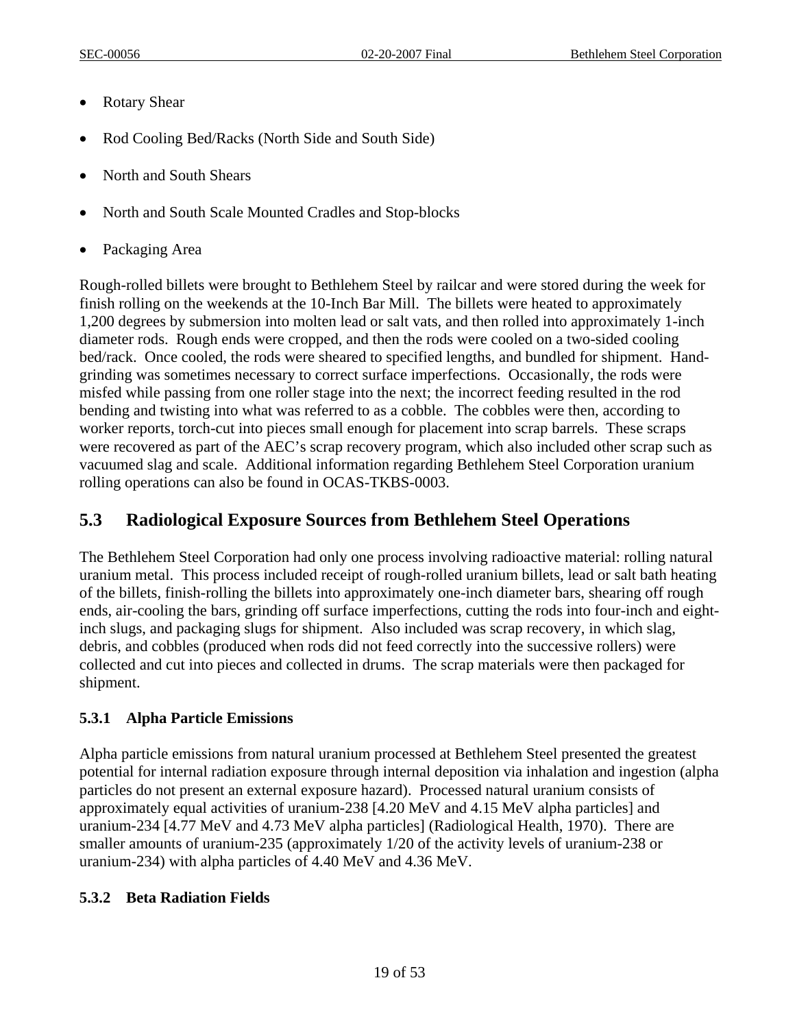- Rotary Shear
- Rod Cooling Bed/Racks (North Side and South Side)
- North and South Shears
- North and South Scale Mounted Cradles and Stop-blocks
- Packaging Area

Rough-rolled billets were brought to Bethlehem Steel by railcar and were stored during the week for finish rolling on the weekends at the 10-Inch Bar Mill. The billets were heated to approximately 1,200 degrees by submersion into molten lead or salt vats, and then rolled into approximately 1-inch diameter rods. Rough ends were cropped, and then the rods were cooled on a two-sided cooling bed/rack. Once cooled, the rods were sheared to specified lengths, and bundled for shipment. Hand-grinding was sometimes necessary to correct surface imperfections. Occasionally, the rods were misfed while passing from one roller stage into the next; the incorrect feeding resulted in the rod bending and twisting into what was referred to as a cobble. The cobbles were then, according to worker reports, torch-cut into pieces small enough for placement into scrap barrels. These scraps were recovered as part of the AEC's scrap recovery program, which also included other scrap such as vacuumed slag and scale. Additional information regarding Bethlehem Steel Corporation uranium rolling operations can also be found in OCAS-TKBS-0003.

## 5.3 Radiological Exposure Sources from Bethlehem Steel Operations

The Bethlehem Steel Corporation had only one process involving radioactive material: rolling natural uranium metal. This process included receipt of rough-rolled uranium billets, lead or salt bath heating of the billets, finish-rolling the billets into approximately one-inch diameter bars, shearing off rough ends, air-cooling the bars, grinding off surface imperfections, cutting the rods into four-inch and eight-inch slugs, and packaging slugs for shipment. Also included was scrap recovery, in which slag, debris, and cobbles (produced when rods did not feed correctly into the successive rollers) were collected and cut into pieces and collected in drums. The scrap materials were then packaged for shipment.

### 5.3.1 Alpha Particle Emissions

Alpha particle emissions from natural uranium processed at Bethlehem Steel presented the greatest potential for internal radiation exposure through internal deposition via inhalation and ingestion (alpha particles do not present an external exposure hazard). Processed natural uranium consists of approximately equal activities of uranium-238 [4.20 MeV and 4.15 MeV alpha particles] and uranium-234 [4.77 MeV and 4.73 MeV alpha particles] (Radiological Health, 1970). There are smaller amounts of uranium-235 (approximately 1/20 of the activity levels of uranium-238 or uranium-234) with alpha particles of 4.40 MeV and 4.36 MeV.

### 5.3.2 Beta Radiation Fields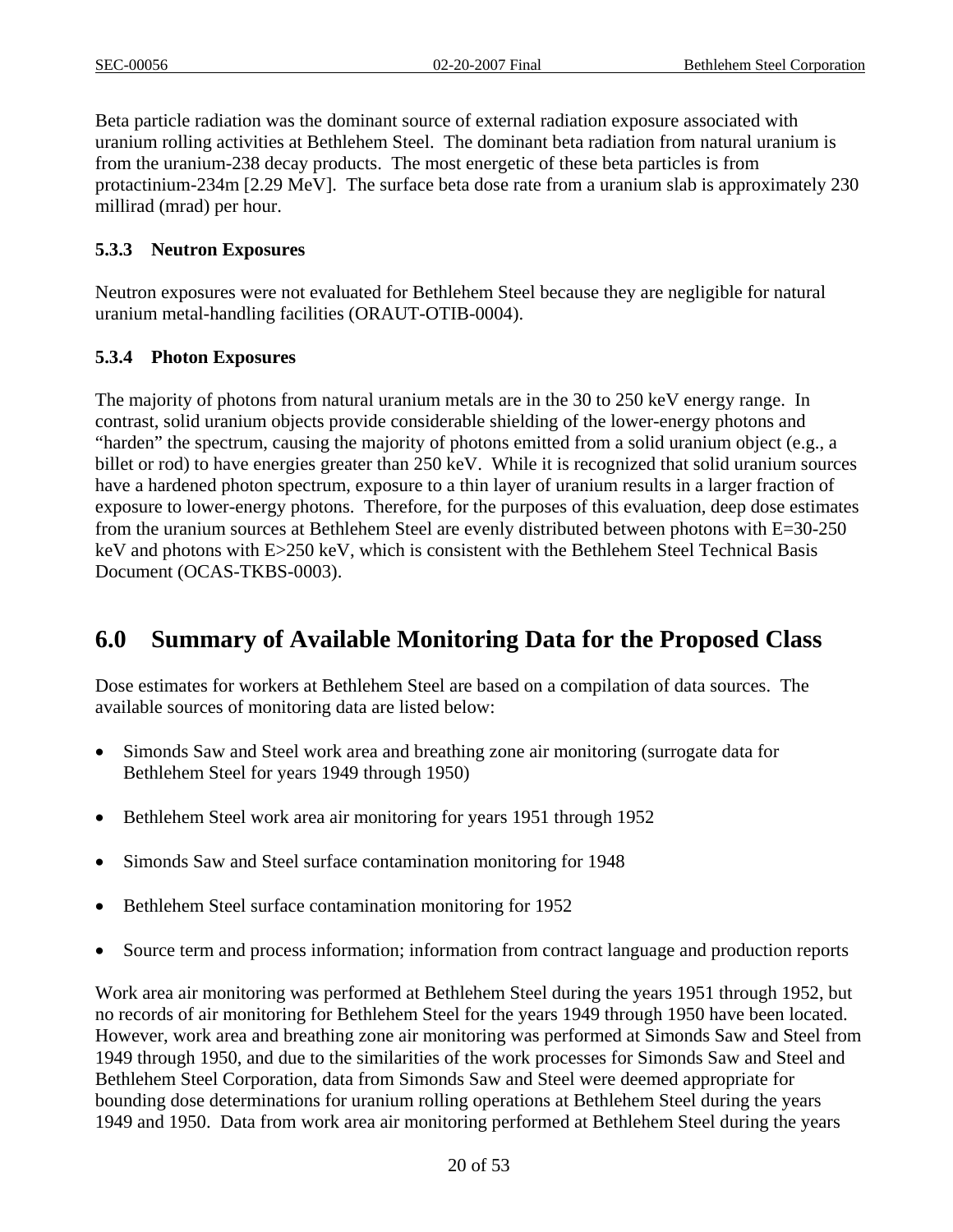Beta particle radiation was the dominant source of external radiation exposure associated with uranium rolling activities at Bethlehem Steel. The dominant beta radiation from natural uranium is from the uranium-238 decay products. The most energetic of these beta particles is from protactinium-234m [2.29 MeV]. The surface beta dose rate from a uranium slab is approximately 230 millirad (mrad) per hour.

### 5.3.3 Neutron Exposures

Neutron exposures were not evaluated for Bethlehem Steel because they are negligible for natural uranium metal-handling facilities (ORAUT-OTIB-0004).

### 5.3.4 Photon Exposures

The majority of photons from natural uranium metals are in the 30 to 250 keV energy range. In contrast, solid uranium objects provide considerable shielding of the lower-energy photons and "harden" the spectrum, causing the majority of photons emitted from a solid uranium object (e.g., a billet or rod) to have energies greater than 250 keV. While it is recognized that solid uranium sources have a hardened photon spectrum, exposure to a thin layer of uranium results in a larger fraction of exposure to lower-energy photons. Therefore, for the purposes of this evaluation, deep dose estimates from the uranium sources at Bethlehem Steel are evenly distributed between photons with E=30-250 keV and photons with E>250 keV, which is consistent with the Bethlehem Steel Technical Basis Document (OCAS-TKBS-0003).

## 6.0 Summary of Available Monitoring Data for the Proposed Class

Dose estimates for workers at Bethlehem Steel are based on a compilation of data sources. The available sources of monitoring data are listed below:

- Simonds Saw and Steel work area and breathing zone air monitoring (surrogate data for Bethlehem Steel for years 1949 through 1950)
- Bethlehem Steel work area air monitoring for years 1951 through 1952
- Simonds Saw and Steel surface contamination monitoring for 1948
- Bethlehem Steel surface contamination monitoring for 1952
- Source term and process information; information from contract language and production reports

Work area air monitoring was performed at Bethlehem Steel during the years 1951 through 1952, but no records of air monitoring for Bethlehem Steel for the years 1949 through 1950 have been located. However, work area and breathing zone air monitoring was performed at Simonds Saw and Steel from 1949 through 1950, and due to the similarities of the work processes for Simonds Saw and Steel and Bethlehem Steel Corporation, data from Simonds Saw and Steel were deemed appropriate for bounding dose determinations for uranium rolling operations at Bethlehem Steel during the years 1949 and 1950. Data from work area air monitoring performed at Bethlehem Steel during the years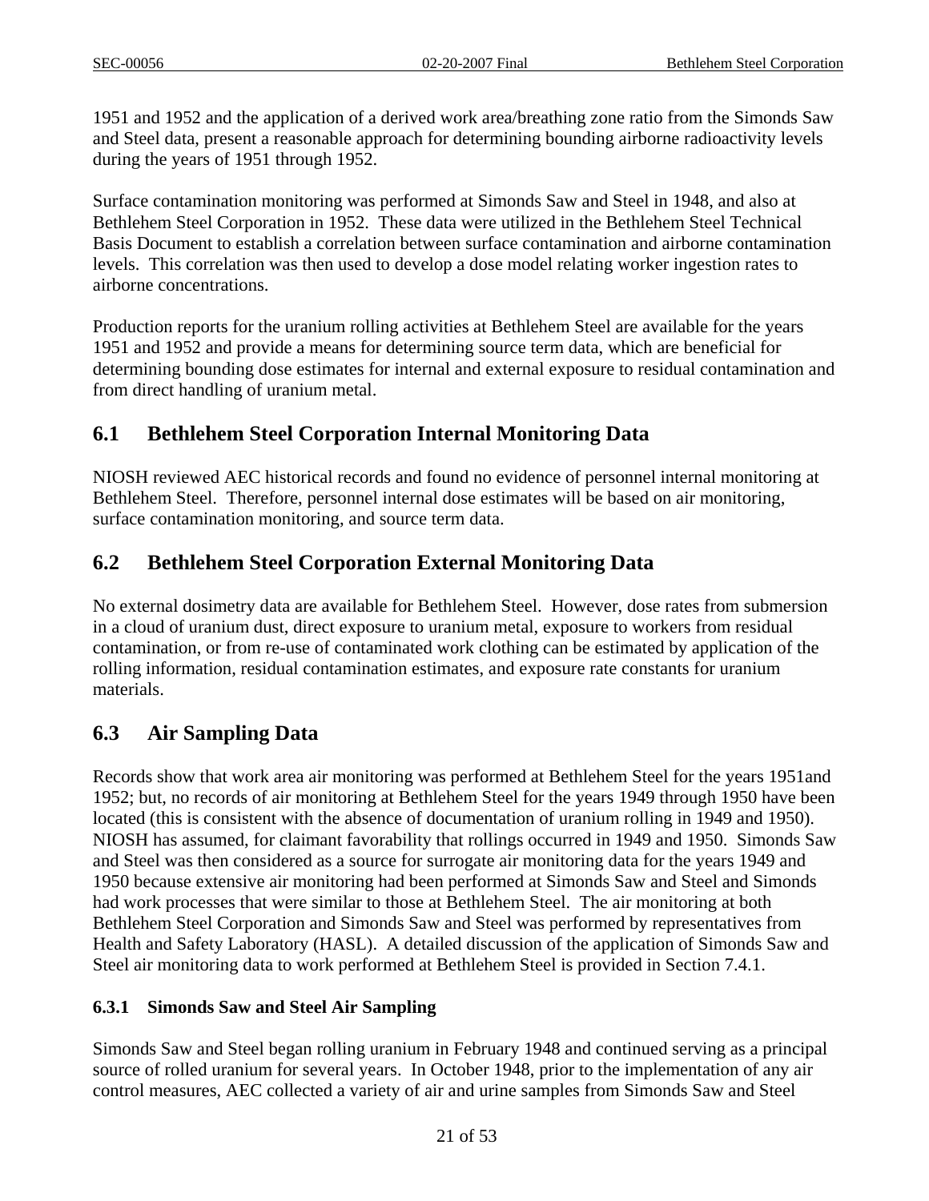1951 and 1952 and the application of a derived work area/breathing zone ratio from the Simonds Saw and Steel data, present a reasonable approach for determining bounding airborne radioactivity levels during the years of 1951 through 1952.

Surface contamination monitoring was performed at Simonds Saw and Steel in 1948, and also at Bethlehem Steel Corporation in 1952. These data were utilized in the Bethlehem Steel Technical Basis Document to establish a correlation between surface contamination and airborne contamination levels. This correlation was then used to develop a dose model relating worker ingestion rates to airborne concentrations.

Production reports for the uranium rolling activities at Bethlehem Steel are available for the years 1951 and 1952 and provide a means for determining source term data, which are beneficial for determining bounding dose estimates for internal and external exposure to residual contamination and from direct handling of uranium metal.

## 6.1 Bethlehem Steel Corporation Internal Monitoring Data

NIOSH reviewed AEC historical records and found no evidence of personnel internal monitoring at Bethlehem Steel. Therefore, personnel internal dose estimates will be based on air monitoring, surface contamination monitoring, and source term data.

## 6.2 Bethlehem Steel Corporation External Monitoring Data

No external dosimetry data are available for Bethlehem Steel. However, dose rates from submersion in a cloud of uranium dust, direct exposure to uranium metal, exposure to workers from residual contamination, or from re-use of contaminated work clothing can be estimated by application of the rolling information, residual contamination estimates, and exposure rate constants for uranium materials.

## 6.3 Air Sampling Data

Records show that work area air monitoring was performed at Bethlehem Steel for the years 1951and 1952; but, no records of air monitoring at Bethlehem Steel for the years 1949 through 1950 have been located (this is consistent with the absence of documentation of uranium rolling in 1949 and 1950). NIOSH has assumed, for claimant favorability that rollings occurred in 1949 and 1950. Simonds Saw and Steel was then considered as a source for surrogate air monitoring data for the years 1949 and 1950 because extensive air monitoring had been performed at Simonds Saw and Steel and Simonds had work processes that were similar to those at Bethlehem Steel. The air monitoring at both Bethlehem Steel Corporation and Simonds Saw and Steel was performed by representatives from Health and Safety Laboratory (HASL). A detailed discussion of the application of Simonds Saw and Steel air monitoring data to work performed at Bethlehem Steel is provided in Section 7.4.1.

### 6.3.1 Simonds Saw and Steel Air Sampling

Simonds Saw and Steel began rolling uranium in February 1948 and continued serving as a principal source of rolled uranium for several years. In October 1948, prior to the implementation of any air control measures, AEC collected a variety of air and urine samples from Simonds Saw and Steel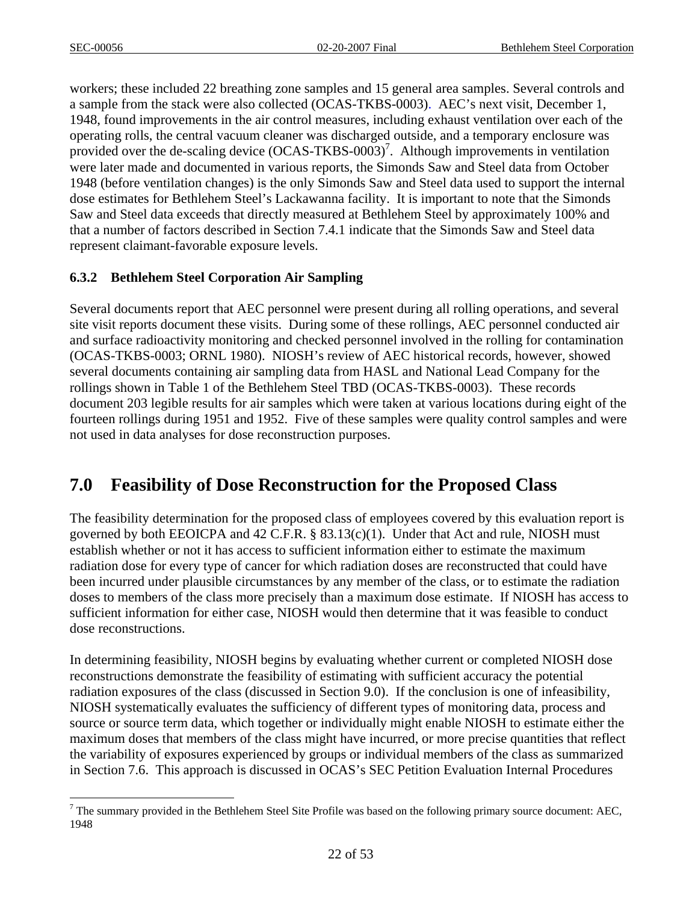workers; these included 22 breathing zone samples and 15 general area samples. Several controls and a sample from the stack were also collected (OCAS-TKBS-0003). AEC's next visit, December 1, 1948, found improvements in the air control measures, including exhaust ventilation over each of the operating rolls, the central vacuum cleaner was discharged outside, and a temporary enclosure was provided over the de-scaling device (OCAS-TKBS-0003)[7]. Although improvements in ventilation were later made and documented in various reports, the Simonds Saw and Steel data from October 1948 (before ventilation changes) is the only Simonds Saw and Steel data used to support the internal dose estimates for Bethlehem Steel's Lackawanna facility. It is important to note that the Simonds Saw and Steel data exceeds that directly measured at Bethlehem Steel by approximately 100% and that a number of factors described in Section 7.4.1 indicate that the Simonds Saw and Steel data represent claimant-favorable exposure levels.

### 6.3.2 Bethlehem Steel Corporation Air Sampling

Several documents report that AEC personnel were present during all rolling operations, and several site visit reports document these visits. During some of these rollings, AEC personnel conducted air and surface radioactivity monitoring and checked personnel involved in the rolling for contamination (OCAS-TKBS-0003; ORNL 1980). NIOSH's review of AEC historical records, however, showed several documents containing air sampling data from HASL and National Lead Company for the rollings shown in Table 1 of the Bethlehem Steel TBD (OCAS-TKBS-0003). These records document 203 legible results for air samples which were taken at various locations during eight of the fourteen rollings during 1951 and 1952. Five of these samples were quality control samples and were not used in data analyses for dose reconstruction purposes.

## 7.0 Feasibility of Dose Reconstruction for the Proposed Class

The feasibility determination for the proposed class of employees covered by this evaluation report is governed by both EEOICPA and 42 C.F.R. § 83.13(c)(1). Under that Act and rule, NIOSH must establish whether or not it has access to sufficient information either to estimate the maximum radiation dose for every type of cancer for which radiation doses are reconstructed that could have been incurred under plausible circumstances by any member of the class, or to estimate the radiation doses to members of the class more precisely than a maximum dose estimate. If NIOSH has access to sufficient information for either case, NIOSH would then determine that it was feasible to conduct dose reconstructions.

In determining feasibility, NIOSH begins by evaluating whether current or completed NIOSH dose reconstructions demonstrate the feasibility of estimating with sufficient accuracy the potential radiation exposures of the class (discussed in Section 9.0). If the conclusion is one of infeasibility, NIOSH systematically evaluates the sufficiency of different types of monitoring data, process and source or source term data, which together or individually might enable NIOSH to estimate either the maximum doses that members of the class might have incurred, or more precise quantities that reflect the variability of exposures experienced by groups or individual members of the class as summarized in Section 7.6. This approach is discussed in OCAS's SEC Petition Evaluation Internal Procedures

---

[7] The summary provided in the Bethlehem Steel Site Profile was based on the following primary source document: AEC, 1948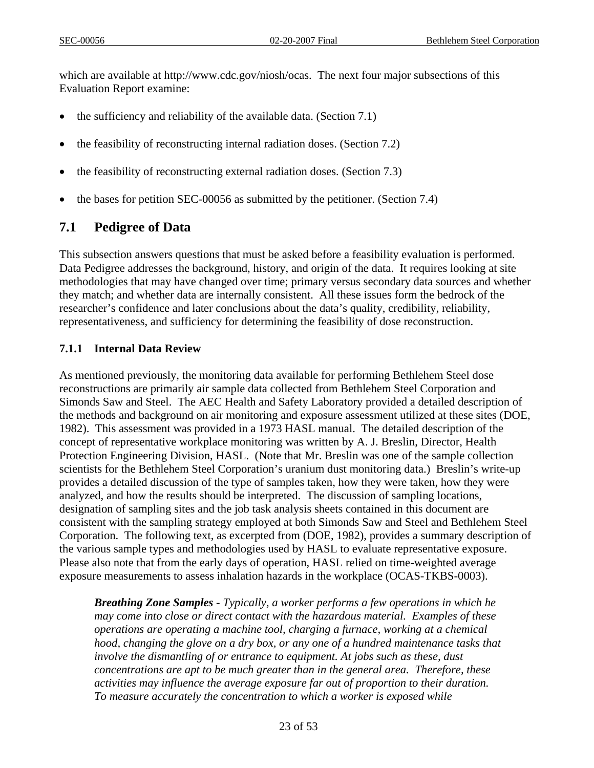which are available at http://www.cdc.gov/niosh/ocas. The next four major subsections of this Evaluation Report examine:

- the sufficiency and reliability of the available data. (Section 7.1)
- the feasibility of reconstructing internal radiation doses. (Section 7.2)
- the feasibility of reconstructing external radiation doses. (Section 7.3)
- the bases for petition SEC-00056 as submitted by the petitioner. (Section 7.4)

## 7.1 Pedigree of Data

This subsection answers questions that must be asked before a feasibility evaluation is performed. Data Pedigree addresses the background, history, and origin of the data. It requires looking at site methodologies that may have changed over time; primary versus secondary data sources and whether they match; and whether data are internally consistent. All these issues form the bedrock of the researcher's confidence and later conclusions about the data's quality, credibility, reliability, representativeness, and sufficiency for determining the feasibility of dose reconstruction.

### 7.1.1 Internal Data Review

As mentioned previously, the monitoring data available for performing Bethlehem Steel dose reconstructions are primarily air sample data collected from Bethlehem Steel Corporation and Simonds Saw and Steel. The AEC Health and Safety Laboratory provided a detailed description of the methods and background on air monitoring and exposure assessment utilized at these sites (DOE, 1982). This assessment was provided in a 1973 HASL manual. The detailed description of the concept of representative workplace monitoring was written by A. J. Breslin, Director, Health Protection Engineering Division, HASL. (Note that Mr. Breslin was one of the sample collection scientists for the Bethlehem Steel Corporation's uranium dust monitoring data.) Breslin's write-up provides a detailed discussion of the type of samples taken, how they were taken, how they were analyzed, and how the results should be interpreted. The discussion of sampling locations, designation of sampling sites and the job task analysis sheets contained in this document are consistent with the sampling strategy employed at both Simonds Saw and Steel and Bethlehem Steel Corporation. The following text, as excerpted from (DOE, 1982), provides a summary description of the various sample types and methodologies used by HASL to evaluate representative exposure. Please also note that from the early days of operation, HASL relied on time-weighted average exposure measurements to assess inhalation hazards in the workplace (OCAS-TKBS-0003).

> ***Breathing Zone Samples*** *- Typically, a worker performs a few operations in which he may come into close or direct contact with the hazardous material. Examples of these operations are operating a machine tool, charging a furnace, working at a chemical hood, changing the glove on a dry box, or any one of a hundred maintenance tasks that involve the dismantling of or entrance to equipment. At jobs such as these, dust concentrations are apt to be much greater than in the general area. Therefore, these activities may influence the average exposure far out of proportion to their duration. To measure accurately the concentration to which a worker is exposed while*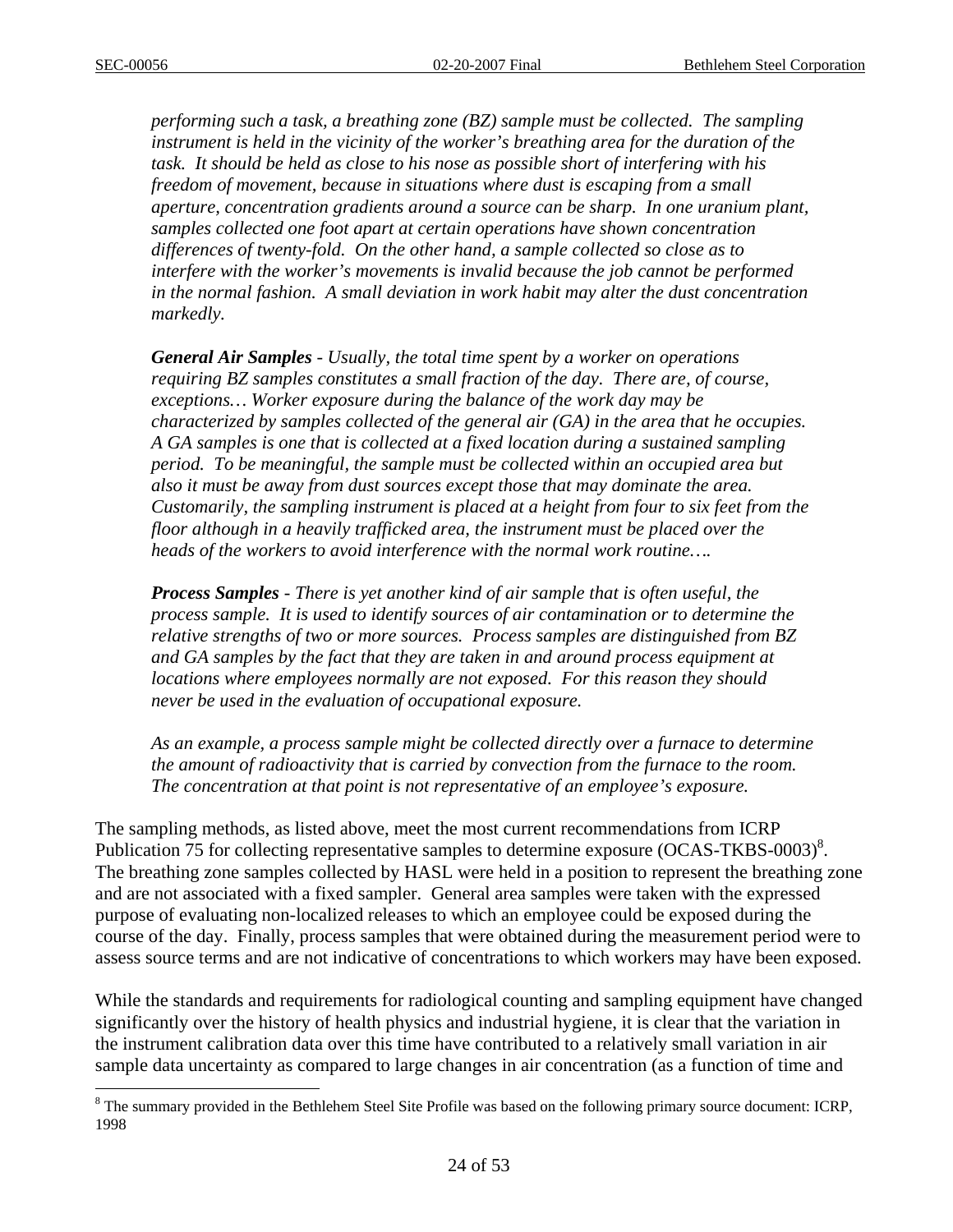*performing such a task, a breathing zone (BZ) sample must be collected. The sampling instrument is held in the vicinity of the worker's breathing area for the duration of the task. It should be held as close to his nose as possible short of interfering with his freedom of movement, because in situations where dust is escaping from a small aperture, concentration gradients around a source can be sharp. In one uranium plant, samples collected one foot apart at certain operations have shown concentration differences of twenty-fold. On the other hand, a sample collected so close as to interfere with the worker's movements is invalid because the job cannot be performed in the normal fashion. A small deviation in work habit may alter the dust concentration markedly.*

***General Air Samples*** *- Usually, the total time spent by a worker on operations requiring BZ samples constitutes a small fraction of the day. There are, of course, exceptions… Worker exposure during the balance of the work day may be characterized by samples collected of the general air (GA) in the area that he occupies. A GA samples is one that is collected at a fixed location during a sustained sampling period. To be meaningful, the sample must be collected within an occupied area but also it must be away from dust sources except those that may dominate the area. Customarily, the sampling instrument is placed at a height from four to six feet from the floor although in a heavily trafficked area, the instrument must be placed over the heads of the workers to avoid interference with the normal work routine….*

***Process Samples*** *- There is yet another kind of air sample that is often useful, the process sample. It is used to identify sources of air contamination or to determine the relative strengths of two or more sources. Process samples are distinguished from BZ and GA samples by the fact that they are taken in and around process equipment at locations where employees normally are not exposed. For this reason they should never be used in the evaluation of occupational exposure.*

*As an example, a process sample might be collected directly over a furnace to determine the amount of radioactivity that is carried by convection from the furnace to the room. The concentration at that point is not representative of an employee's exposure.*

The sampling methods, as listed above, meet the most current recommendations from ICRP Publication 75 for collecting representative samples to determine exposure (OCAS-TKBS-0003)[8]. The breathing zone samples collected by HASL were held in a position to represent the breathing zone and are not associated with a fixed sampler. General area samples were taken with the expressed purpose of evaluating non-localized releases to which an employee could be exposed during the course of the day. Finally, process samples that were obtained during the measurement period were to assess source terms and are not indicative of concentrations to which workers may have been exposed.

While the standards and requirements for radiological counting and sampling equipment have changed significantly over the history of health physics and industrial hygiene, it is clear that the variation in the instrument calibration data over this time have contributed to a relatively small variation in air sample data uncertainty as compared to large changes in air concentration (as a function of time and

[8] The summary provided in the Bethlehem Steel Site Profile was based on the following primary source document: ICRP, 1998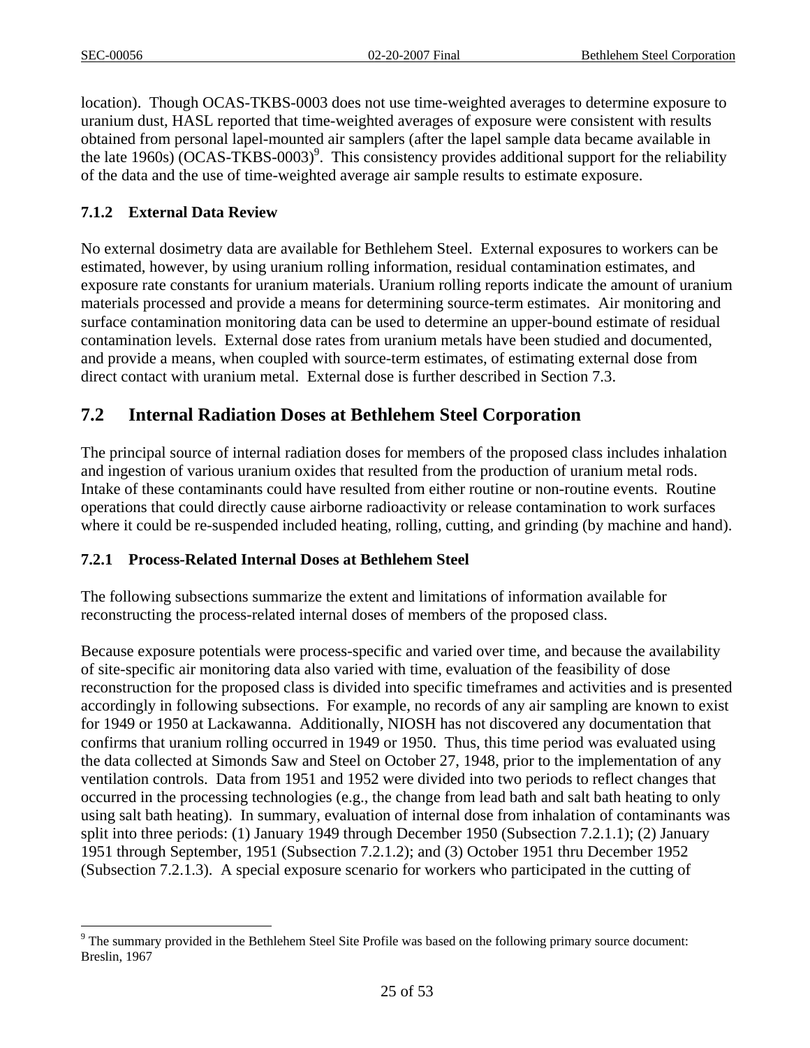location). Though OCAS-TKBS-0003 does not use time-weighted averages to determine exposure to uranium dust, HASL reported that time-weighted averages of exposure were consistent with results obtained from personal lapel-mounted air samplers (after the lapel sample data became available in the late 1960s) (OCAS-TKBS-0003)[9]. This consistency provides additional support for the reliability of the data and the use of time-weighted average air sample results to estimate exposure.

### 7.1.2 External Data Review

No external dosimetry data are available for Bethlehem Steel. External exposures to workers can be estimated, however, by using uranium rolling information, residual contamination estimates, and exposure rate constants for uranium materials. Uranium rolling reports indicate the amount of uranium materials processed and provide a means for determining source-term estimates. Air monitoring and surface contamination monitoring data can be used to determine an upper-bound estimate of residual contamination levels. External dose rates from uranium metals have been studied and documented, and provide a means, when coupled with source-term estimates, of estimating external dose from direct contact with uranium metal. External dose is further described in Section 7.3.

## 7.2 Internal Radiation Doses at Bethlehem Steel Corporation

The principal source of internal radiation doses for members of the proposed class includes inhalation and ingestion of various uranium oxides that resulted from the production of uranium metal rods. Intake of these contaminants could have resulted from either routine or non-routine events. Routine operations that could directly cause airborne radioactivity or release contamination to work surfaces where it could be re-suspended included heating, rolling, cutting, and grinding (by machine and hand).

### 7.2.1 Process-Related Internal Doses at Bethlehem Steel

The following subsections summarize the extent and limitations of information available for reconstructing the process-related internal doses of members of the proposed class.

Because exposure potentials were process-specific and varied over time, and because the availability of site-specific air monitoring data also varied with time, evaluation of the feasibility of dose reconstruction for the proposed class is divided into specific timeframes and activities and is presented accordingly in following subsections. For example, no records of any air sampling are known to exist for 1949 or 1950 at Lackawanna. Additionally, NIOSH has not discovered any documentation that confirms that uranium rolling occurred in 1949 or 1950. Thus, this time period was evaluated using the data collected at Simonds Saw and Steel on October 27, 1948, prior to the implementation of any ventilation controls. Data from 1951 and 1952 were divided into two periods to reflect changes that occurred in the processing technologies (e.g., the change from lead bath and salt bath heating to only using salt bath heating). In summary, evaluation of internal dose from inhalation of contaminants was split into three periods: (1) January 1949 through December 1950 (Subsection 7.2.1.1); (2) January 1951 through September, 1951 (Subsection 7.2.1.2); and (3) October 1951 thru December 1952 (Subsection 7.2.1.3). A special exposure scenario for workers who participated in the cutting of

---

[9] The summary provided in the Bethlehem Steel Site Profile was based on the following primary source document: Breslin, 1967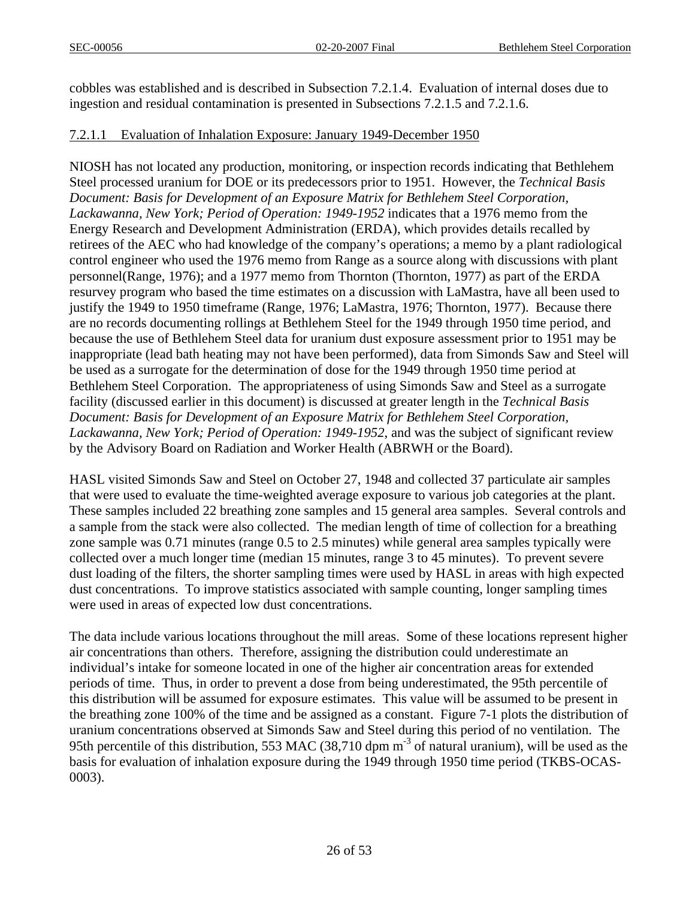cobbles was established and is described in Subsection 7.2.1.4. Evaluation of internal doses due to ingestion and residual contamination is presented in Subsections 7.2.1.5 and 7.2.1.6.

#### 7.2.1.1 Evaluation of Inhalation Exposure: January 1949-December 1950

NIOSH has not located any production, monitoring, or inspection records indicating that Bethlehem Steel processed uranium for DOE or its predecessors prior to 1951. However, the *Technical Basis Document: Basis for Development of an Exposure Matrix for Bethlehem Steel Corporation, Lackawanna, New York; Period of Operation: 1949-1952* indicates that a 1976 memo from the Energy Research and Development Administration (ERDA), which provides details recalled by retirees of the AEC who had knowledge of the company's operations; a memo by a plant radiological control engineer who used the 1976 memo from Range as a source along with discussions with plant personnel(Range, 1976); and a 1977 memo from Thornton (Thornton, 1977) as part of the ERDA resurvey program who based the time estimates on a discussion with LaMastra, have all been used to justify the 1949 to 1950 timeframe (Range, 1976; LaMastra, 1976; Thornton, 1977). Because there are no records documenting rollings at Bethlehem Steel for the 1949 through 1950 time period, and because the use of Bethlehem Steel data for uranium dust exposure assessment prior to 1951 may be inappropriate (lead bath heating may not have been performed), data from Simonds Saw and Steel will be used as a surrogate for the determination of dose for the 1949 through 1950 time period at Bethlehem Steel Corporation. The appropriateness of using Simonds Saw and Steel as a surrogate facility (discussed earlier in this document) is discussed at greater length in the *Technical Basis Document: Basis for Development of an Exposure Matrix for Bethlehem Steel Corporation, Lackawanna, New York; Period of Operation: 1949-1952*, and was the subject of significant review by the Advisory Board on Radiation and Worker Health (ABRWH or the Board).

HASL visited Simonds Saw and Steel on October 27, 1948 and collected 37 particulate air samples that were used to evaluate the time-weighted average exposure to various job categories at the plant. These samples included 22 breathing zone samples and 15 general area samples. Several controls and a sample from the stack were also collected. The median length of time of collection for a breathing zone sample was 0.71 minutes (range 0.5 to 2.5 minutes) while general area samples typically were collected over a much longer time (median 15 minutes, range 3 to 45 minutes). To prevent severe dust loading of the filters, the shorter sampling times were used by HASL in areas with high expected dust concentrations. To improve statistics associated with sample counting, longer sampling times were used in areas of expected low dust concentrations.

The data include various locations throughout the mill areas. Some of these locations represent higher air concentrations than others. Therefore, assigning the distribution could underestimate an individual's intake for someone located in one of the higher air concentration areas for extended periods of time. Thus, in order to prevent a dose from being underestimated, the 95th percentile of this distribution will be assumed for exposure estimates. This value will be assumed to be present in the breathing zone 100% of the time and be assigned as a constant. Figure 7-1 plots the distribution of uranium concentrations observed at Simonds Saw and Steel during this period of no ventilation. The 95th percentile of this distribution, 553 MAC (38,710 dpm $m^{-3}$ of natural uranium), will be used as the basis for evaluation of inhalation exposure during the 1949 through 1950 time period (TKBS-OCAS-0003).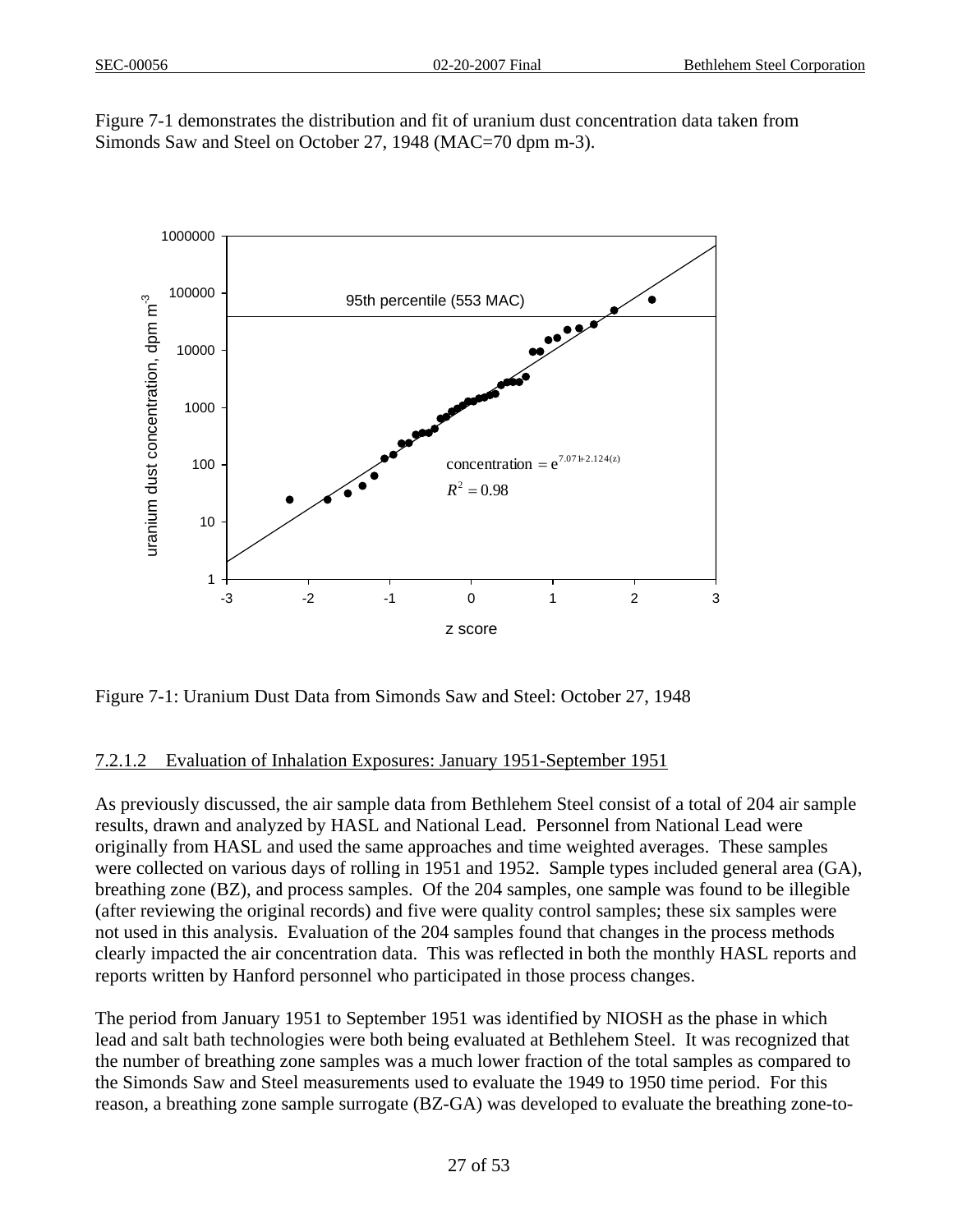Figure 7-1 demonstrates the distribution and fit of uranium dust concentration data taken from Simonds Saw and Steel on October 27, 1948 (MAC=70 dpm m-3).

Figure 7-1: Uranium Dust Data from Simonds Saw and Steel: October 27, 1948

#### 7.2.1.2 Evaluation of Inhalation Exposures: January 1951-September 1951

As previously discussed, the air sample data from Bethlehem Steel consist of a total of 204 air sample results, drawn and analyzed by HASL and National Lead. Personnel from National Lead were originally from HASL and used the same approaches and time weighted averages. These samples were collected on various days of rolling in 1951 and 1952. Sample types included general area (GA), breathing zone (BZ), and process samples. Of the 204 samples, one sample was found to be illegible (after reviewing the original records) and five were quality control samples; these six samples were not used in this analysis. Evaluation of the 204 samples found that changes in the process methods clearly impacted the air concentration data. This was reflected in both the monthly HASL reports and reports written by Hanford personnel who participated in those process changes.

The period from January 1951 to September 1951 was identified by NIOSH as the phase in which lead and salt bath technologies were both being evaluated at Bethlehem Steel. It was recognized that the number of breathing zone samples was a much lower fraction of the total samples as compared to the Simonds Saw and Steel measurements used to evaluate the 1949 to 1950 time period. For this reason, a breathing zone sample surrogate (BZ-GA) was developed to evaluate the breathing zone-to-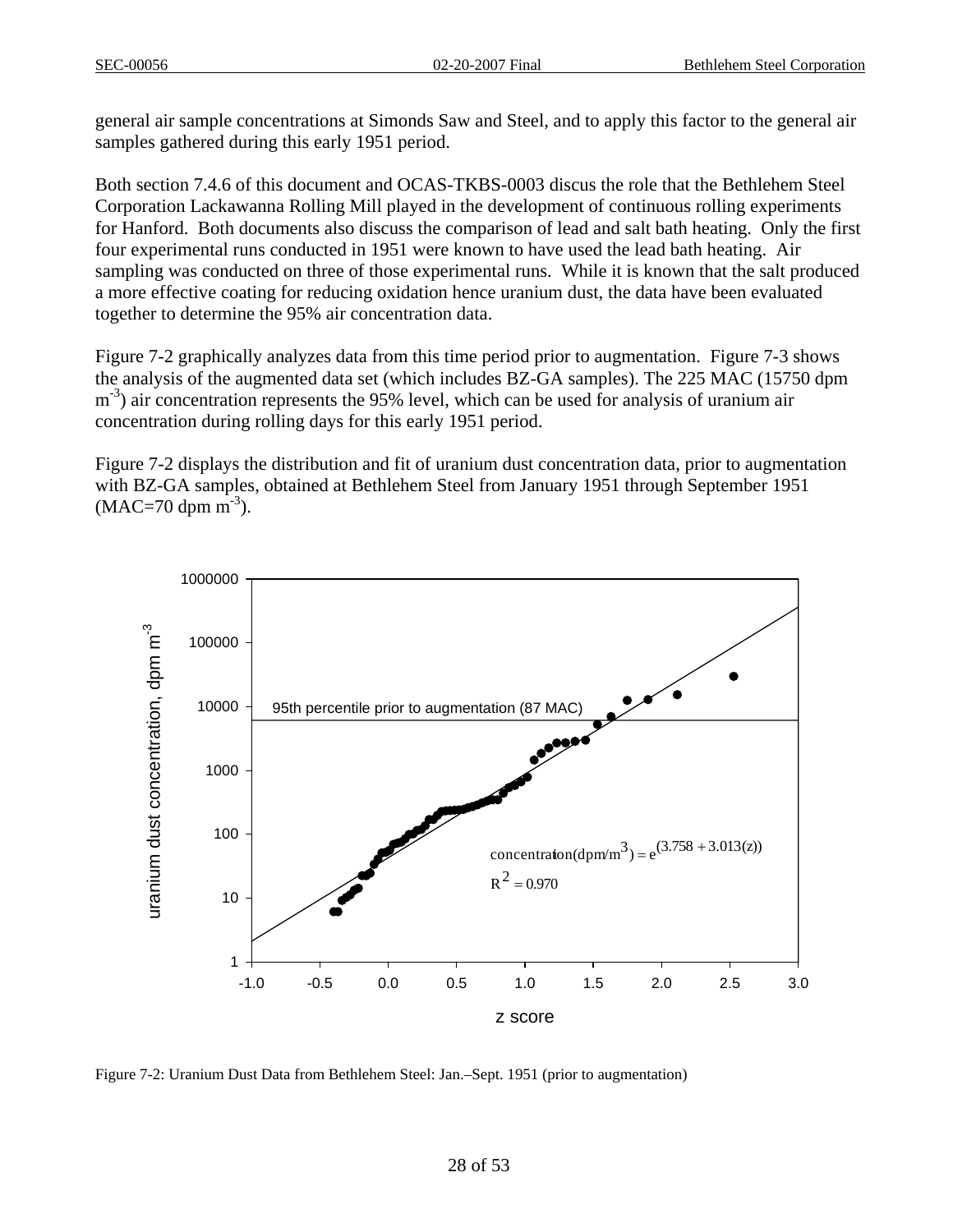general air sample concentrations at Simonds Saw and Steel, and to apply this factor to the general air samples gathered during this early 1951 period.

Both section 7.4.6 of this document and OCAS-TKBS-0003 discus the role that the Bethlehem Steel Corporation Lackawanna Rolling Mill played in the development of continuous rolling experiments for Hanford. Both documents also discuss the comparison of lead and salt bath heating. Only the first four experimental runs conducted in 1951 were known to have used the lead bath heating. Air sampling was conducted on three of those experimental runs. While it is known that the salt produced a more effective coating for reducing oxidation hence uranium dust, the data have been evaluated together to determine the 95% air concentration data.

Figure 7-2 graphically analyzes data from this time period prior to augmentation. Figure 7-3 shows the analysis of the augmented data set (which includes BZ-GA samples). The 225 MAC (15750 dpm $m^{-3}$) air concentration represents the 95% level, which can be used for analysis of uranium air concentration during rolling days for this early 1951 period.

Figure 7-2 displays the distribution and fit of uranium dust concentration data, prior to augmentation with BZ-GA samples, obtained at Bethlehem Steel from January 1951 through September 1951 (MAC=70 dpm $m^{-3}$).

95th percentile prior to augmentation (87 MAC)

$$\text{concentration}(\text{dpm/m}^3) = e^{(3.758 + 3.013(z))}$$

$$R^2 = 0.970$$

Figure 7-2: Uranium Dust Data from Bethlehem Steel: Jan.–Sept. 1951 (prior to augmentation)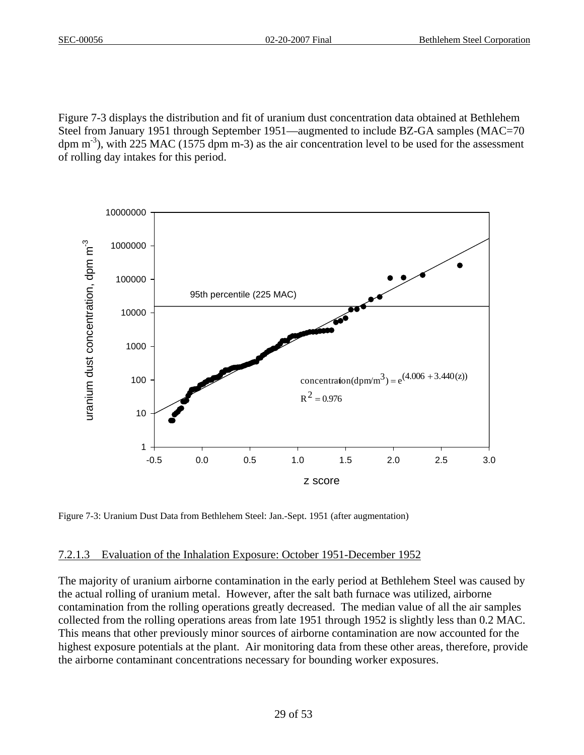Figure 7-3 displays the distribution and fit of uranium dust concentration data obtained at Bethlehem Steel from January 1951 through September 1951—augmented to include BZ-GA samples (MAC=70 dpm $m^{-3}$), with 225 MAC (1575 dpm m-3) as the air concentration level to be used for the assessment of rolling day intakes for this period.

Figure 7-3: Uranium Dust Data from Bethlehem Steel: Jan.-Sept. 1951 (after augmentation)

### 7.2.1.3 Evaluation of the Inhalation Exposure: October 1951-December 1952

The majority of uranium airborne contamination in the early period at Bethlehem Steel was caused by the actual rolling of uranium metal. However, after the salt bath furnace was utilized, airborne contamination from the rolling operations greatly decreased. The median value of all the air samples collected from the rolling operations areas from late 1951 through 1952 is slightly less than 0.2 MAC. This means that other previously minor sources of airborne contamination are now accounted for the highest exposure potentials at the plant. Air monitoring data from these other areas, therefore, provide the airborne contaminant concentrations necessary for bounding worker exposures.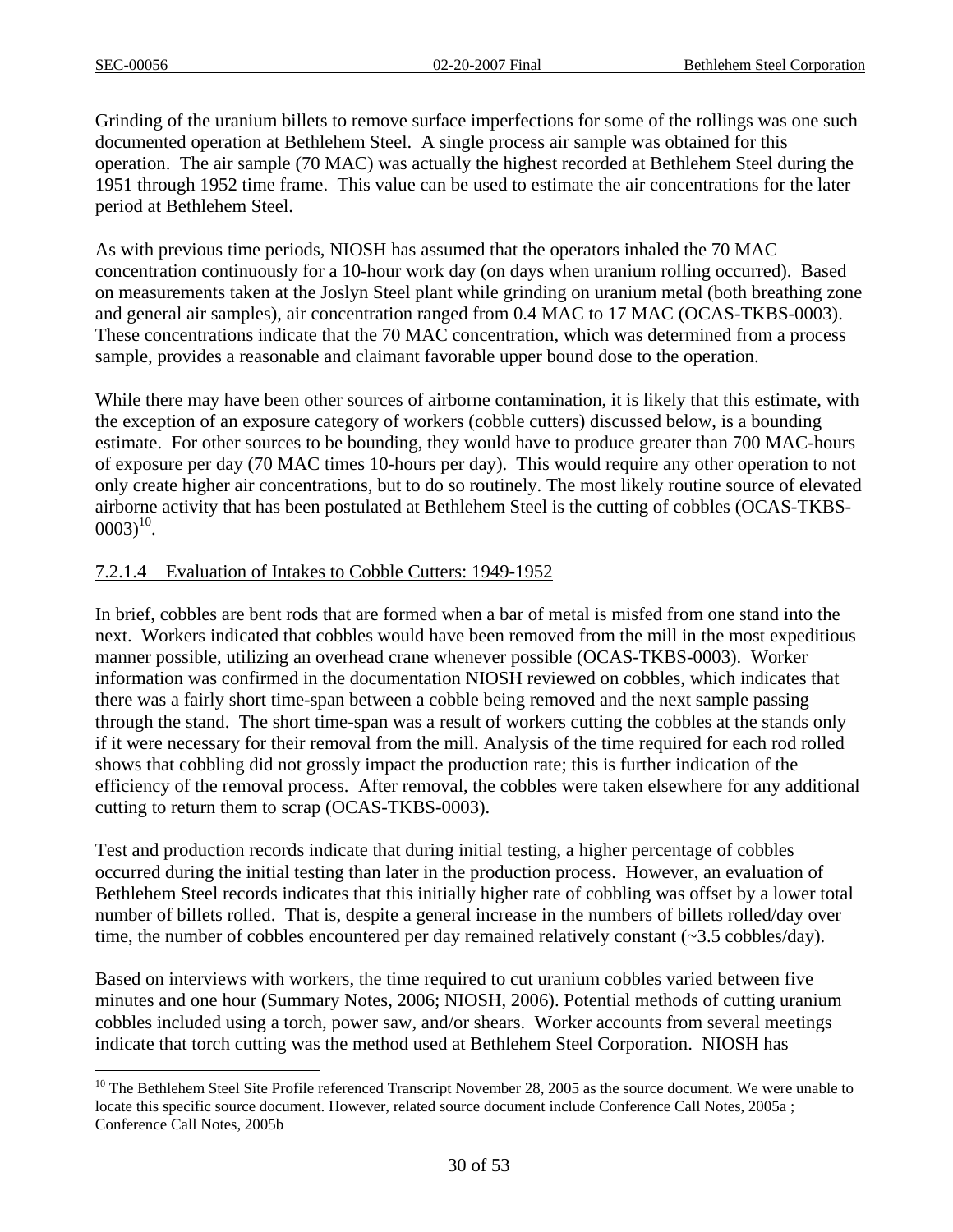Grinding of the uranium billets to remove surface imperfections for some of the rollings was one such documented operation at Bethlehem Steel. A single process air sample was obtained for this operation. The air sample (70 MAC) was actually the highest recorded at Bethlehem Steel during the 1951 through 1952 time frame. This value can be used to estimate the air concentrations for the later period at Bethlehem Steel.

As with previous time periods, NIOSH has assumed that the operators inhaled the 70 MAC concentration continuously for a 10-hour work day (on days when uranium rolling occurred). Based on measurements taken at the Joslyn Steel plant while grinding on uranium metal (both breathing zone and general air samples), air concentration ranged from 0.4 MAC to 17 MAC (OCAS-TKBS-0003). These concentrations indicate that the 70 MAC concentration, which was determined from a process sample, provides a reasonable and claimant favorable upper bound dose to the operation.

While there may have been other sources of airborne contamination, it is likely that this estimate, with the exception of an exposure category of workers (cobble cutters) discussed below, is a bounding estimate. For other sources to be bounding, they would have to produce greater than 700 MAC-hours of exposure per day (70 MAC times 10-hours per day). This would require any other operation to not only create higher air concentrations, but to do so routinely. The most likely routine source of elevated airborne activity that has been postulated at Bethlehem Steel is the cutting of cobbles (OCAS-TKBS-0003)[10].

## 7.2.1.4 Evaluation of Intakes to Cobble Cutters: 1949-1952

In brief, cobbles are bent rods that are formed when a bar of metal is misfed from one stand into the next. Workers indicated that cobbles would have been removed from the mill in the most expeditious manner possible, utilizing an overhead crane whenever possible (OCAS-TKBS-0003). Worker information was confirmed in the documentation NIOSH reviewed on cobbles, which indicates that there was a fairly short time-span between a cobble being removed and the next sample passing through the stand. The short time-span was a result of workers cutting the cobbles at the stands only if it were necessary for their removal from the mill. Analysis of the time required for each rod rolled shows that cobbling did not grossly impact the production rate; this is further indication of the efficiency of the removal process. After removal, the cobbles were taken elsewhere for any additional cutting to return them to scrap (OCAS-TKBS-0003).

Test and production records indicate that during initial testing, a higher percentage of cobbles occurred during the initial testing than later in the production process. However, an evaluation of Bethlehem Steel records indicates that this initially higher rate of cobbling was offset by a lower total number of billets rolled. That is, despite a general increase in the numbers of billets rolled/day over time, the number of cobbles encountered per day remained relatively constant (~3.5 cobbles/day).

Based on interviews with workers, the time required to cut uranium cobbles varied between five minutes and one hour (Summary Notes, 2006; NIOSH, 2006). Potential methods of cutting uranium cobbles included using a torch, power saw, and/or shears. Worker accounts from several meetings indicate that torch cutting was the method used at Bethlehem Steel Corporation. NIOSH has

---

[10] The Bethlehem Steel Site Profile referenced Transcript November 28, 2005 as the source document. We were unable to locate this specific source document. However, related source document include Conference Call Notes, 2005a ; Conference Call Notes, 2005b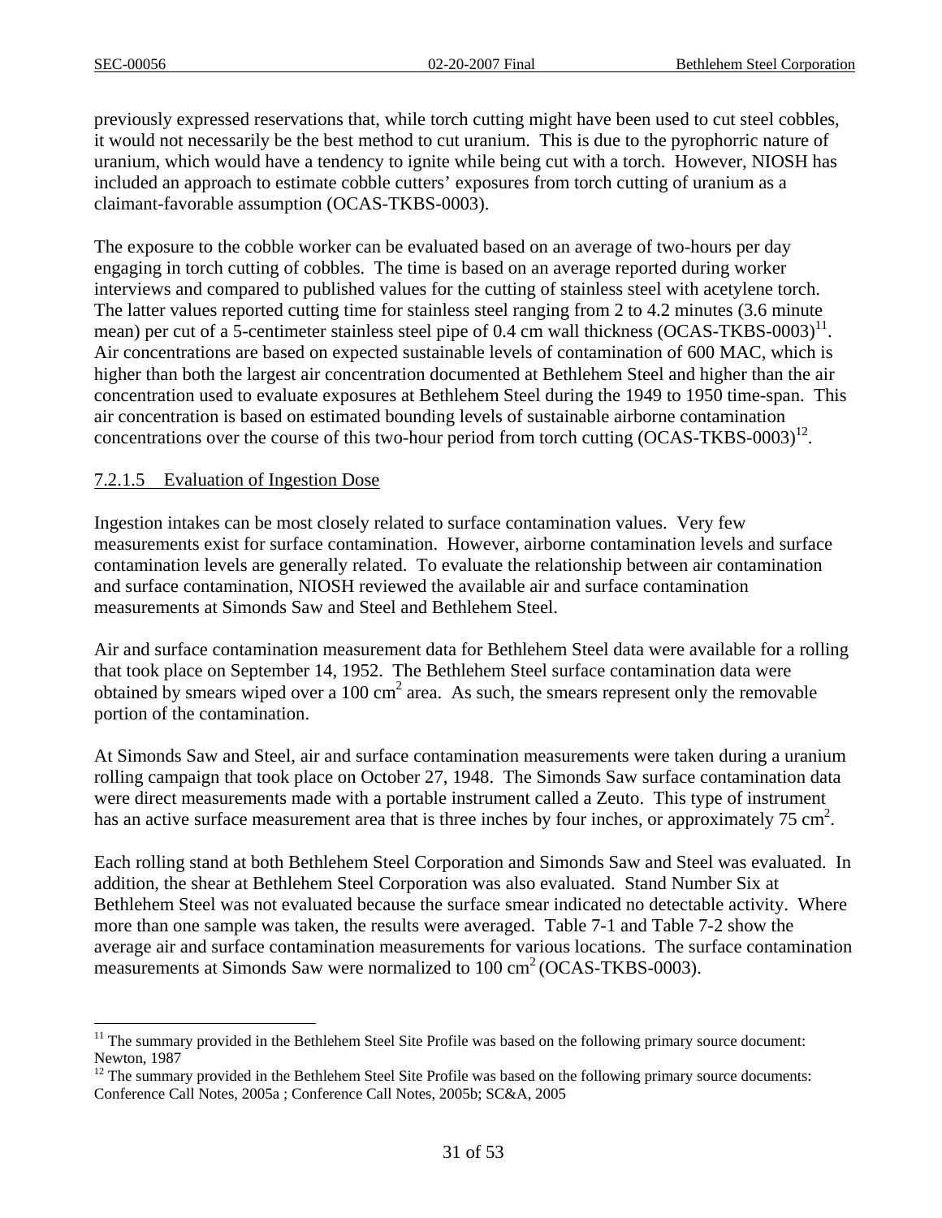previously expressed reservations that, while torch cutting might have been used to cut steel cobbles, it would not necessarily be the best method to cut uranium. This is due to the pyrophorric nature of uranium, which would have a tendency to ignite while being cut with a torch. However, NIOSH has included an approach to estimate cobble cutters' exposures from torch cutting of uranium as a claimant-favorable assumption (OCAS-TKBS-0003).

The exposure to the cobble worker can be evaluated based on an average of two-hours per day engaging in torch cutting of cobbles. The time is based on an average reported during worker interviews and compared to published values for the cutting of stainless steel with acetylene torch. The latter values reported cutting time for stainless steel ranging from 2 to 4.2 minutes (3.6 minute mean) per cut of a 5-centimeter stainless steel pipe of 0.4 cm wall thickness (OCAS-TKBS-0003)[11]. Air concentrations are based on expected sustainable levels of contamination of 600 MAC, which is higher than both the largest air concentration documented at Bethlehem Steel and higher than the air concentration used to evaluate exposures at Bethlehem Steel during the 1949 to 1950 time-span. This air concentration is based on estimated bounding levels of sustainable airborne contamination concentrations over the course of this two-hour period from torch cutting (OCAS-TKBS-0003)[12].

#### 7.2.1.5 Evaluation of Ingestion Dose

Ingestion intakes can be most closely related to surface contamination values. Very few measurements exist for surface contamination. However, airborne contamination levels and surface contamination levels are generally related. To evaluate the relationship between air contamination and surface contamination, NIOSH reviewed the available air and surface contamination measurements at Simonds Saw and Steel and Bethlehem Steel.

Air and surface contamination measurement data for Bethlehem Steel data were available for a rolling that took place on September 14, 1952. The Bethlehem Steel surface contamination data were obtained by smears wiped over a 100 $cm^2$ area. As such, the smears represent only the removable portion of the contamination.

At Simonds Saw and Steel, air and surface contamination measurements were taken during a uranium rolling campaign that took place on October 27, 1948. The Simonds Saw surface contamination data were direct measurements made with a portable instrument called a Zeuto. This type of instrument has an active surface measurement area that is three inches by four inches, or approximately 75 $cm^2$.

Each rolling stand at both Bethlehem Steel Corporation and Simonds Saw and Steel was evaluated. In addition, the shear at Bethlehem Steel Corporation was also evaluated. Stand Number Six at Bethlehem Steel was not evaluated because the surface smear indicated no detectable activity. Where more than one sample was taken, the results were averaged. Table 7-1 and Table 7-2 show the average air and surface contamination measurements for various locations. The surface contamination measurements at Simonds Saw were normalized to 100 $cm^2$ (OCAS-TKBS-0003).

---

[11] The summary provided in the Bethlehem Steel Site Profile was based on the following primary source document: Newton, 1987

[12] The summary provided in the Bethlehem Steel Site Profile was based on the following primary source documents: Conference Call Notes, 2005a ; Conference Call Notes, 2005b; SC&A, 2005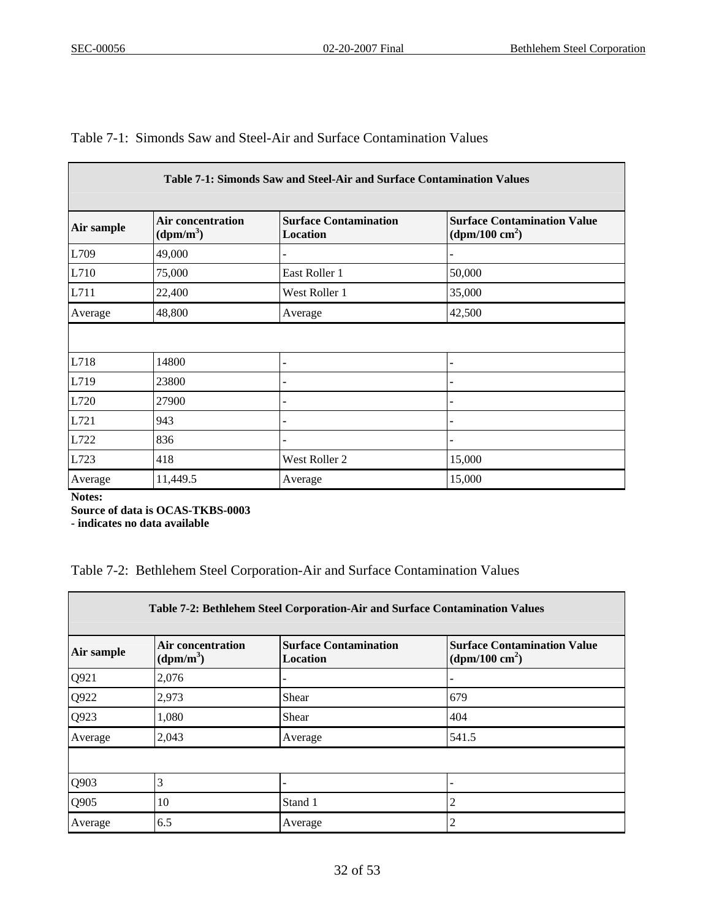Table 7-1: Simonds Saw and Steel-Air and Surface Contamination Values

| Table 7-1: Simonds Saw and Steel-Air and Surface Contamination Values | | | |
|---|---|---|---|
| **Air sample** | **Air concentration ($dpm/m^3$)** | **Surface Contamination Location** | **Surface Contamination Value ($dpm/100\ cm^2$)** |
| L709 | 49,000 | - | - |
| L710 | 75,000 | East Roller 1 | 50,000 |
| L711 | 22,400 | West Roller 1 | 35,000 |
| Average | 48,800 | Average | 42,500 |
| | | | |
| L718 | 14800 | - | - |
| L719 | 23800 | - | - |
| L720 | 27900 | - | - |
| L721 | 943 | - | - |
| L722 | 836 | - | - |
| L723 | 418 | West Roller 2 | 15,000 |
| Average | 11,449.5 | Average | 15,000 |

**Notes:**
**Source of data is OCAS-TKBS-0003**
**- indicates no data available**

Table 7-2: Bethlehem Steel Corporation-Air and Surface Contamination Values

| Table 7-2: Bethlehem Steel Corporation-Air and Surface Contamination Values | | | |
|---|---|---|---|
| **Air sample** | **Air concentration ($dpm/m^3$)** | **Surface Contamination Location** | **Surface Contamination Value ($dpm/100\ cm^2$)** |
| Q921 | 2,076 | - | - |
| Q922 | 2,973 | Shear | 679 |
| Q923 | 1,080 | Shear | 404 |
| Average | 2,043 | Average | 541.5 |
| | | | |
| Q903 | 3 | - | - |
| Q905 | 10 | Stand 1 | 2 |
| Average | 6.5 | Average | 2 |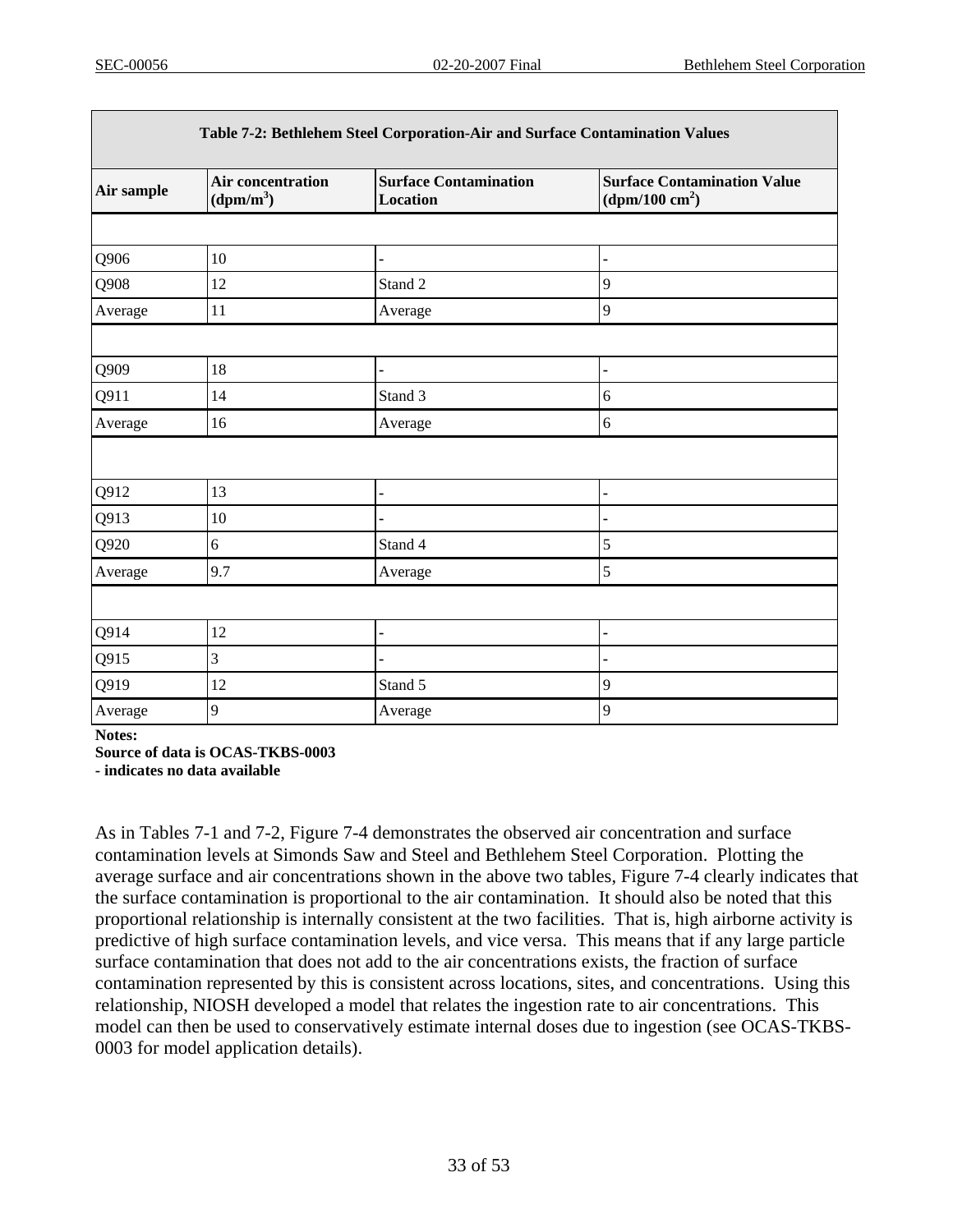| Table 7-2: Bethlehem Steel Corporation-Air and Surface Contamination Values | | | |
|---|---|---|---|
| **Air sample** | **Air concentration ($dpm/m^3$)** | **Surface Contamination Location** | **Surface Contamination Value ($dpm/100\ cm^2$)** |
| | | | |
| Q906 | 10 | - | - |
| Q908 | 12 | Stand 2 | 9 |
| Average | 11 | Average | 9 |
| | | | |
| Q909 | 18 | - | - |
| Q911 | 14 | Stand 3 | 6 |
| Average | 16 | Average | 6 |
| | | | |
| Q912 | 13 | - | - |
| Q913 | 10 | - | - |
| Q920 | 6 | Stand 4 | 5 |
| Average | 9.7 | Average | 5 |
| | | | |
| Q914 | 12 | - | - |
| Q915 | 3 | - | - |
| Q919 | 12 | Stand 5 | 9 |
| Average | 9 | Average | 9 |

**Notes:**
**Source of data is OCAS-TKBS-0003**
**- indicates no data available**

As in Tables 7-1 and 7-2, Figure 7-4 demonstrates the observed air concentration and surface contamination levels at Simonds Saw and Steel and Bethlehem Steel Corporation. Plotting the average surface and air concentrations shown in the above two tables, Figure 7-4 clearly indicates that the surface contamination is proportional to the air contamination. It should also be noted that this proportional relationship is internally consistent at the two facilities. That is, high airborne activity is predictive of high surface contamination levels, and vice versa. This means that if any large particle surface contamination that does not add to the air concentrations exists, the fraction of surface contamination represented by this is consistent across locations, sites, and concentrations. Using this relationship, NIOSH developed a model that relates the ingestion rate to air concentrations. This model can then be used to conservatively estimate internal doses due to ingestion (see OCAS-TKBS-0003 for model application details).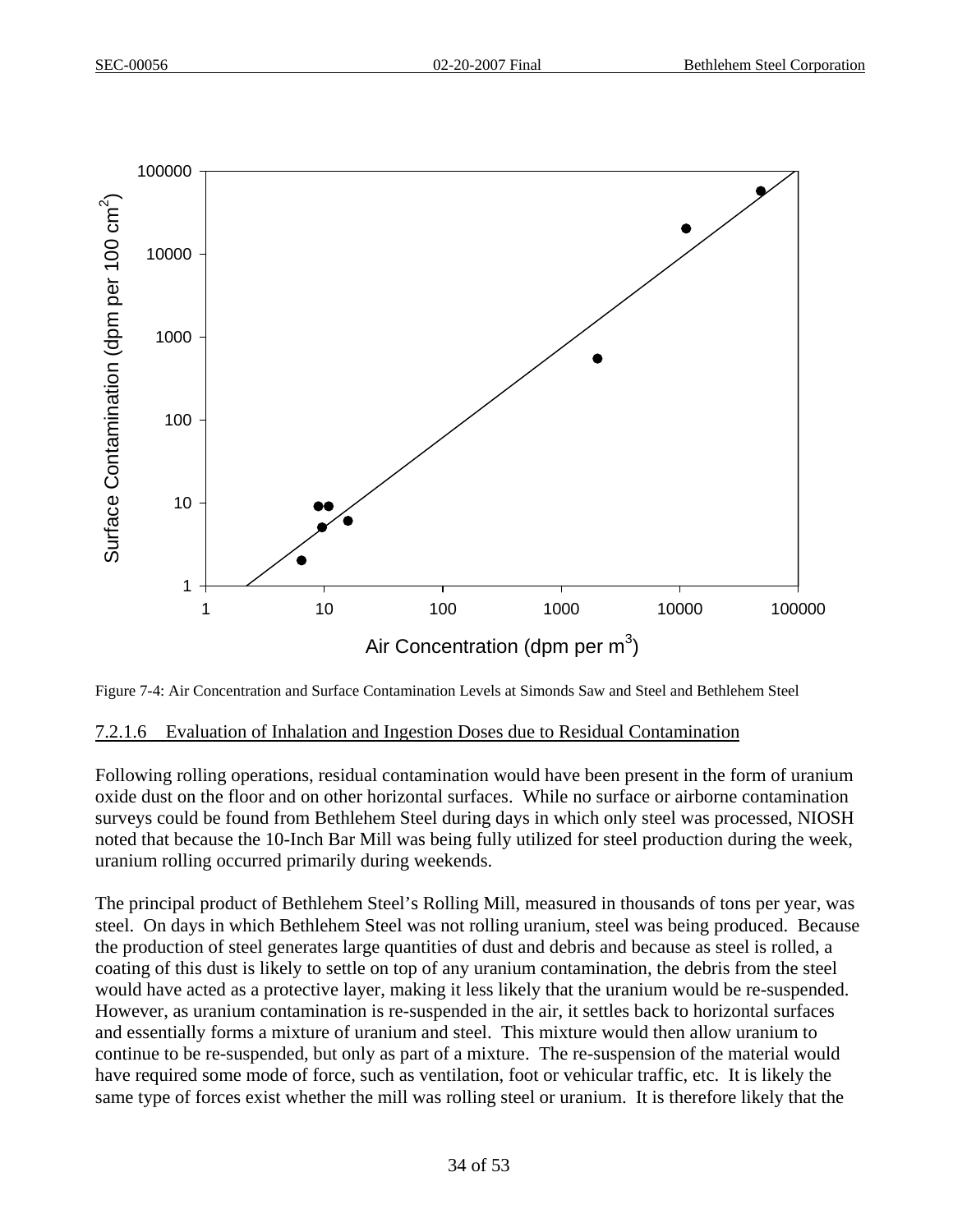Figure 7-4: Air Concentration and Surface Contamination Levels at Simonds Saw and Steel and Bethlehem Steel

#### 7.2.1.6 Evaluation of Inhalation and Ingestion Doses due to Residual Contamination

Following rolling operations, residual contamination would have been present in the form of uranium oxide dust on the floor and on other horizontal surfaces. While no surface or airborne contamination surveys could be found from Bethlehem Steel during days in which only steel was processed, NIOSH noted that because the 10-Inch Bar Mill was being fully utilized for steel production during the week, uranium rolling occurred primarily during weekends.

The principal product of Bethlehem Steel's Rolling Mill, measured in thousands of tons per year, was steel. On days in which Bethlehem Steel was not rolling uranium, steel was being produced. Because the production of steel generates large quantities of dust and debris and because as steel is rolled, a coating of this dust is likely to settle on top of any uranium contamination, the debris from the steel would have acted as a protective layer, making it less likely that the uranium would be re-suspended. However, as uranium contamination is re-suspended in the air, it settles back to horizontal surfaces and essentially forms a mixture of uranium and steel. This mixture would then allow uranium to continue to be re-suspended, but only as part of a mixture. The re-suspension of the material would have required some mode of force, such as ventilation, foot or vehicular traffic, etc. It is likely the same type of forces exist whether the mill was rolling steel or uranium. It is therefore likely that the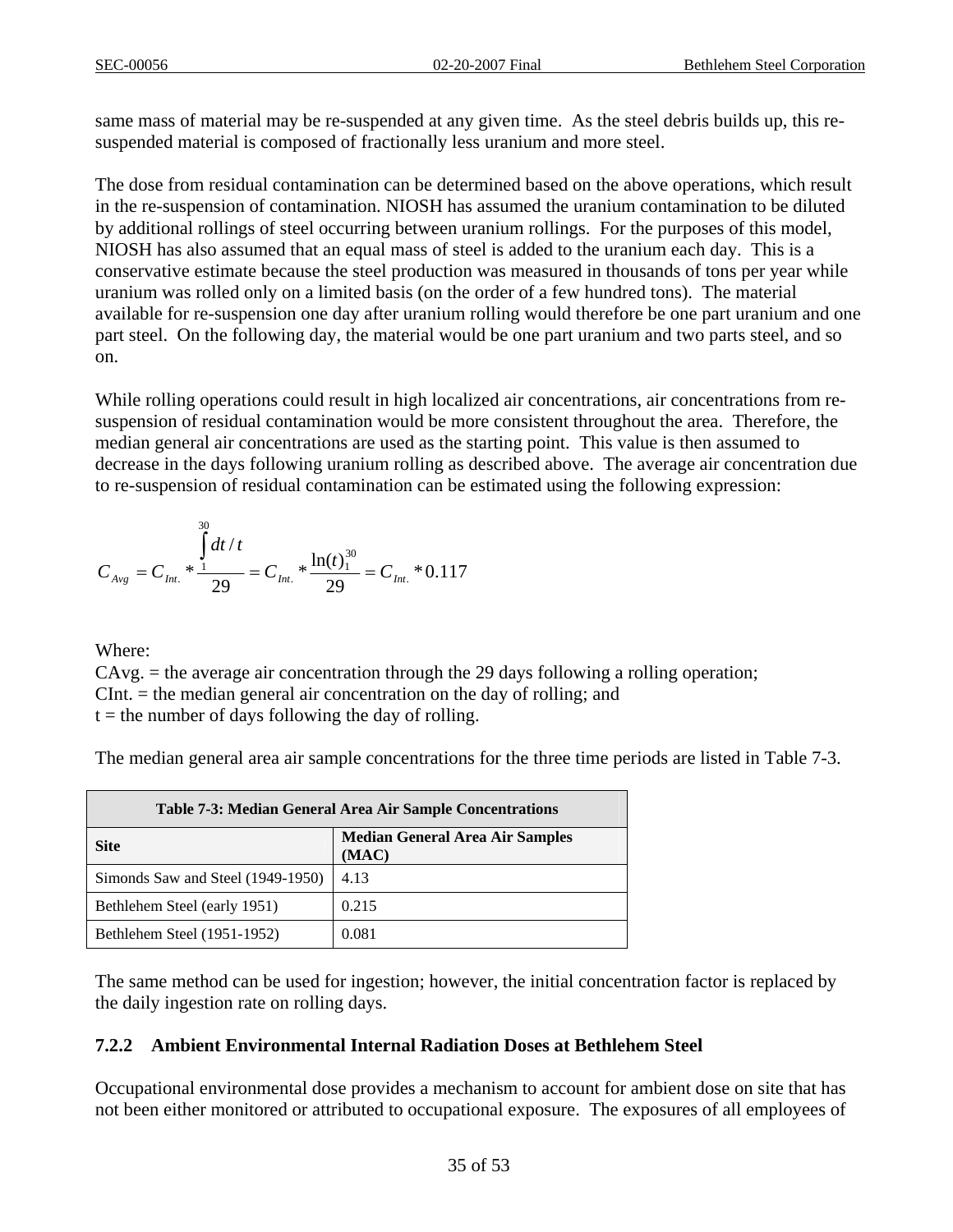same mass of material may be re-suspended at any given time. As the steel debris builds up, this re-suspended material is composed of fractionally less uranium and more steel.

The dose from residual contamination can be determined based on the above operations, which result in the re-suspension of contamination. NIOSH has assumed the uranium contamination to be diluted by additional rollings of steel occurring between uranium rollings. For the purposes of this model, NIOSH has also assumed that an equal mass of steel is added to the uranium each day. This is a conservative estimate because the steel production was measured in thousands of tons per year while uranium was rolled only on a limited basis (on the order of a few hundred tons). The material available for re-suspension one day after uranium rolling would therefore be one part uranium and one part steel. On the following day, the material would be one part uranium and two parts steel, and so on.

While rolling operations could result in high localized air concentrations, air concentrations from re-suspension of residual contamination would be more consistent throughout the area. Therefore, the median general air concentrations are used as the starting point. This value is then assumed to decrease in the days following uranium rolling as described above. The average air concentration due to re-suspension of residual contamination can be estimated using the following expression:

$$C_{Avg} = C_{Int.} * \frac{\int_{1}^{30} dt/t}{29} = C_{Int.} * \frac{\ln(t)_{1}^{30}}{29} = C_{Int.} * 0.117$$

Where:
CAvg. = the average air concentration through the 29 days following a rolling operation;
CInt. = the median general air concentration on the day of rolling; and
t = the number of days following the day of rolling.

The median general area air sample concentrations for the three time periods are listed in Table 7-3.

**Table 7-3: Median General Area Air Sample Concentrations**

| Site | Median General Area Air Samples (MAC) |
|---|---|
| Simonds Saw and Steel (1949-1950) | 4.13 |
| Bethlehem Steel (early 1951) | 0.215 |
| Bethlehem Steel (1951-1952) | 0.081 |

The same method can be used for ingestion; however, the initial concentration factor is replaced by the daily ingestion rate on rolling days.

### 7.2.2 Ambient Environmental Internal Radiation Doses at Bethlehem Steel

Occupational environmental dose provides a mechanism to account for ambient dose on site that has not been either monitored or attributed to occupational exposure. The exposures of all employees of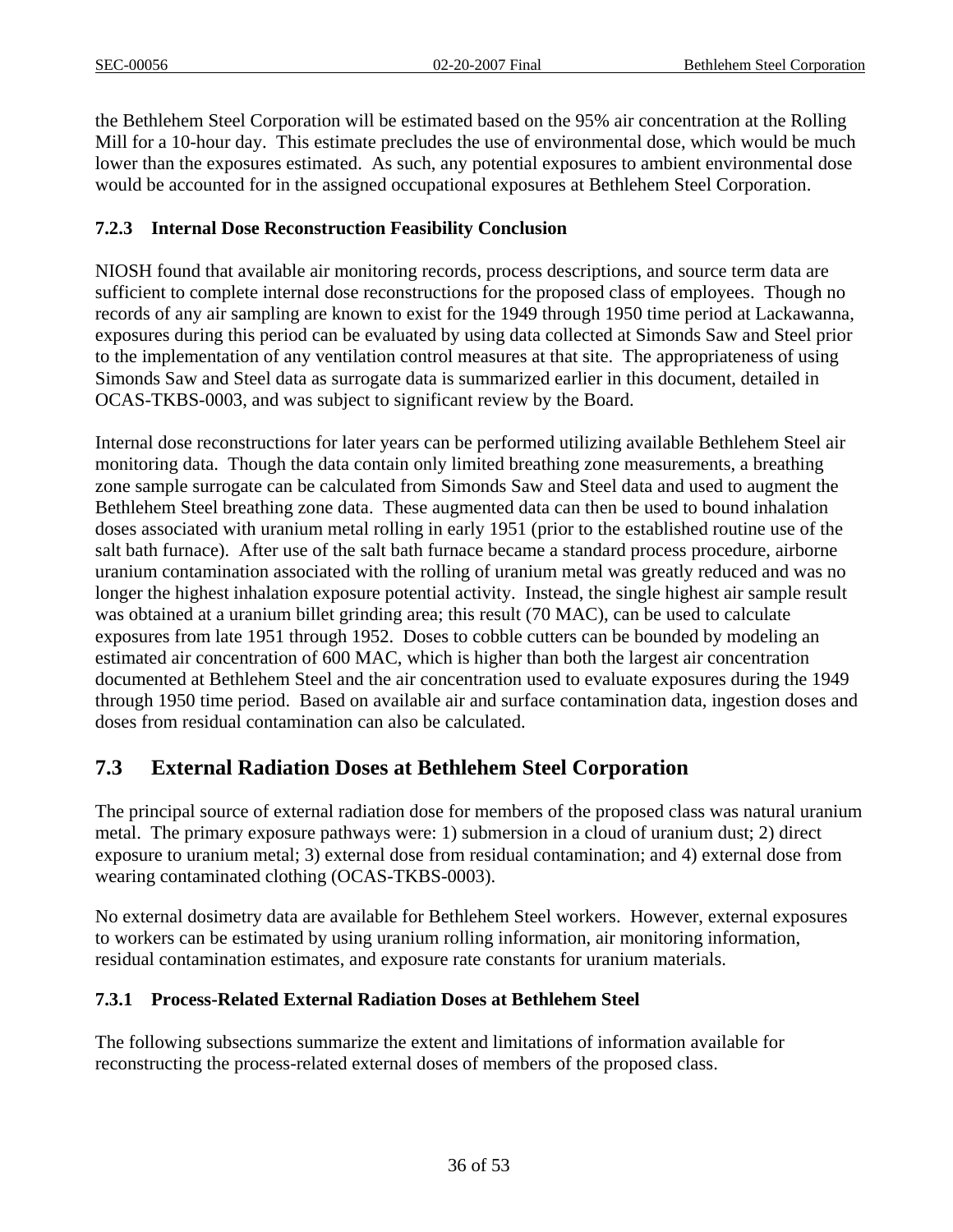the Bethlehem Steel Corporation will be estimated based on the 95% air concentration at the Rolling Mill for a 10-hour day. This estimate precludes the use of environmental dose, which would be much lower than the exposures estimated. As such, any potential exposures to ambient environmental dose would be accounted for in the assigned occupational exposures at Bethlehem Steel Corporation.

### 7.2.3 Internal Dose Reconstruction Feasibility Conclusion

NIOSH found that available air monitoring records, process descriptions, and source term data are sufficient to complete internal dose reconstructions for the proposed class of employees. Though no records of any air sampling are known to exist for the 1949 through 1950 time period at Lackawanna, exposures during this period can be evaluated by using data collected at Simonds Saw and Steel prior to the implementation of any ventilation control measures at that site. The appropriateness of using Simonds Saw and Steel data as surrogate data is summarized earlier in this document, detailed in OCAS-TKBS-0003, and was subject to significant review by the Board.

Internal dose reconstructions for later years can be performed utilizing available Bethlehem Steel air monitoring data. Though the data contain only limited breathing zone measurements, a breathing zone sample surrogate can be calculated from Simonds Saw and Steel data and used to augment the Bethlehem Steel breathing zone data. These augmented data can then be used to bound inhalation doses associated with uranium metal rolling in early 1951 (prior to the established routine use of the salt bath furnace). After use of the salt bath furnace became a standard process procedure, airborne uranium contamination associated with the rolling of uranium metal was greatly reduced and was no longer the highest inhalation exposure potential activity. Instead, the single highest air sample result was obtained at a uranium billet grinding area; this result (70 MAC), can be used to calculate exposures from late 1951 through 1952. Doses to cobble cutters can be bounded by modeling an estimated air concentration of 600 MAC, which is higher than both the largest air concentration documented at Bethlehem Steel and the air concentration used to evaluate exposures during the 1949 through 1950 time period. Based on available air and surface contamination data, ingestion doses and doses from residual contamination can also be calculated.

## 7.3 External Radiation Doses at Bethlehem Steel Corporation

The principal source of external radiation dose for members of the proposed class was natural uranium metal. The primary exposure pathways were: 1) submersion in a cloud of uranium dust; 2) direct exposure to uranium metal; 3) external dose from residual contamination; and 4) external dose from wearing contaminated clothing (OCAS-TKBS-0003).

No external dosimetry data are available for Bethlehem Steel workers. However, external exposures to workers can be estimated by using uranium rolling information, air monitoring information, residual contamination estimates, and exposure rate constants for uranium materials.

### 7.3.1 Process-Related External Radiation Doses at Bethlehem Steel

The following subsections summarize the extent and limitations of information available for reconstructing the process-related external doses of members of the proposed class.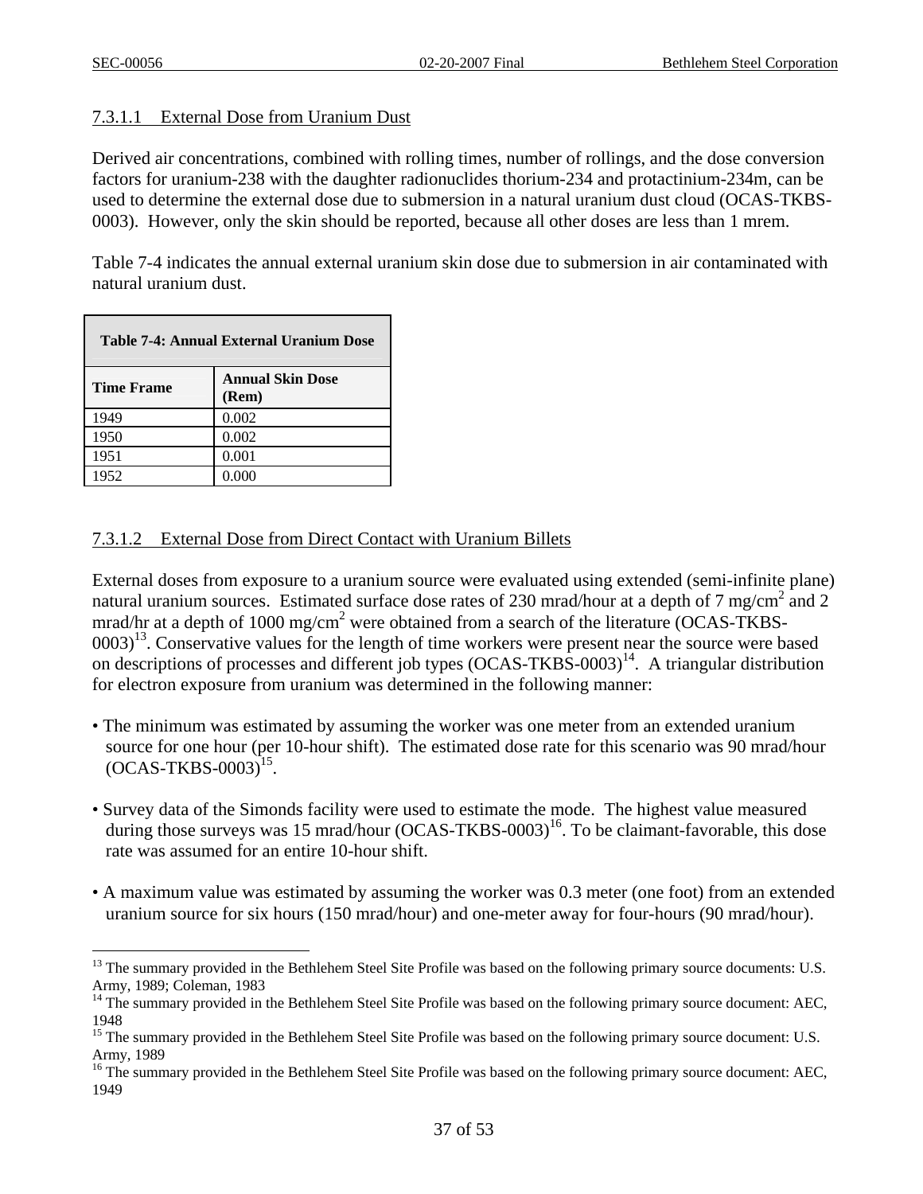#### 7.3.1.1 External Dose from Uranium Dust

Derived air concentrations, combined with rolling times, number of rollings, and the dose conversion factors for uranium-238 with the daughter radionuclides thorium-234 and protactinium-234m, can be used to determine the external dose due to submersion in a natural uranium dust cloud (OCAS-TKBS-0003). However, only the skin should be reported, because all other doses are less than 1 mrem.

Table 7-4 indicates the annual external uranium skin dose due to submersion in air contaminated with natural uranium dust.

| **Table 7-4: Annual External Uranium Dose** | |
|---|---|
| **Time Frame** | **Annual Skin Dose (Rem)** |
| 1949 | 0.002 |
| 1950 | 0.002 |
| 1951 | 0.001 |
| 1952 | 0.000 |

#### 7.3.1.2 External Dose from Direct Contact with Uranium Billets

External doses from exposure to a uranium source were evaluated using extended (semi-infinite plane) natural uranium sources. Estimated surface dose rates of 230 mrad/hour at a depth of 7 mg/cm$^2$ and 2 mrad/hr at a depth of 1000 mg/cm$^2$ were obtained from a search of the literature (OCAS-TKBS-0003)[13]. Conservative values for the length of time workers were present near the source were based on descriptions of processes and different job types (OCAS-TKBS-0003)[14]. A triangular distribution for electron exposure from uranium was determined in the following manner:

- The minimum was estimated by assuming the worker was one meter from an extended uranium source for one hour (per 10-hour shift). The estimated dose rate for this scenario was 90 mrad/hour (OCAS-TKBS-0003)[15].
- Survey data of the Simonds facility were used to estimate the mode. The highest value measured during those surveys was 15 mrad/hour (OCAS-TKBS-0003)[16]. To be claimant-favorable, this dose rate was assumed for an entire 10-hour shift.
- A maximum value was estimated by assuming the worker was 0.3 meter (one foot) from an extended uranium source for six hours (150 mrad/hour) and one-meter away for four-hours (90 mrad/hour).

---

[13] The summary provided in the Bethlehem Steel Site Profile was based on the following primary source documents: U.S. Army, 1989; Coleman, 1983

[14] The summary provided in the Bethlehem Steel Site Profile was based on the following primary source document: AEC, 1948

[15] The summary provided in the Bethlehem Steel Site Profile was based on the following primary source document: U.S. Army, 1989

[16] The summary provided in the Bethlehem Steel Site Profile was based on the following primary source document: AEC, 1949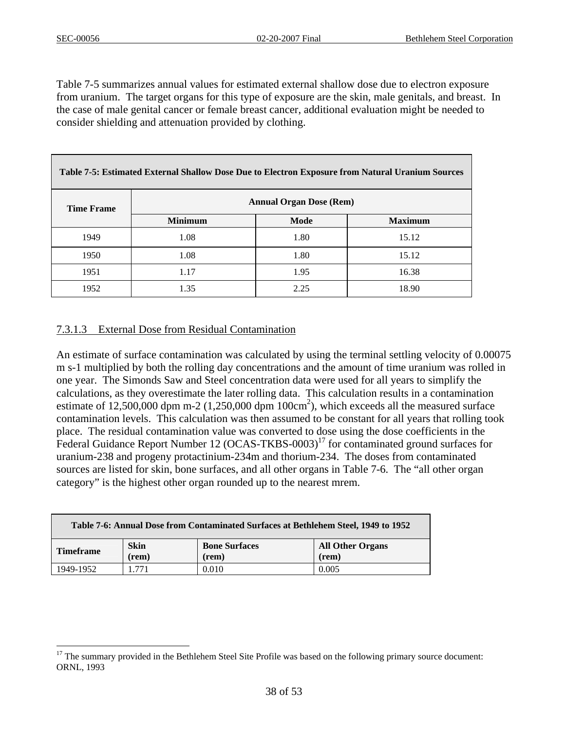Table 7-5 summarizes annual values for estimated external shallow dose due to electron exposure from uranium. The target organs for this type of exposure are the skin, male genitals, and breast. In the case of male genital cancer or female breast cancer, additional evaluation might be needed to consider shielding and attenuation provided by clothing.

| Table 7-5: Estimated External Shallow Dose Due to Electron Exposure from Natural Uranium Sources | | | |
|---|---|---|---|
| **Time Frame** | **Annual Organ Dose (Rem)** | | |
| | **Minimum** | **Mode** | **Maximum** |
| 1949 | 1.08 | 1.80 | 15.12 |
| 1950 | 1.08 | 1.80 | 15.12 |
| 1951 | 1.17 | 1.95 | 16.38 |
| 1952 | 1.35 | 2.25 | 18.90 |

#### 7.3.1.3 External Dose from Residual Contamination

An estimate of surface contamination was calculated by using the terminal settling velocity of 0.00075 m s-1 multiplied by both the rolling day concentrations and the amount of time uranium was rolled in one year. The Simonds Saw and Steel concentration data were used for all years to simplify the calculations, as they overestimate the later rolling data. This calculation results in a contamination estimate of 12,500,000 dpm m-2 (1,250,000 dpm 100cm$^2$), which exceeds all the measured surface contamination levels. This calculation was then assumed to be constant for all years that rolling took place. The residual contamination value was converted to dose using the dose coefficients in the Federal Guidance Report Number 12 (OCAS-TKBS-0003)[17] for contaminated ground surfaces for uranium-238 and progeny protactinium-234m and thorium-234. The doses from contaminated sources are listed for skin, bone surfaces, and all other organs in Table 7-6. The "all other organ category" is the highest other organ rounded up to the nearest mrem.

| Table 7-6: Annual Dose from Contaminated Surfaces at Bethlehem Steel, 1949 to 1952 | | | |
|---|---|---|---|
| **Timeframe** | **Skin (rem)** | **Bone Surfaces (rem)** | **All Other Organs (rem)** |
| 1949-1952 | 1.771 | 0.010 | 0.005 |

[17] The summary provided in the Bethlehem Steel Site Profile was based on the following primary source document: ORNL, 1993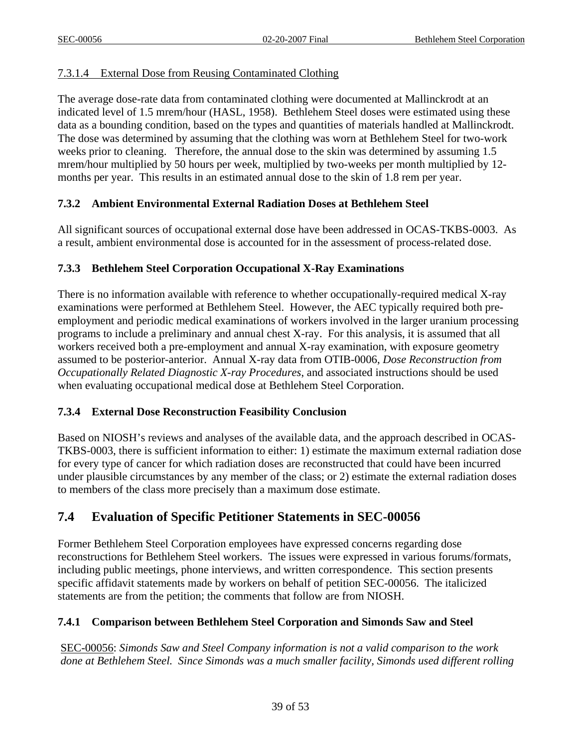#### 7.3.1.4 External Dose from Reusing Contaminated Clothing

The average dose-rate data from contaminated clothing were documented at Mallinckrodt at an indicated level of 1.5 mrem/hour (HASL, 1958). Bethlehem Steel doses were estimated using these data as a bounding condition, based on the types and quantities of materials handled at Mallinckrodt. The dose was determined by assuming that the clothing was worn at Bethlehem Steel for two-work weeks prior to cleaning. Therefore, the annual dose to the skin was determined by assuming 1.5 mrem/hour multiplied by 50 hours per week, multiplied by two-weeks per month multiplied by 12-months per year. This results in an estimated annual dose to the skin of 1.8 rem per year.

### 7.3.2 Ambient Environmental External Radiation Doses at Bethlehem Steel

All significant sources of occupational external dose have been addressed in OCAS-TKBS-0003. As a result, ambient environmental dose is accounted for in the assessment of process-related dose.

### 7.3.3 Bethlehem Steel Corporation Occupational X-Ray Examinations

There is no information available with reference to whether occupationally-required medical X-ray examinations were performed at Bethlehem Steel. However, the AEC typically required both pre-employment and periodic medical examinations of workers involved in the larger uranium processing programs to include a preliminary and annual chest X-ray. For this analysis, it is assumed that all workers received both a pre-employment and annual X-ray examination, with exposure geometry assumed to be posterior-anterior. Annual X-ray data from OTIB-0006, *Dose Reconstruction from Occupationally Related Diagnostic X-ray Procedures*, and associated instructions should be used when evaluating occupational medical dose at Bethlehem Steel Corporation.

### 7.3.4 External Dose Reconstruction Feasibility Conclusion

Based on NIOSH's reviews and analyses of the available data, and the approach described in OCAS-TKBS-0003, there is sufficient information to either: 1) estimate the maximum external radiation dose for every type of cancer for which radiation doses are reconstructed that could have been incurred under plausible circumstances by any member of the class; or 2) estimate the external radiation doses to members of the class more precisely than a maximum dose estimate.

## 7.4 Evaluation of Specific Petitioner Statements in SEC-00056

Former Bethlehem Steel Corporation employees have expressed concerns regarding dose reconstructions for Bethlehem Steel workers. The issues were expressed in various forums/formats, including public meetings, phone interviews, and written correspondence. This section presents specific affidavit statements made by workers on behalf of petition SEC-00056. The italicized statements are from the petition; the comments that follow are from NIOSH.

### 7.4.1 Comparison between Bethlehem Steel Corporation and Simonds Saw and Steel

SEC-00056: *Simonds Saw and Steel Company information is not a valid comparison to the work done at Bethlehem Steel. Since Simonds was a much smaller facility, Simonds used different rolling*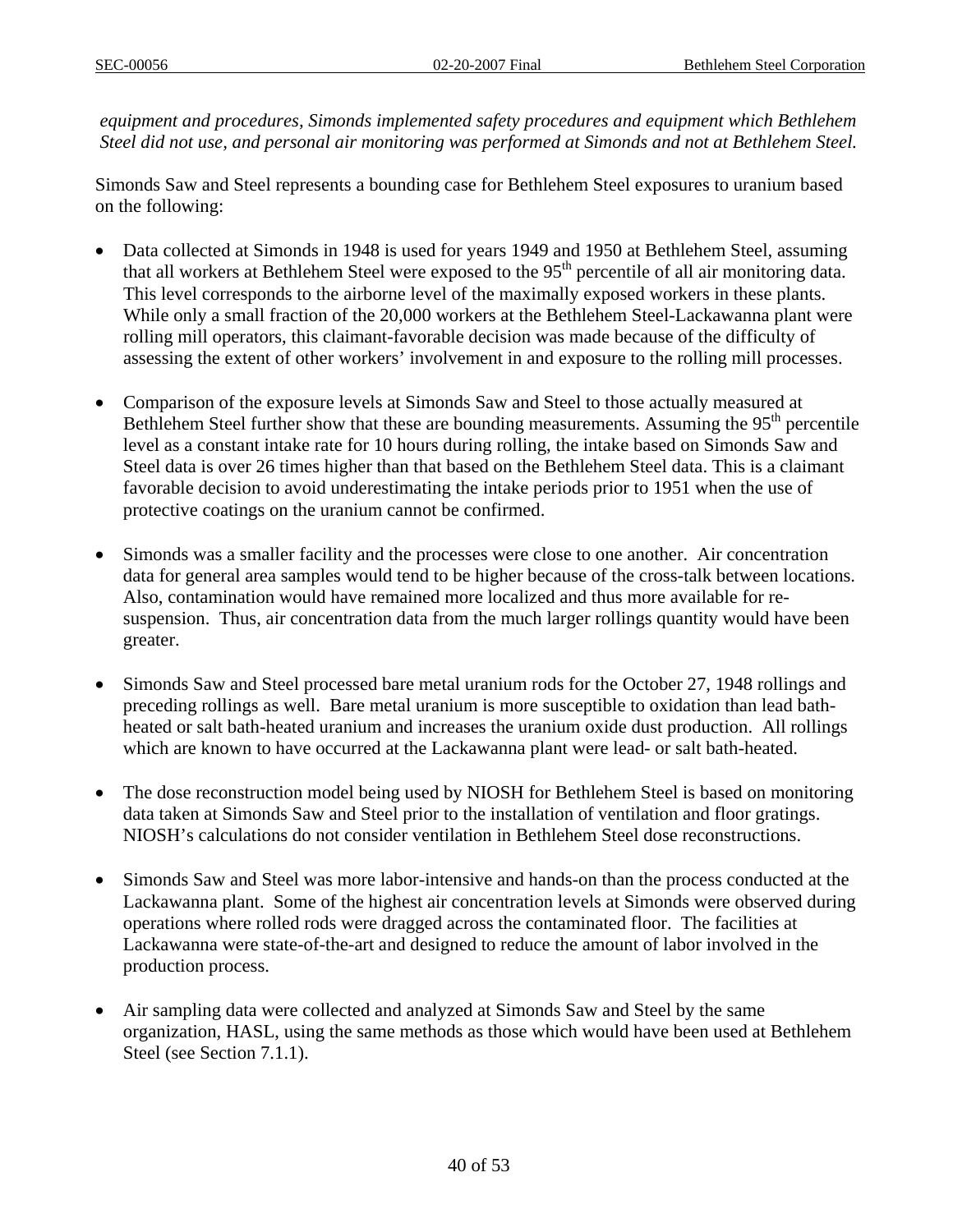*equipment and procedures, Simonds implemented safety procedures and equipment which Bethlehem Steel did not use, and personal air monitoring was performed at Simonds and not at Bethlehem Steel.*

Simonds Saw and Steel represents a bounding case for Bethlehem Steel exposures to uranium based on the following:

- Data collected at Simonds in 1948 is used for years 1949 and 1950 at Bethlehem Steel, assuming that all workers at Bethlehem Steel were exposed to the 95$^{th}$ percentile of all air monitoring data. This level corresponds to the airborne level of the maximally exposed workers in these plants. While only a small fraction of the 20,000 workers at the Bethlehem Steel-Lackawanna plant were rolling mill operators, this claimant-favorable decision was made because of the difficulty of assessing the extent of other workers' involvement in and exposure to the rolling mill processes.

- Comparison of the exposure levels at Simonds Saw and Steel to those actually measured at Bethlehem Steel further show that these are bounding measurements. Assuming the 95$^{th}$ percentile level as a constant intake rate for 10 hours during rolling, the intake based on Simonds Saw and Steel data is over 26 times higher than that based on the Bethlehem Steel data. This is a claimant favorable decision to avoid underestimating the intake periods prior to 1951 when the use of protective coatings on the uranium cannot be confirmed.

- Simonds was a smaller facility and the processes were close to one another. Air concentration data for general area samples would tend to be higher because of the cross-talk between locations. Also, contamination would have remained more localized and thus more available for re-suspension. Thus, air concentration data from the much larger rollings quantity would have been greater.

- Simonds Saw and Steel processed bare metal uranium rods for the October 27, 1948 rollings and preceding rollings as well. Bare metal uranium is more susceptible to oxidation than lead bath-heated or salt bath-heated uranium and increases the uranium oxide dust production. All rollings which are known to have occurred at the Lackawanna plant were lead- or salt bath-heated.

- The dose reconstruction model being used by NIOSH for Bethlehem Steel is based on monitoring data taken at Simonds Saw and Steel prior to the installation of ventilation and floor gratings. NIOSH's calculations do not consider ventilation in Bethlehem Steel dose reconstructions.

- Simonds Saw and Steel was more labor-intensive and hands-on than the process conducted at the Lackawanna plant. Some of the highest air concentration levels at Simonds were observed during operations where rolled rods were dragged across the contaminated floor. The facilities at Lackawanna were state-of-the-art and designed to reduce the amount of labor involved in the production process.

- Air sampling data were collected and analyzed at Simonds Saw and Steel by the same organization, HASL, using the same methods as those which would have been used at Bethlehem Steel (see Section 7.1.1).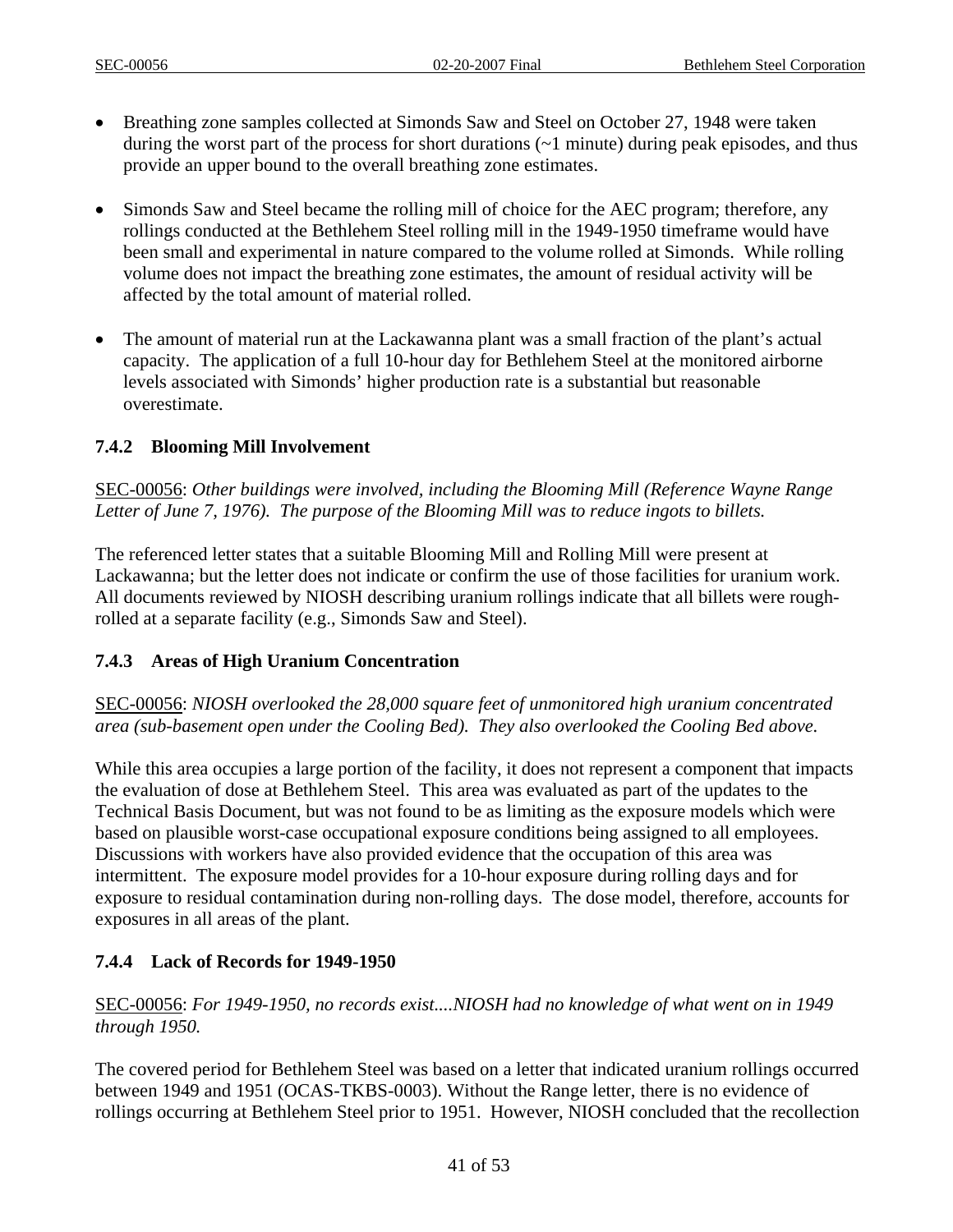- Breathing zone samples collected at Simonds Saw and Steel on October 27, 1948 were taken during the worst part of the process for short durations (~1 minute) during peak episodes, and thus provide an upper bound to the overall breathing zone estimates.

- Simonds Saw and Steel became the rolling mill of choice for the AEC program; therefore, any rollings conducted at the Bethlehem Steel rolling mill in the 1949-1950 timeframe would have been small and experimental in nature compared to the volume rolled at Simonds. While rolling volume does not impact the breathing zone estimates, the amount of residual activity will be affected by the total amount of material rolled.

- The amount of material run at the Lackawanna plant was a small fraction of the plant's actual capacity. The application of a full 10-hour day for Bethlehem Steel at the monitored airborne levels associated with Simonds' higher production rate is a substantial but reasonable overestimate.

### 7.4.2 Blooming Mill Involvement

SEC-00056: *Other buildings were involved, including the Blooming Mill (Reference Wayne Range Letter of June 7, 1976). The purpose of the Blooming Mill was to reduce ingots to billets.*

The referenced letter states that a suitable Blooming Mill and Rolling Mill were present at Lackawanna; but the letter does not indicate or confirm the use of those facilities for uranium work. All documents reviewed by NIOSH describing uranium rollings indicate that all billets were rough-rolled at a separate facility (e.g., Simonds Saw and Steel).

### 7.4.3 Areas of High Uranium Concentration

SEC-00056: *NIOSH overlooked the 28,000 square feet of unmonitored high uranium concentrated area (sub-basement open under the Cooling Bed). They also overlooked the Cooling Bed above.*

While this area occupies a large portion of the facility, it does not represent a component that impacts the evaluation of dose at Bethlehem Steel. This area was evaluated as part of the updates to the Technical Basis Document, but was not found to be as limiting as the exposure models which were based on plausible worst-case occupational exposure conditions being assigned to all employees. Discussions with workers have also provided evidence that the occupation of this area was intermittent. The exposure model provides for a 10-hour exposure during rolling days and for exposure to residual contamination during non-rolling days. The dose model, therefore, accounts for exposures in all areas of the plant.

### 7.4.4 Lack of Records for 1949-1950

SEC-00056: *For 1949-1950, no records exist....NIOSH had no knowledge of what went on in 1949 through 1950.*

The covered period for Bethlehem Steel was based on a letter that indicated uranium rollings occurred between 1949 and 1951 (OCAS-TKBS-0003). Without the Range letter, there is no evidence of rollings occurring at Bethlehem Steel prior to 1951. However, NIOSH concluded that the recollection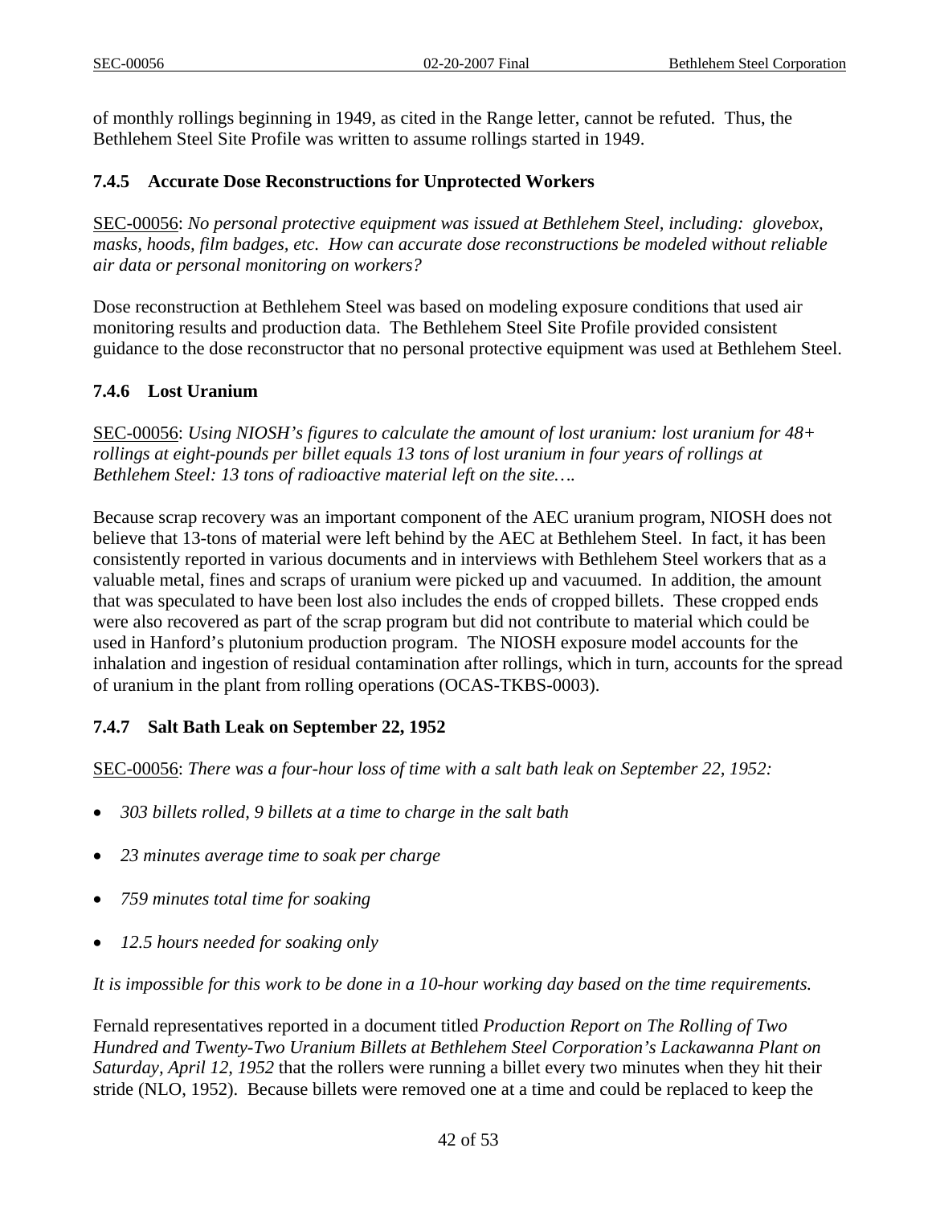of monthly rollings beginning in 1949, as cited in the Range letter, cannot be refuted. Thus, the Bethlehem Steel Site Profile was written to assume rollings started in 1949.

### 7.4.5 Accurate Dose Reconstructions for Unprotected Workers

SEC-00056: *No personal protective equipment was issued at Bethlehem Steel, including: glovebox, masks, hoods, film badges, etc. How can accurate dose reconstructions be modeled without reliable air data or personal monitoring on workers?*

Dose reconstruction at Bethlehem Steel was based on modeling exposure conditions that used air monitoring results and production data. The Bethlehem Steel Site Profile provided consistent guidance to the dose reconstructor that no personal protective equipment was used at Bethlehem Steel.

### 7.4.6 Lost Uranium

SEC-00056: *Using NIOSH's figures to calculate the amount of lost uranium: lost uranium for 48+ rollings at eight-pounds per billet equals 13 tons of lost uranium in four years of rollings at Bethlehem Steel: 13 tons of radioactive material left on the site….*

Because scrap recovery was an important component of the AEC uranium program, NIOSH does not believe that 13-tons of material were left behind by the AEC at Bethlehem Steel. In fact, it has been consistently reported in various documents and in interviews with Bethlehem Steel workers that as a valuable metal, fines and scraps of uranium were picked up and vacuumed. In addition, the amount that was speculated to have been lost also includes the ends of cropped billets. These cropped ends were also recovered as part of the scrap program but did not contribute to material which could be used in Hanford's plutonium production program. The NIOSH exposure model accounts for the inhalation and ingestion of residual contamination after rollings, which in turn, accounts for the spread of uranium in the plant from rolling operations (OCAS-TKBS-0003).

### 7.4.7 Salt Bath Leak on September 22, 1952

SEC-00056: *There was a four-hour loss of time with a salt bath leak on September 22, 1952:*

- *303 billets rolled, 9 billets at a time to charge in the salt bath*
- *23 minutes average time to soak per charge*
- *759 minutes total time for soaking*
- *12.5 hours needed for soaking only*

*It is impossible for this work to be done in a 10-hour working day based on the time requirements.*

Fernald representatives reported in a document titled *Production Report on The Rolling of Two Hundred and Twenty-Two Uranium Billets at Bethlehem Steel Corporation's Lackawanna Plant on Saturday, April 12, 1952* that the rollers were running a billet every two minutes when they hit their stride (NLO, 1952). Because billets were removed one at a time and could be replaced to keep the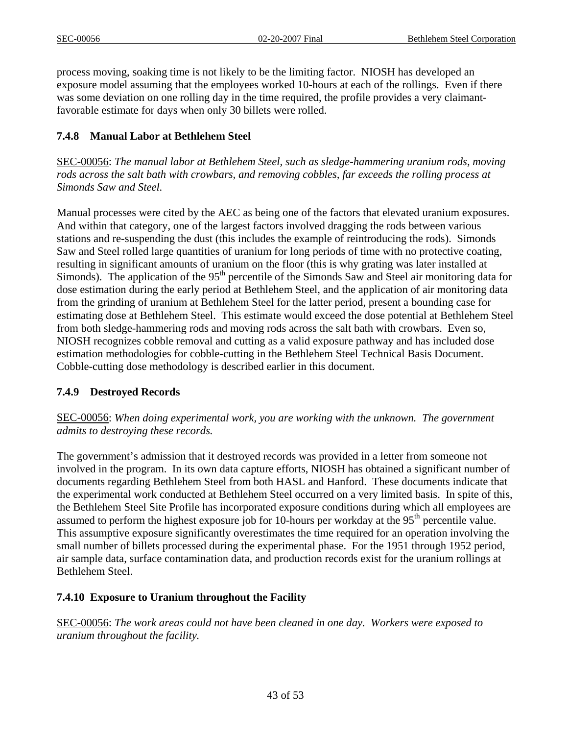process moving, soaking time is not likely to be the limiting factor. NIOSH has developed an exposure model assuming that the employees worked 10-hours at each of the rollings. Even if there was some deviation on one rolling day in the time required, the profile provides a very claimant-favorable estimate for days when only 30 billets were rolled.

### 7.4.8 Manual Labor at Bethlehem Steel

SEC-00056: *The manual labor at Bethlehem Steel, such as sledge-hammering uranium rods, moving rods across the salt bath with crowbars, and removing cobbles, far exceeds the rolling process at Simonds Saw and Steel.*

Manual processes were cited by the AEC as being one of the factors that elevated uranium exposures. And within that category, one of the largest factors involved dragging the rods between various stations and re-suspending the dust (this includes the example of reintroducing the rods). Simonds Saw and Steel rolled large quantities of uranium for long periods of time with no protective coating, resulting in significant amounts of uranium on the floor (this is why grating was later installed at Simonds). The application of the 95th percentile of the Simonds Saw and Steel air monitoring data for dose estimation during the early period at Bethlehem Steel, and the application of air monitoring data from the grinding of uranium at Bethlehem Steel for the latter period, present a bounding case for estimating dose at Bethlehem Steel. This estimate would exceed the dose potential at Bethlehem Steel from both sledge-hammering rods and moving rods across the salt bath with crowbars. Even so, NIOSH recognizes cobble removal and cutting as a valid exposure pathway and has included dose estimation methodologies for cobble-cutting in the Bethlehem Steel Technical Basis Document. Cobble-cutting dose methodology is described earlier in this document.

### 7.4.9 Destroyed Records

SEC-00056: *When doing experimental work, you are working with the unknown. The government admits to destroying these records.*

The government's admission that it destroyed records was provided in a letter from someone not involved in the program. In its own data capture efforts, NIOSH has obtained a significant number of documents regarding Bethlehem Steel from both HASL and Hanford. These documents indicate that the experimental work conducted at Bethlehem Steel occurred on a very limited basis. In spite of this, the Bethlehem Steel Site Profile has incorporated exposure conditions during which all employees are assumed to perform the highest exposure job for 10-hours per workday at the 95th percentile value. This assumptive exposure significantly overestimates the time required for an operation involving the small number of billets processed during the experimental phase. For the 1951 through 1952 period, air sample data, surface contamination data, and production records exist for the uranium rollings at Bethlehem Steel.

### 7.4.10 Exposure to Uranium throughout the Facility

SEC-00056: *The work areas could not have been cleaned in one day. Workers were exposed to uranium throughout the facility.*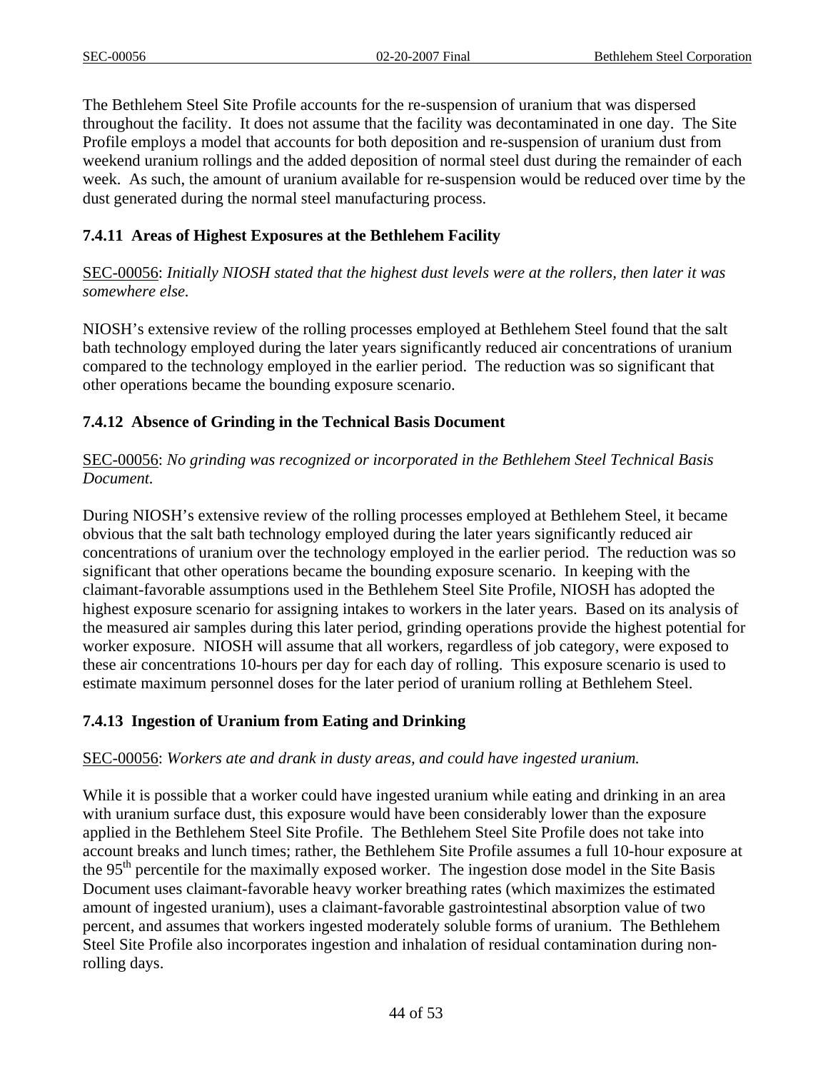The Bethlehem Steel Site Profile accounts for the re-suspension of uranium that was dispersed throughout the facility. It does not assume that the facility was decontaminated in one day. The Site Profile employs a model that accounts for both deposition and re-suspension of uranium dust from weekend uranium rollings and the added deposition of normal steel dust during the remainder of each week. As such, the amount of uranium available for re-suspension would be reduced over time by the dust generated during the normal steel manufacturing process.

### 7.4.11 Areas of Highest Exposures at the Bethlehem Facility

SEC-00056: *Initially NIOSH stated that the highest dust levels were at the rollers, then later it was somewhere else.*

NIOSH's extensive review of the rolling processes employed at Bethlehem Steel found that the salt bath technology employed during the later years significantly reduced air concentrations of uranium compared to the technology employed in the earlier period. The reduction was so significant that other operations became the bounding exposure scenario.

### 7.4.12 Absence of Grinding in the Technical Basis Document

SEC-00056: *No grinding was recognized or incorporated in the Bethlehem Steel Technical Basis Document.*

During NIOSH's extensive review of the rolling processes employed at Bethlehem Steel, it became obvious that the salt bath technology employed during the later years significantly reduced air concentrations of uranium over the technology employed in the earlier period. The reduction was so significant that other operations became the bounding exposure scenario. In keeping with the claimant-favorable assumptions used in the Bethlehem Steel Site Profile, NIOSH has adopted the highest exposure scenario for assigning intakes to workers in the later years. Based on its analysis of the measured air samples during this later period, grinding operations provide the highest potential for worker exposure. NIOSH will assume that all workers, regardless of job category, were exposed to these air concentrations 10-hours per day for each day of rolling. This exposure scenario is used to estimate maximum personnel doses for the later period of uranium rolling at Bethlehem Steel.

### 7.4.13 Ingestion of Uranium from Eating and Drinking

SEC-00056: *Workers ate and drank in dusty areas, and could have ingested uranium.*

While it is possible that a worker could have ingested uranium while eating and drinking in an area with uranium surface dust, this exposure would have been considerably lower than the exposure applied in the Bethlehem Steel Site Profile. The Bethlehem Steel Site Profile does not take into account breaks and lunch times; rather, the Bethlehem Site Profile assumes a full 10-hour exposure at the 95th percentile for the maximally exposed worker. The ingestion dose model in the Site Basis Document uses claimant-favorable heavy worker breathing rates (which maximizes the estimated amount of ingested uranium), uses a claimant-favorable gastrointestinal absorption value of two percent, and assumes that workers ingested moderately soluble forms of uranium. The Bethlehem Steel Site Profile also incorporates ingestion and inhalation of residual contamination during non-rolling days.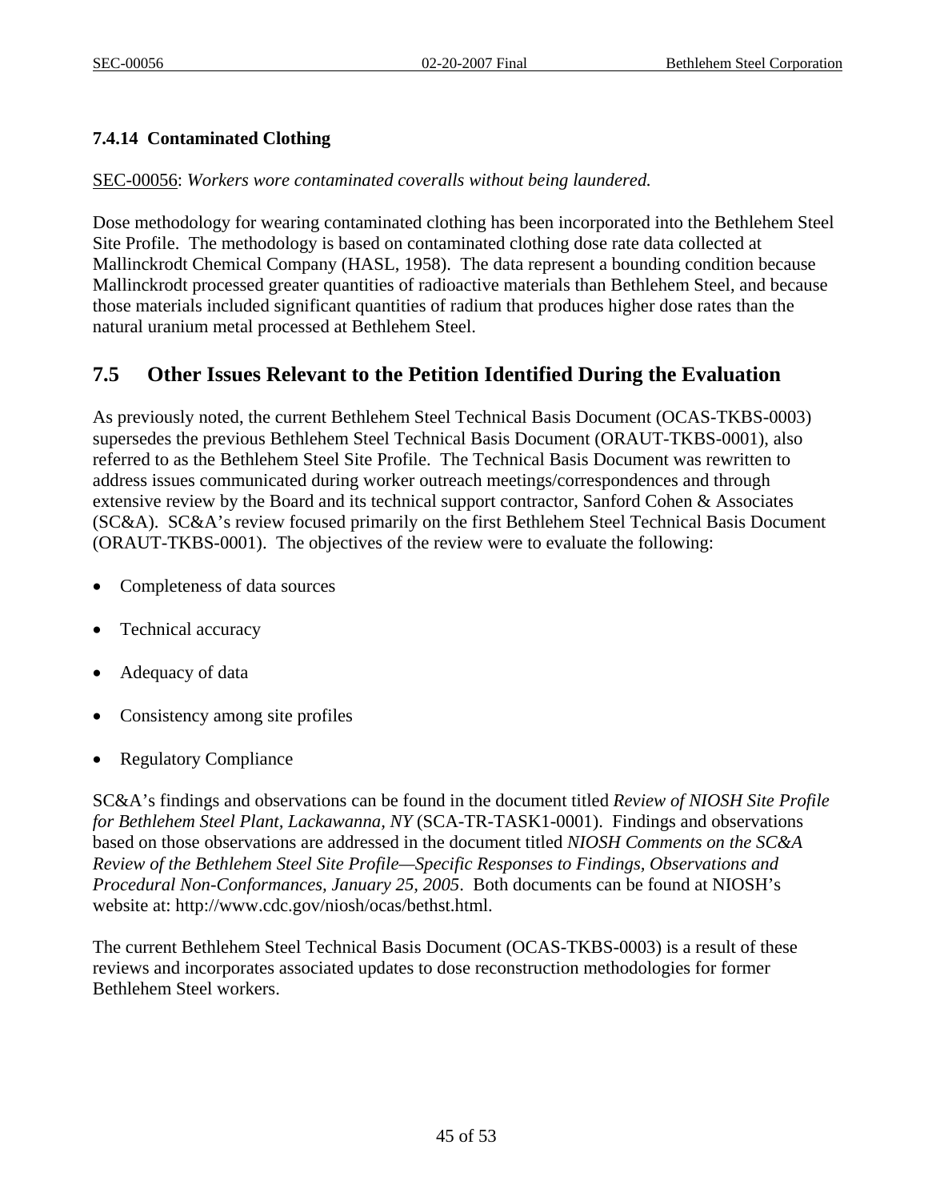### 7.4.14 Contaminated Clothing

SEC-00056: *Workers wore contaminated coveralls without being laundered.*

Dose methodology for wearing contaminated clothing has been incorporated into the Bethlehem Steel Site Profile. The methodology is based on contaminated clothing dose rate data collected at Mallinckrodt Chemical Company (HASL, 1958). The data represent a bounding condition because Mallinckrodt processed greater quantities of radioactive materials than Bethlehem Steel, and because those materials included significant quantities of radium that produces higher dose rates than the natural uranium metal processed at Bethlehem Steel.

## 7.5 Other Issues Relevant to the Petition Identified During the Evaluation

As previously noted, the current Bethlehem Steel Technical Basis Document (OCAS-TKBS-0003) supersedes the previous Bethlehem Steel Technical Basis Document (ORAUT-TKBS-0001), also referred to as the Bethlehem Steel Site Profile. The Technical Basis Document was rewritten to address issues communicated during worker outreach meetings/correspondences and through extensive review by the Board and its technical support contractor, Sanford Cohen & Associates (SC&A). SC&A's review focused primarily on the first Bethlehem Steel Technical Basis Document (ORAUT-TKBS-0001). The objectives of the review were to evaluate the following:

- Completeness of data sources
- Technical accuracy
- Adequacy of data
- Consistency among site profiles
- Regulatory Compliance

SC&A's findings and observations can be found in the document titled *Review of NIOSH Site Profile for Bethlehem Steel Plant, Lackawanna, NY* (SCA-TR-TASK1-0001). Findings and observations based on those observations are addressed in the document titled *NIOSH Comments on the SC&A Review of the Bethlehem Steel Site Profile—Specific Responses to Findings, Observations and Procedural Non-Conformances, January 25, 2005*. Both documents can be found at NIOSH's website at: http://www.cdc.gov/niosh/ocas/bethst.html.

The current Bethlehem Steel Technical Basis Document (OCAS-TKBS-0003) is a result of these reviews and incorporates associated updates to dose reconstruction methodologies for former Bethlehem Steel workers.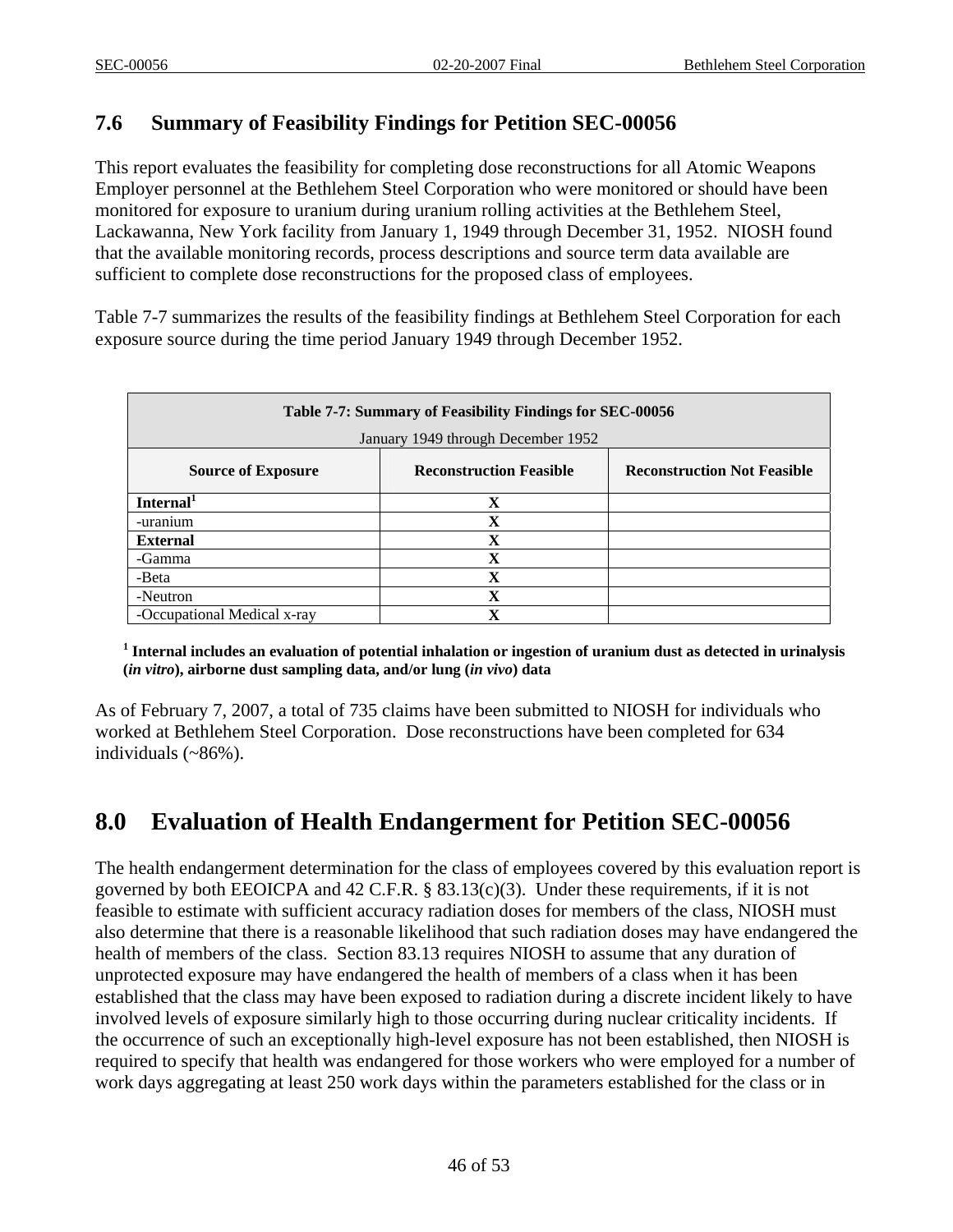## 7.6 Summary of Feasibility Findings for Petition SEC-00056

This report evaluates the feasibility for completing dose reconstructions for all Atomic Weapons Employer personnel at the Bethlehem Steel Corporation who were monitored or should have been monitored for exposure to uranium during uranium rolling activities at the Bethlehem Steel, Lackawanna, New York facility from January 1, 1949 through December 31, 1952. NIOSH found that the available monitoring records, process descriptions and source term data available are sufficient to complete dose reconstructions for the proposed class of employees.

Table 7-7 summarizes the results of the feasibility findings at Bethlehem Steel Corporation for each exposure source during the time period January 1949 through December 1952.

| **Table 7-7: Summary of Feasibility Findings for SEC-00056**<br>January 1949 through December 1952 | | |
|---|---|---|
| **Source of Exposure** | **Reconstruction Feasible** | **Reconstruction Not Feasible** |
| **Internal**[1] | X | |
| -uranium | X | |
| **External** | X | |
| -Gamma | X | |
| -Beta | X | |
| -Neutron | X | |
| -Occupational Medical x-ray | X | |

[1] **Internal includes an evaluation of potential inhalation or ingestion of uranium dust as detected in urinalysis (*in vitro*), airborne dust sampling data, and/or lung (*in vivo*) data**

As of February 7, 2007, a total of 735 claims have been submitted to NIOSH for individuals who worked at Bethlehem Steel Corporation. Dose reconstructions have been completed for 634 individuals (~86%).

# 8.0 Evaluation of Health Endangerment for Petition SEC-00056

The health endangerment determination for the class of employees covered by this evaluation report is governed by both EEOICPA and 42 C.F.R. § 83.13(c)(3). Under these requirements, if it is not feasible to estimate with sufficient accuracy radiation doses for members of the class, NIOSH must also determine that there is a reasonable likelihood that such radiation doses may have endangered the health of members of the class. Section 83.13 requires NIOSH to assume that any duration of unprotected exposure may have endangered the health of members of a class when it has been established that the class may have been exposed to radiation during a discrete incident likely to have involved levels of exposure similarly high to those occurring during nuclear criticality incidents. If the occurrence of such an exceptionally high-level exposure has not been established, then NIOSH is required to specify that health was endangered for those workers who were employed for a number of work days aggregating at least 250 work days within the parameters established for the class or in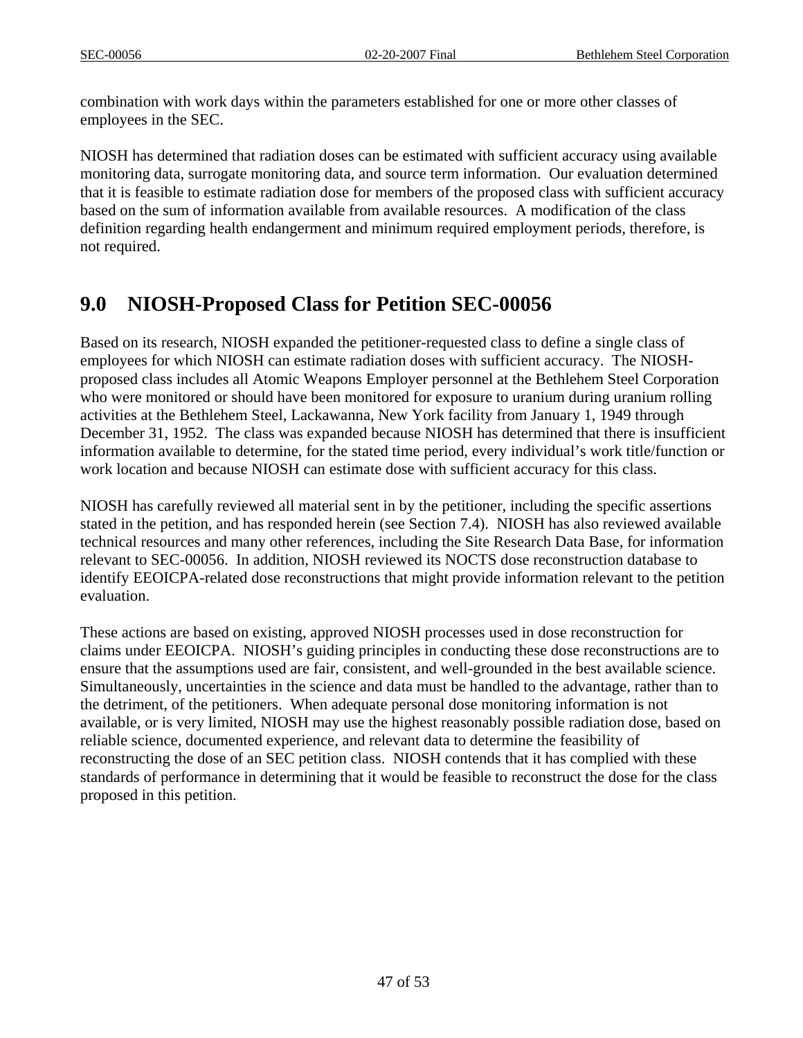combination with work days within the parameters established for one or more other classes of employees in the SEC.

NIOSH has determined that radiation doses can be estimated with sufficient accuracy using available monitoring data, surrogate monitoring data, and source term information. Our evaluation determined that it is feasible to estimate radiation dose for members of the proposed class with sufficient accuracy based on the sum of information available from available resources. A modification of the class definition regarding health endangerment and minimum required employment periods, therefore, is not required.

# 9.0 NIOSH-Proposed Class for Petition SEC-00056

Based on its research, NIOSH expanded the petitioner-requested class to define a single class of employees for which NIOSH can estimate radiation doses with sufficient accuracy. The NIOSH-proposed class includes all Atomic Weapons Employer personnel at the Bethlehem Steel Corporation who were monitored or should have been monitored for exposure to uranium during uranium rolling activities at the Bethlehem Steel, Lackawanna, New York facility from January 1, 1949 through December 31, 1952. The class was expanded because NIOSH has determined that there is insufficient information available to determine, for the stated time period, every individual's work title/function or work location and because NIOSH can estimate dose with sufficient accuracy for this class.

NIOSH has carefully reviewed all material sent in by the petitioner, including the specific assertions stated in the petition, and has responded herein (see Section 7.4). NIOSH has also reviewed available technical resources and many other references, including the Site Research Data Base, for information relevant to SEC-00056. In addition, NIOSH reviewed its NOCTS dose reconstruction database to identify EEOICPA-related dose reconstructions that might provide information relevant to the petition evaluation.

These actions are based on existing, approved NIOSH processes used in dose reconstruction for claims under EEOICPA. NIOSH's guiding principles in conducting these dose reconstructions are to ensure that the assumptions used are fair, consistent, and well-grounded in the best available science. Simultaneously, uncertainties in the science and data must be handled to the advantage, rather than to the detriment, of the petitioners. When adequate personal dose monitoring information is not available, or is very limited, NIOSH may use the highest reasonably possible radiation dose, based on reliable science, documented experience, and relevant data to determine the feasibility of reconstructing the dose of an SEC petition class. NIOSH contends that it has complied with these standards of performance in determining that it would be feasible to reconstruct the dose for the class proposed in this petition.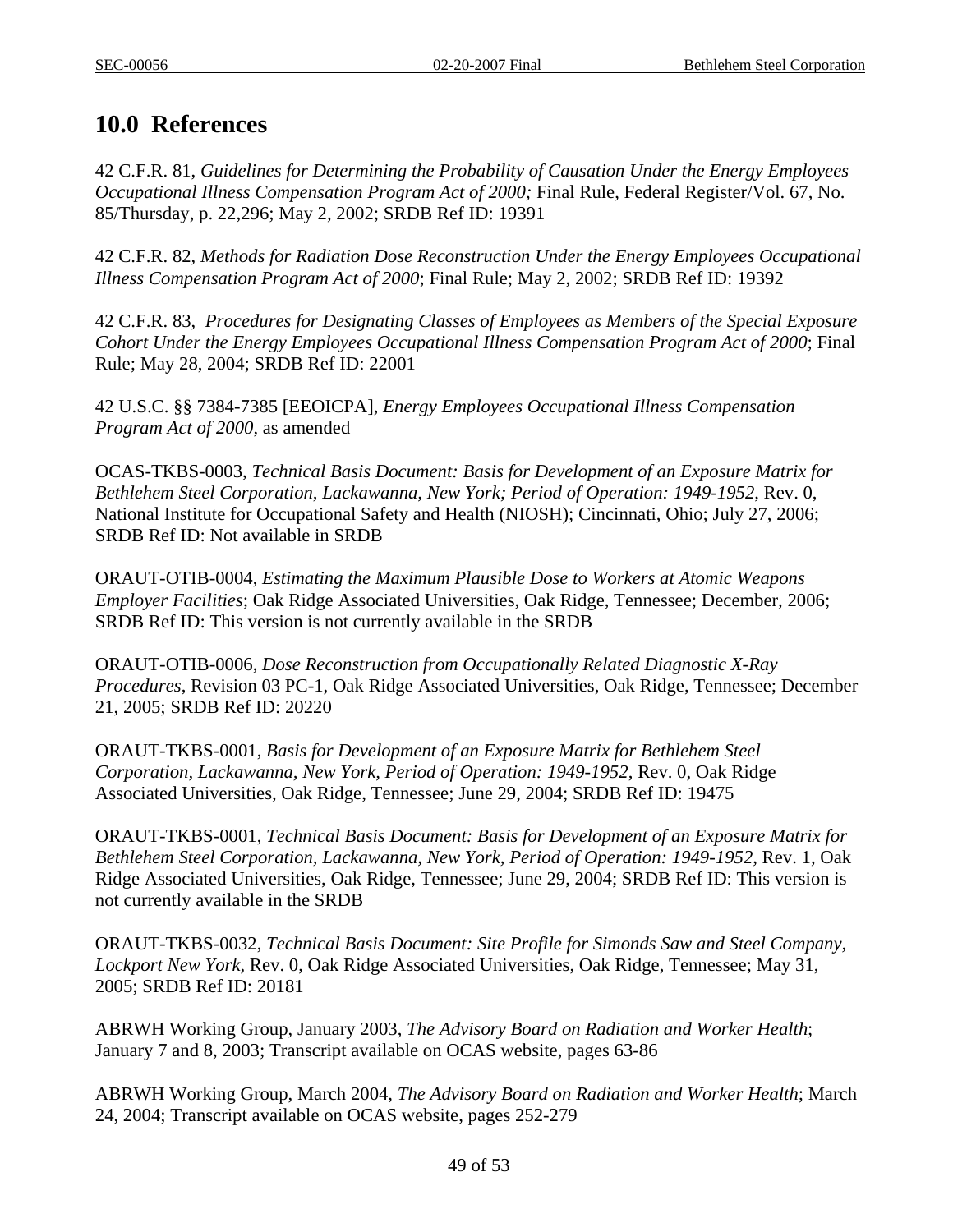## 10.0 References

42 C.F.R. 81, *Guidelines for Determining the Probability of Causation Under the Energy Employees Occupational Illness Compensation Program Act of 2000;* Final Rule, Federal Register/Vol. 67, No. 85/Thursday, p. 22,296; May 2, 2002; SRDB Ref ID: 19391

42 C.F.R. 82, *Methods for Radiation Dose Reconstruction Under the Energy Employees Occupational Illness Compensation Program Act of 2000*; Final Rule; May 2, 2002; SRDB Ref ID: 19392

42 C.F.R. 83, *Procedures for Designating Classes of Employees as Members of the Special Exposure Cohort Under the Energy Employees Occupational Illness Compensation Program Act of 2000*; Final Rule; May 28, 2004; SRDB Ref ID: 22001

42 U.S.C. §§ 7384-7385 [EEOICPA], *Energy Employees Occupational Illness Compensation Program Act of 2000*, as amended

OCAS-TKBS-0003, *Technical Basis Document: Basis for Development of an Exposure Matrix for Bethlehem Steel Corporation, Lackawanna, New York; Period of Operation: 1949-1952*, Rev. 0, National Institute for Occupational Safety and Health (NIOSH); Cincinnati, Ohio; July 27, 2006; SRDB Ref ID: Not available in SRDB

ORAUT-OTIB-0004, *Estimating the Maximum Plausible Dose to Workers at Atomic Weapons Employer Facilities*; Oak Ridge Associated Universities, Oak Ridge, Tennessee; December, 2006; SRDB Ref ID: This version is not currently available in the SRDB

ORAUT-OTIB-0006, *Dose Reconstruction from Occupationally Related Diagnostic X-Ray Procedures*, Revision 03 PC-1, Oak Ridge Associated Universities, Oak Ridge, Tennessee; December 21, 2005; SRDB Ref ID: 20220

ORAUT-TKBS-0001, *Basis for Development of an Exposure Matrix for Bethlehem Steel Corporation, Lackawanna, New York, Period of Operation: 1949-1952*, Rev. 0, Oak Ridge Associated Universities, Oak Ridge, Tennessee; June 29, 2004; SRDB Ref ID: 19475

ORAUT-TKBS-0001, *Technical Basis Document: Basis for Development of an Exposure Matrix for Bethlehem Steel Corporation, Lackawanna, New York, Period of Operation: 1949-1952*, Rev. 1, Oak Ridge Associated Universities, Oak Ridge, Tennessee; June 29, 2004; SRDB Ref ID: This version is not currently available in the SRDB

ORAUT-TKBS-0032, *Technical Basis Document: Site Profile for Simonds Saw and Steel Company, Lockport New York*, Rev. 0, Oak Ridge Associated Universities, Oak Ridge, Tennessee; May 31, 2005; SRDB Ref ID: 20181

ABRWH Working Group, January 2003, *The Advisory Board on Radiation and Worker Health*; January 7 and 8, 2003; Transcript available on OCAS website, pages 63-86

ABRWH Working Group, March 2004, *The Advisory Board on Radiation and Worker Health*; March 24, 2004; Transcript available on OCAS website, pages 252-279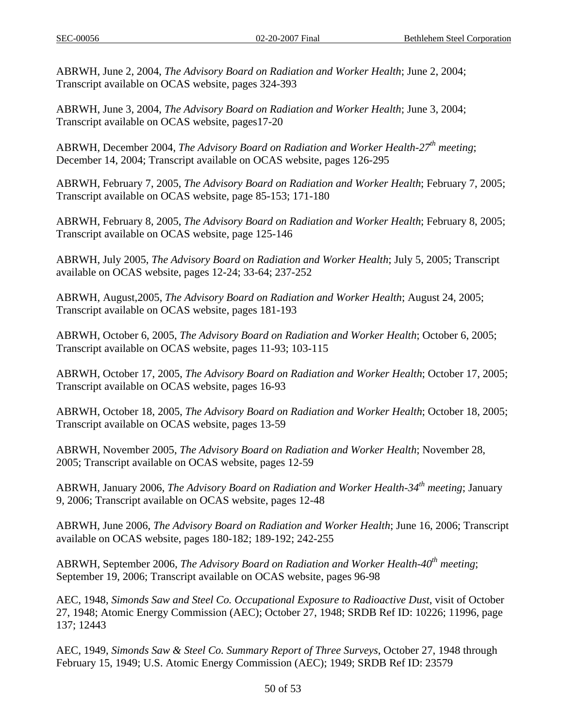ABRWH, June 2, 2004, *The Advisory Board on Radiation and Worker Health*; June 2, 2004; Transcript available on OCAS website, pages 324-393

ABRWH, June 3, 2004, *The Advisory Board on Radiation and Worker Health*; June 3, 2004; Transcript available on OCAS website, pages17-20

ABRWH, December 2004, *The Advisory Board on Radiation and Worker Health-27th meeting*; December 14, 2004; Transcript available on OCAS website, pages 126-295

ABRWH, February 7, 2005, *The Advisory Board on Radiation and Worker Health*; February 7, 2005; Transcript available on OCAS website, page 85-153; 171-180

ABRWH, February 8, 2005, *The Advisory Board on Radiation and Worker Health*; February 8, 2005; Transcript available on OCAS website, page 125-146

ABRWH, July 2005, *The Advisory Board on Radiation and Worker Health*; July 5, 2005; Transcript available on OCAS website, pages 12-24; 33-64; 237-252

ABRWH, August,2005, *The Advisory Board on Radiation and Worker Health*; August 24, 2005; Transcript available on OCAS website, pages 181-193

ABRWH, October 6, 2005, *The Advisory Board on Radiation and Worker Health*; October 6, 2005; Transcript available on OCAS website, pages 11-93; 103-115

ABRWH, October 17, 2005, *The Advisory Board on Radiation and Worker Health*; October 17, 2005; Transcript available on OCAS website, pages 16-93

ABRWH, October 18, 2005, *The Advisory Board on Radiation and Worker Health*; October 18, 2005; Transcript available on OCAS website, pages 13-59

ABRWH, November 2005, *The Advisory Board on Radiation and Worker Health*; November 28, 2005; Transcript available on OCAS website, pages 12-59

ABRWH, January 2006, *The Advisory Board on Radiation and Worker Health-34th meeting*; January 9, 2006; Transcript available on OCAS website, pages 12-48

ABRWH, June 2006, *The Advisory Board on Radiation and Worker Health*; June 16, 2006; Transcript available on OCAS website, pages 180-182; 189-192; 242-255

ABRWH, September 2006, *The Advisory Board on Radiation and Worker Health-40th meeting*; September 19, 2006; Transcript available on OCAS website, pages 96-98

AEC, 1948, *Simonds Saw and Steel Co. Occupational Exposure to Radioactive Dust*, visit of October 27, 1948; Atomic Energy Commission (AEC); October 27, 1948; SRDB Ref ID: 10226; 11996, page 137; 12443

AEC, 1949, *Simonds Saw & Steel Co. Summary Report of Three Surveys*, October 27, 1948 through February 15, 1949; U.S. Atomic Energy Commission (AEC); 1949; SRDB Ref ID: 23579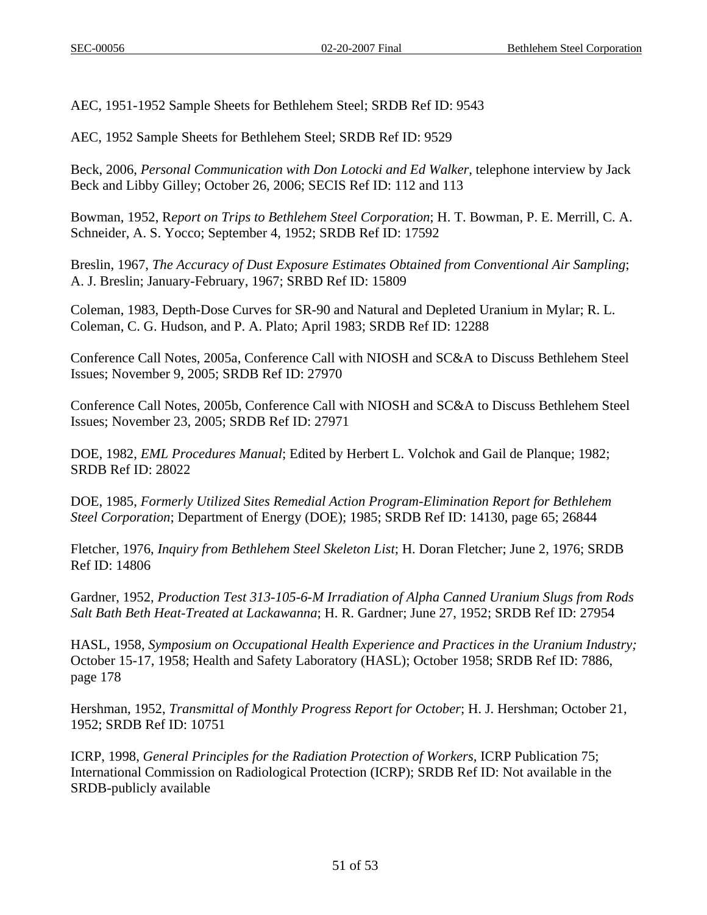AEC, 1951-1952 Sample Sheets for Bethlehem Steel; SRDB Ref ID: 9543

AEC, 1952 Sample Sheets for Bethlehem Steel; SRDB Ref ID: 9529

Beck, 2006, *Personal Communication with Don Lotocki and Ed Walker*, telephone interview by Jack Beck and Libby Gilley; October 26, 2006; SECIS Ref ID: 112 and 113

Bowman, 1952, R*eport on Trips to Bethlehem Steel Corporation*; H. T. Bowman, P. E. Merrill, C. A. Schneider, A. S. Yocco; September 4, 1952; SRDB Ref ID: 17592

Breslin, 1967, *The Accuracy of Dust Exposure Estimates Obtained from Conventional Air Sampling*; A. J. Breslin; January-February, 1967; SRBD Ref ID: 15809

Coleman, 1983, Depth-Dose Curves for SR-90 and Natural and Depleted Uranium in Mylar; R. L. Coleman, C. G. Hudson, and P. A. Plato; April 1983; SRDB Ref ID: 12288

Conference Call Notes, 2005a, Conference Call with NIOSH and SC&A to Discuss Bethlehem Steel Issues; November 9, 2005; SRDB Ref ID: 27970

Conference Call Notes, 2005b, Conference Call with NIOSH and SC&A to Discuss Bethlehem Steel Issues; November 23, 2005; SRDB Ref ID: 27971

DOE, 1982, *EML Procedures Manual*; Edited by Herbert L. Volchok and Gail de Planque; 1982; SRDB Ref ID: 28022

DOE, 1985, *Formerly Utilized Sites Remedial Action Program-Elimination Report for Bethlehem Steel Corporation*; Department of Energy (DOE); 1985; SRDB Ref ID: 14130, page 65; 26844

Fletcher, 1976, *Inquiry from Bethlehem Steel Skeleton List*; H. Doran Fletcher; June 2, 1976; SRDB Ref ID: 14806

Gardner, 1952, *Production Test 313-105-6-M Irradiation of Alpha Canned Uranium Slugs from Rods Salt Bath Beth Heat-Treated at Lackawanna*; H. R. Gardner; June 27, 1952; SRDB Ref ID: 27954

HASL, 1958, *Symposium on Occupational Health Experience and Practices in the Uranium Industry;* October 15-17, 1958; Health and Safety Laboratory (HASL); October 1958; SRDB Ref ID: 7886, page 178

Hershman, 1952, *Transmittal of Monthly Progress Report for October*; H. J. Hershman; October 21, 1952; SRDB Ref ID: 10751

ICRP, 1998, *General Principles for the Radiation Protection of Workers*, ICRP Publication 75; International Commission on Radiological Protection (ICRP); SRDB Ref ID: Not available in the SRDB-publicly available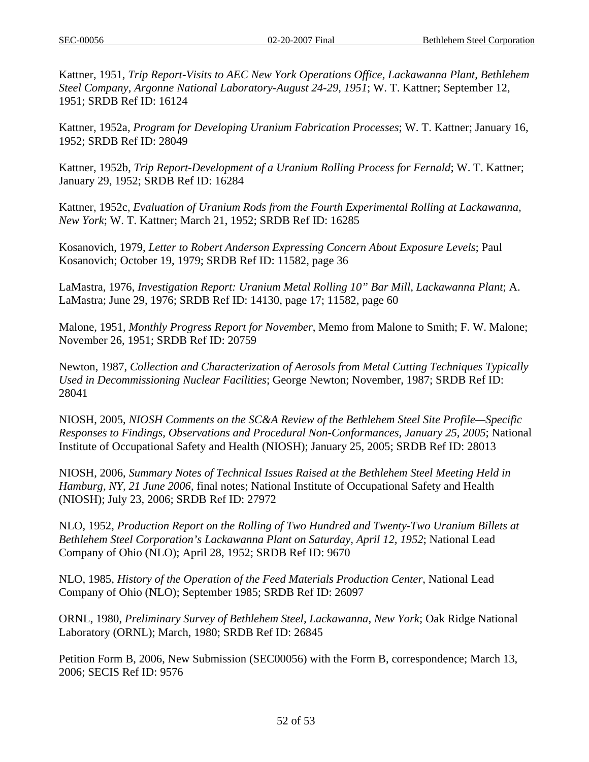Kattner, 1951, *Trip Report-Visits to AEC New York Operations Office, Lackawanna Plant, Bethlehem Steel Company, Argonne National Laboratory-August 24-29, 1951*; W. T. Kattner; September 12, 1951; SRDB Ref ID: 16124

Kattner, 1952a, *Program for Developing Uranium Fabrication Processes*; W. T. Kattner; January 16, 1952; SRDB Ref ID: 28049

Kattner, 1952b, *Trip Report-Development of a Uranium Rolling Process for Fernald*; W. T. Kattner; January 29, 1952; SRDB Ref ID: 16284

Kattner, 1952c, *Evaluation of Uranium Rods from the Fourth Experimental Rolling at Lackawanna, New York*; W. T. Kattner; March 21, 1952; SRDB Ref ID: 16285

Kosanovich, 1979, *Letter to Robert Anderson Expressing Concern About Exposure Levels*; Paul Kosanovich; October 19, 1979; SRDB Ref ID: 11582, page 36

LaMastra, 1976, *Investigation Report: Uranium Metal Rolling 10" Bar Mill, Lackawanna Plant*; A. LaMastra; June 29, 1976; SRDB Ref ID: 14130, page 17; 11582, page 60

Malone, 1951, *Monthly Progress Report for November*, Memo from Malone to Smith; F. W. Malone; November 26, 1951; SRDB Ref ID: 20759

Newton, 1987, *Collection and Characterization of Aerosols from Metal Cutting Techniques Typically Used in Decommissioning Nuclear Facilities*; George Newton; November, 1987; SRDB Ref ID: 28041

NIOSH, 2005, *NIOSH Comments on the SC&A Review of the Bethlehem Steel Site Profile—Specific Responses to Findings, Observations and Procedural Non-Conformances, January 25, 2005*; National Institute of Occupational Safety and Health (NIOSH); January 25, 2005; SRDB Ref ID: 28013

NIOSH, 2006, *Summary Notes of Technical Issues Raised at the Bethlehem Steel Meeting Held in Hamburg, NY, 21 June 2006*, final notes; National Institute of Occupational Safety and Health (NIOSH); July 23, 2006; SRDB Ref ID: 27972

NLO, 1952, *Production Report on the Rolling of Two Hundred and Twenty-Two Uranium Billets at Bethlehem Steel Corporation's Lackawanna Plant on Saturday, April 12, 1952*; National Lead Company of Ohio (NLO); April 28, 1952; SRDB Ref ID: 9670

NLO, 1985, *History of the Operation of the Feed Materials Production Center*, National Lead Company of Ohio (NLO); September 1985; SRDB Ref ID: 26097

ORNL, 1980, *Preliminary Survey of Bethlehem Steel, Lackawanna, New York*; Oak Ridge National Laboratory (ORNL); March, 1980; SRDB Ref ID: 26845

Petition Form B, 2006, New Submission (SEC00056) with the Form B, correspondence; March 13, 2006; SECIS Ref ID: 9576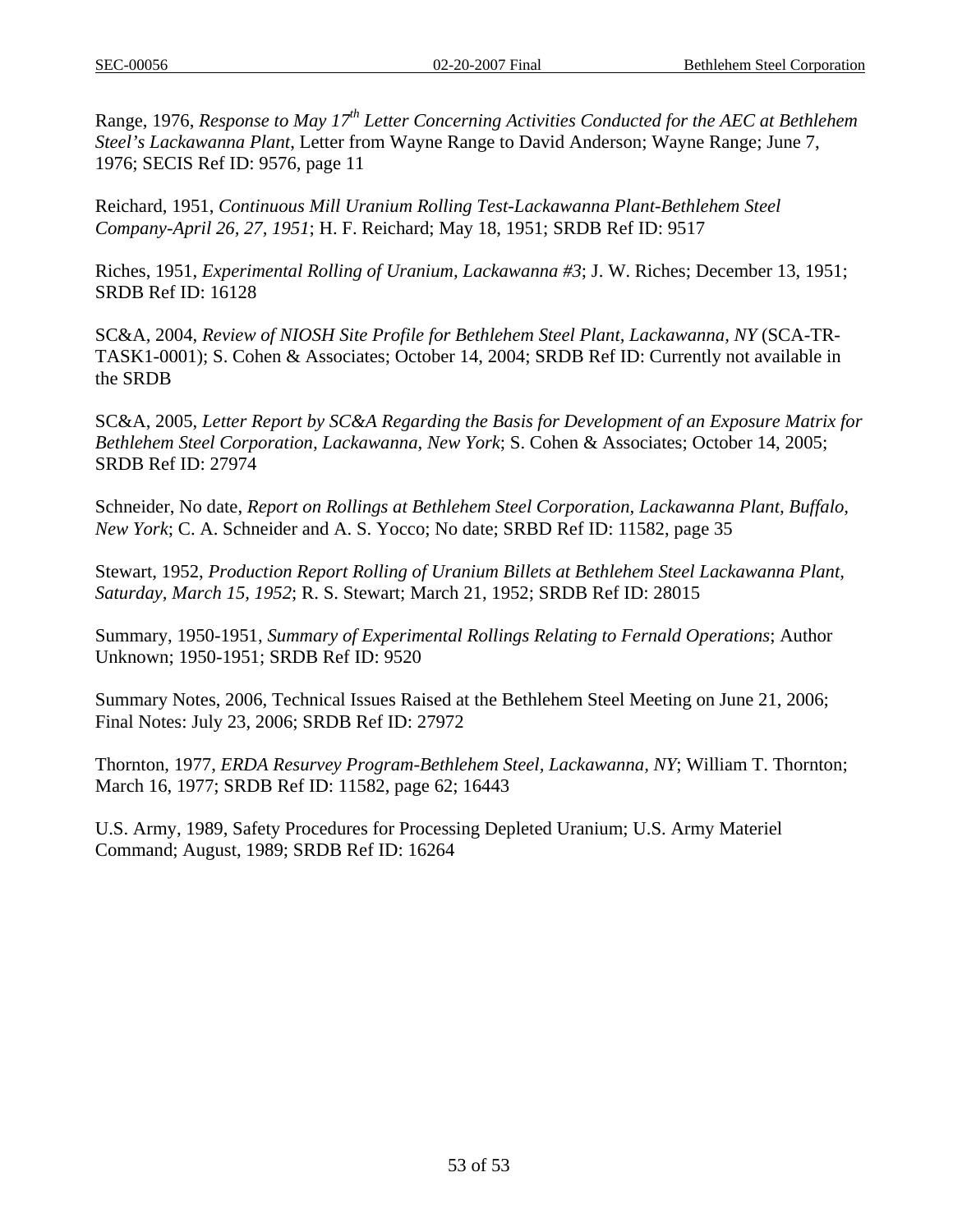Range, 1976, *Response to May 17th Letter Concerning Activities Conducted for the AEC at Bethlehem Steel's Lackawanna Plant*, Letter from Wayne Range to David Anderson; Wayne Range; June 7, 1976; SECIS Ref ID: 9576, page 11

Reichard, 1951, *Continuous Mill Uranium Rolling Test-Lackawanna Plant-Bethlehem Steel Company-April 26, 27, 1951*; H. F. Reichard; May 18, 1951; SRDB Ref ID: 9517

Riches, 1951, *Experimental Rolling of Uranium, Lackawanna #3*; J. W. Riches; December 13, 1951; SRDB Ref ID: 16128

SC&A, 2004, *Review of NIOSH Site Profile for Bethlehem Steel Plant, Lackawanna, NY* (SCA-TR-TASK1-0001); S. Cohen & Associates; October 14, 2004; SRDB Ref ID: Currently not available in the SRDB

SC&A, 2005, *Letter Report by SC&A Regarding the Basis for Development of an Exposure Matrix for Bethlehem Steel Corporation, Lackawanna, New York*; S. Cohen & Associates; October 14, 2005; SRDB Ref ID: 27974

Schneider, No date, *Report on Rollings at Bethlehem Steel Corporation, Lackawanna Plant, Buffalo, New York*; C. A. Schneider and A. S. Yocco; No date; SRBD Ref ID: 11582, page 35

Stewart, 1952, *Production Report Rolling of Uranium Billets at Bethlehem Steel Lackawanna Plant, Saturday, March 15, 1952*; R. S. Stewart; March 21, 1952; SRDB Ref ID: 28015

Summary, 1950-1951, *Summary of Experimental Rollings Relating to Fernald Operations*; Author Unknown; 1950-1951; SRDB Ref ID: 9520

Summary Notes, 2006, Technical Issues Raised at the Bethlehem Steel Meeting on June 21, 2006; Final Notes: July 23, 2006; SRDB Ref ID: 27972

Thornton, 1977, *ERDA Resurvey Program-Bethlehem Steel, Lackawanna, NY*; William T. Thornton; March 16, 1977; SRDB Ref ID: 11582, page 62; 16443

U.S. Army, 1989, Safety Procedures for Processing Depleted Uranium; U.S. Army Materiel Command; August, 1989; SRDB Ref ID: 16264